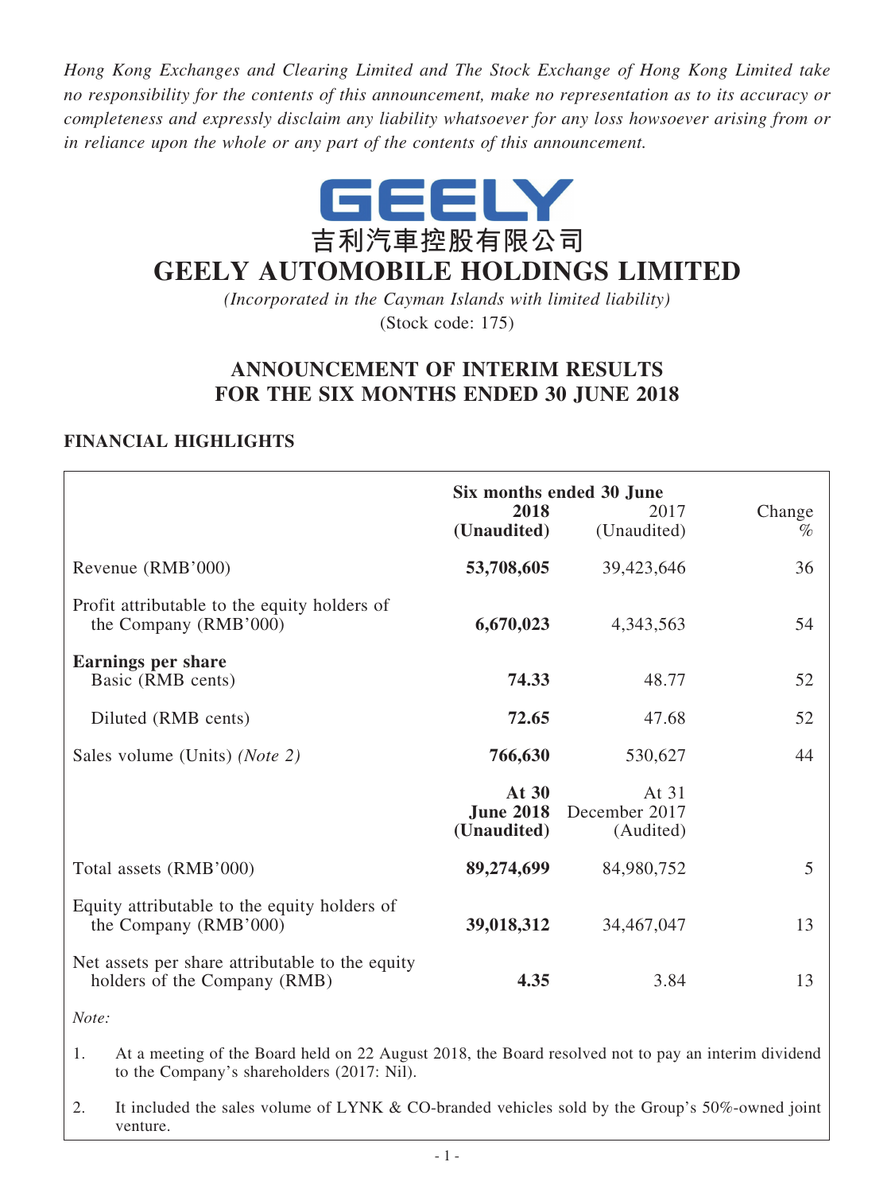*Hong Kong Exchanges and Clearing Limited and The Stock Exchange of Hong Kong Limited take no responsibility for the contents of this announcement, make no representation as to its accuracy or completeness and expressly disclaim any liability whatsoever for any loss howsoever arising from or in reliance upon the whole or any part of the contents of this announcement.*

GEELY

吉利汽車控股有限公司

# GEELY AUTOMOBILE HOLDINGS LIMITED

*(Incorporated in the Cayman Islands with limited liability)*

(Stock code: 175)

## ANNOUNCEMENT OF INTERIM RESULTS FOR THE SIX MONTHS ENDED 30 JUNE 2018

### FINANCIAL HIGHLIGHTS

| | **Six months ended 30 June** | | |
|---|---|---|---|
| | **2018 (Unaudited)** | 2017 (Unaudited) | Change % |
| Revenue (RMB'000) | **53,708,605** | 39,423,646 | 36 |
| Profit attributable to the equity holders of the Company (RMB'000) | **6,670,023** | 4,343,563 | 54 |
| **Earnings per share** | | | |
| Basic (RMB cents) | **74.33** | 48.77 | 52 |
| Diluted (RMB cents) | **72.65** | 47.68 | 52 |
| Sales volume (Units) *(Note 2)* | **766,630** | 530,627 | 44 |
| | **At 30 June 2018 (Unaudited)** | At 31 December 2017 (Audited) | |
| Total assets (RMB'000) | **89,274,699** | 84,980,752 | 5 |
| Equity attributable to the equity holders of the Company (RMB'000) | **39,018,312** | 34,467,047 | 13 |
| Net assets per share attributable to the equity holders of the Company (RMB) | **4.35** | 3.84 | 13 |

*Note:*

1. At a meeting of the Board held on 22 August 2018, the Board resolved not to pay an interim dividend to the Company's shareholders (2017: Nil).

2. It included the sales volume of LYNK & CO-branded vehicles sold by the Group's 50%-owned joint venture.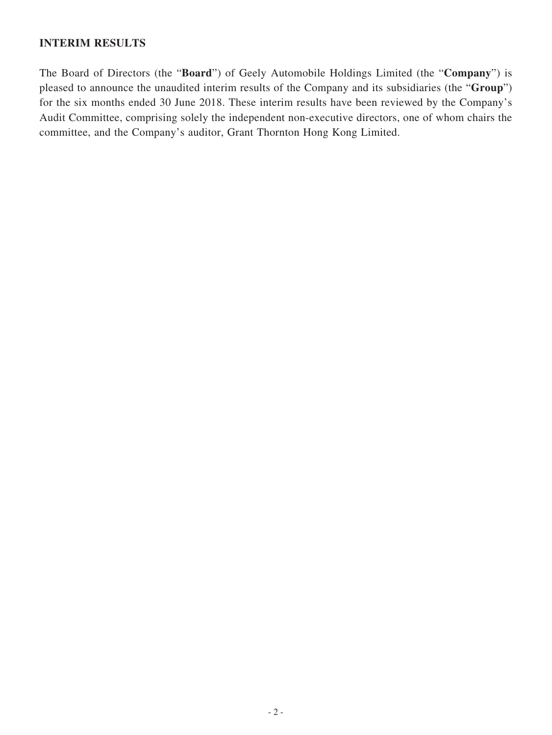## INTERIM RESULTS

The Board of Directors (the "**Board**") of Geely Automobile Holdings Limited (the "**Company**") is pleased to announce the unaudited interim results of the Company and its subsidiaries (the "**Group**") for the six months ended 30 June 2018. These interim results have been reviewed by the Company's Audit Committee, comprising solely the independent non-executive directors, one of whom chairs the committee, and the Company's auditor, Grant Thornton Hong Kong Limited.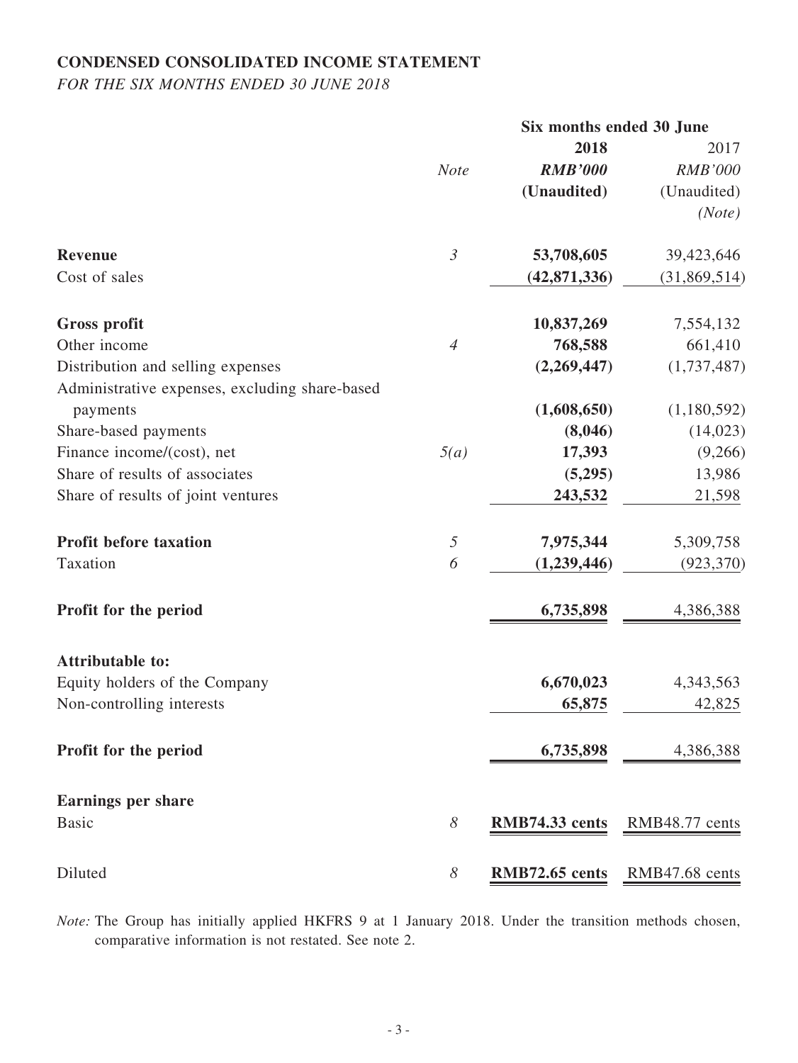**CONDENSED CONSOLIDATED INCOME STATEMENT**

*FOR THE SIX MONTHS ENDED 30 JUNE 2018*

| | | Six months ended 30 June | |
|---|---|---|---|
| | | **2018** | 2017 |
| | *Note* | ***RMB'000*** | *RMB'000* |
| | | **(Unaudited)** | (Unaudited) |
| | | | *(Note)* |
| **Revenue** | *3* | **53,708,605** | 39,423,646 |
| Cost of sales | | **(42,871,336)** | (31,869,514) |
| **Gross profit** | | **10,837,269** | 7,554,132 |
| Other income | *4* | **768,588** | 661,410 |
| Distribution and selling expenses | | **(2,269,447)** | (1,737,487) |
| Administrative expenses, excluding share-based payments | | **(1,608,650)** | (1,180,592) |
| Share-based payments | | **(8,046)** | (14,023) |
| Finance income/(cost), net | *5(a)* | **17,393** | (9,266) |
| Share of results of associates | | **(5,295)** | 13,986 |
| Share of results of joint ventures | | **243,532** | 21,598 |
| **Profit before taxation** | *5* | **7,975,344** | 5,309,758 |
| Taxation | *6* | **(1,239,446)** | (923,370) |
| **Profit for the period** | | **6,735,898** | 4,386,388 |
| **Attributable to:** | | | |
| Equity holders of the Company | | **6,670,023** | 4,343,563 |
| Non-controlling interests | | **65,875** | 42,825 |
| **Profit for the period** | | **6,735,898** | 4,386,388 |
| **Earnings per share** | | | |
| Basic | *8* | **RMB74.33 cents** | RMB48.77 cents |
| Diluted | *8* | **RMB72.65 cents** | RMB47.68 cents |

*Note:* The Group has initially applied HKFRS 9 at 1 January 2018. Under the transition methods chosen, comparative information is not restated. See note 2.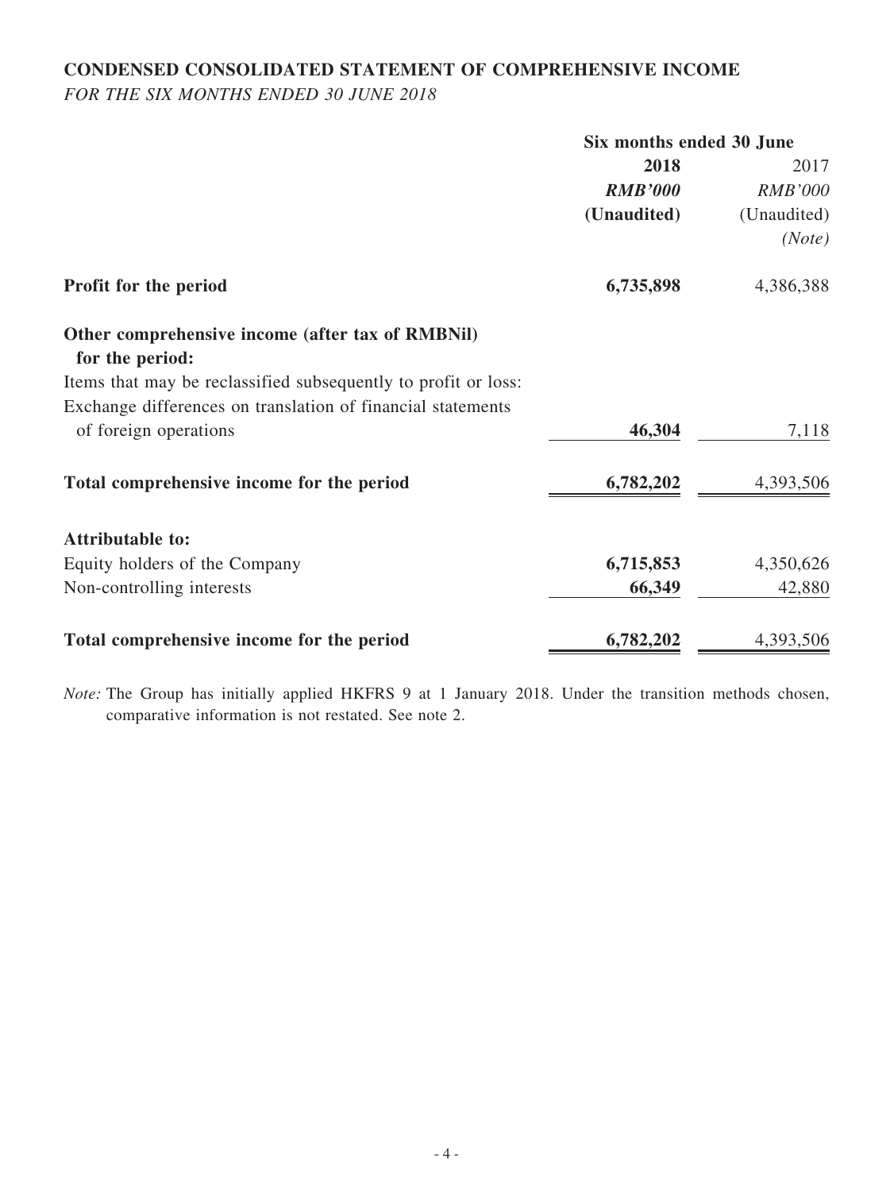## CONDENSED CONSOLIDATED STATEMENT OF COMPREHENSIVE INCOME

*FOR THE SIX MONTHS ENDED 30 JUNE 2018*

| | Six months ended 30 June | |
|---|---|---|
| | **2018** | 2017 |
| | ***RMB'000*** | *RMB'000* |
| | **(Unaudited)** | (Unaudited) |
| | | *(Note)* |
| **Profit for the period** | **6,735,898** | 4,386,388 |
| **Other comprehensive income (after tax of RMBNil) for the period:** | | |
| Items that may be reclassified subsequently to profit or loss: | | |
| Exchange differences on translation of financial statements of foreign operations | **46,304** | 7,118 |
| **Total comprehensive income for the period** | **6,782,202** | 4,393,506 |
| **Attributable to:** | | |
| Equity holders of the Company | **6,715,853** | 4,350,626 |
| Non-controlling interests | **66,349** | 42,880 |
| **Total comprehensive income for the period** | **6,782,202** | 4,393,506 |

*Note:* The Group has initially applied HKFRS 9 at 1 January 2018. Under the transition methods chosen, comparative information is not restated. See note 2.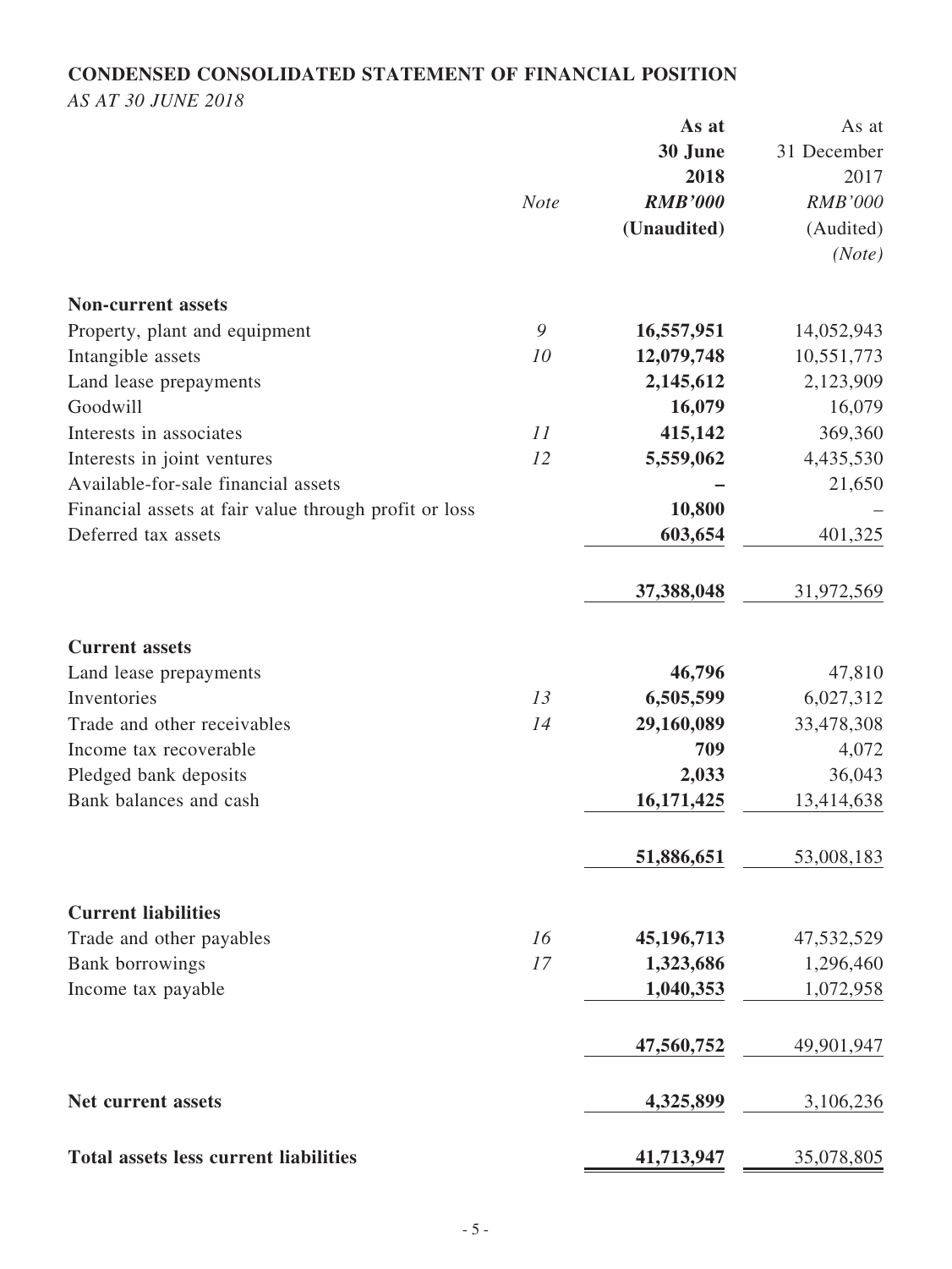## CONDENSED CONSOLIDATED STATEMENT OF FINANCIAL POSITION

*AS AT 30 JUNE 2018*

| | *Note* | **As at 30 June 2018 *RMB'000* (Unaudited)** | As at 31 December 2017 *RMB'000* (Audited) *(Note)* |
|---|---|---|---|
| **Non-current assets** | | | |
| Property, plant and equipment | *9* | **16,557,951** | 14,052,943 |
| Intangible assets | *10* | **12,079,748** | 10,551,773 |
| Land lease prepayments | | **2,145,612** | 2,123,909 |
| Goodwill | | **16,079** | 16,079 |
| Interests in associates | *11* | **415,142** | 369,360 |
| Interests in joint ventures | *12* | **5,559,062** | 4,435,530 |
| Available-for-sale financial assets | | **–** | 21,650 |
| Financial assets at fair value through profit or loss | | **10,800** | – |
| Deferred tax assets | | **603,654** | 401,325 |
| | | **37,388,048** | 31,972,569 |
| **Current assets** | | | |
| Land lease prepayments | | **46,796** | 47,810 |
| Inventories | *13* | **6,505,599** | 6,027,312 |
| Trade and other receivables | *14* | **29,160,089** | 33,478,308 |
| Income tax recoverable | | **709** | 4,072 |
| Pledged bank deposits | | **2,033** | 36,043 |
| Bank balances and cash | | **16,171,425** | 13,414,638 |
| | | **51,886,651** | 53,008,183 |
| **Current liabilities** | | | |
| Trade and other payables | *16* | **45,196,713** | 47,532,529 |
| Bank borrowings | *17* | **1,323,686** | 1,296,460 |
| Income tax payable | | **1,040,353** | 1,072,958 |
| | | **47,560,752** | 49,901,947 |
| **Net current assets** | | **4,325,899** | 3,106,236 |
| **Total assets less current liabilities** | | **41,713,947** | 35,078,805 |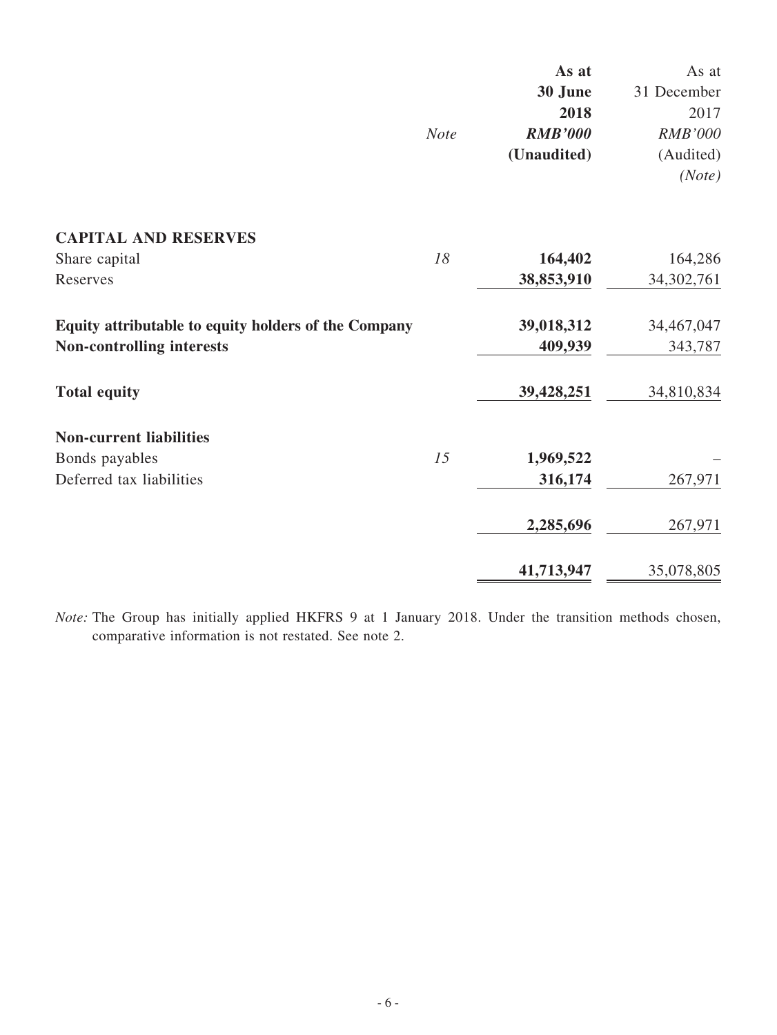| | Note | As at 30 June 2018 RMB'000 (Unaudited) | As at 31 December 2017 RMB'000 (Audited) (Note) |
|---|---|---|---|
| **CAPITAL AND RESERVES** | | | |
| Share capital | 18 | **164,402** | 164,286 |
| Reserves | | **38,853,910** | 34,302,761 |
| **Equity attributable to equity holders of the Company** | | **39,018,312** | 34,467,047 |
| **Non-controlling interests** | | **409,939** | 343,787 |
| **Total equity** | | **39,428,251** | 34,810,834 |
| **Non-current liabilities** | | | |
| Bonds payables | 15 | **1,969,522** | – |
| Deferred tax liabilities | | **316,174** | 267,971 |
| | | **2,285,696** | 267,971 |
| | | **41,713,947** | 35,078,805 |

*Note:* The Group has initially applied HKFRS 9 at 1 January 2018. Under the transition methods chosen, comparative information is not restated. See note 2.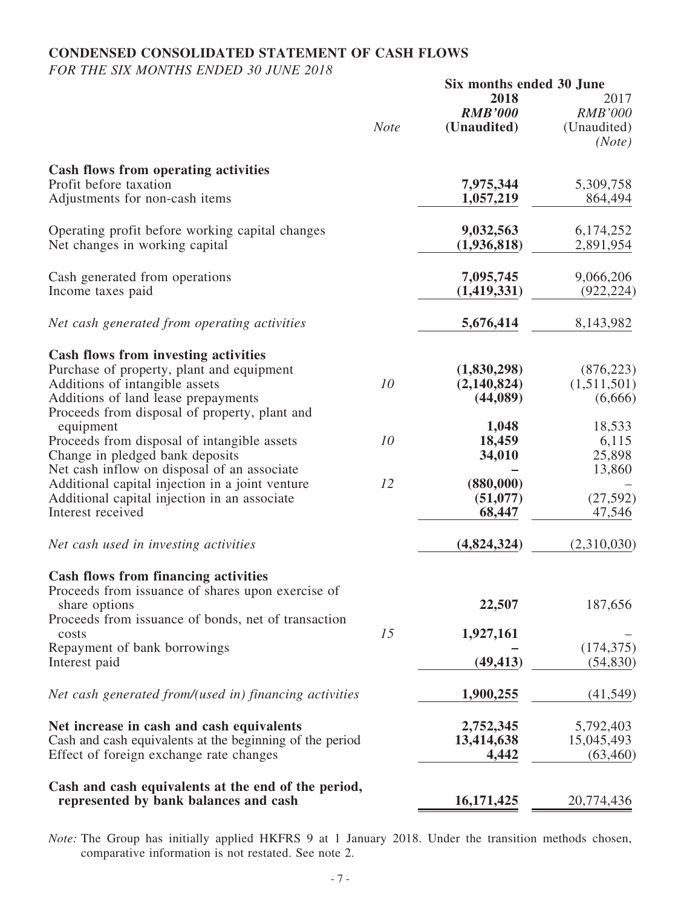## CONDENSED CONSOLIDATED STATEMENT OF CASH FLOWS

*FOR THE SIX MONTHS ENDED 30 JUNE 2018*

| | *Note* | **Six months ended 30 June** | |
|---|---|---|---|
| | | **2018** | 2017 |
| | | ***RMB'000*** | *RMB'000* |
| | | **(Unaudited)** | (Unaudited) |
| | | | *(Note)* |
| **Cash flows from operating activities** | | | |
| Profit before taxation | | **7,975,344** | 5,309,758 |
| Adjustments for non-cash items | | **1,057,219** | 864,494 |
| Operating profit before working capital changes | | **9,032,563** | 6,174,252 |
| Net changes in working capital | | **(1,936,818)** | 2,891,954 |
| Cash generated from operations | | **7,095,745** | 9,066,206 |
| Income taxes paid | | **(1,419,331)** | (922,224) |
| *Net cash generated from operating activities* | | **5,676,414** | 8,143,982 |
| **Cash flows from investing activities** | | | |
| Purchase of property, plant and equipment | | **(1,830,298)** | (876,223) |
| Additions of intangible assets | 10 | **(2,140,824)** | (1,511,501) |
| Additions of land lease prepayments | | **(44,089)** | (6,666) |
| Proceeds from disposal of property, plant and equipment | | **1,048** | 18,533 |
| Proceeds from disposal of intangible assets | 10 | **18,459** | 6,115 |
| Change in pledged bank deposits | | **34,010** | 25,898 |
| Net cash inflow on disposal of an associate | | **–** | 13,860 |
| Additional capital injection in a joint venture | 12 | **(880,000)** | – |
| Additional capital injection in an associate | | **(51,077)** | (27,592) |
| Interest received | | **68,447** | 47,546 |
| *Net cash used in investing activities* | | **(4,824,324)** | (2,310,030) |
| **Cash flows from financing activities** | | | |
| Proceeds from issuance of shares upon exercise of share options | | **22,507** | 187,656 |
| Proceeds from issuance of bonds, net of transaction costs | 15 | **1,927,161** | – |
| Repayment of bank borrowings | | **–** | (174,375) |
| Interest paid | | **(49,413)** | (54,830) |
| *Net cash generated from/(used in) financing activities* | | **1,900,255** | (41,549) |
| **Net increase in cash and cash equivalents** | | **2,752,345** | 5,792,403 |
| Cash and cash equivalents at the beginning of the period | | **13,414,638** | 15,045,493 |
| Effect of foreign exchange rate changes | | **4,442** | (63,460) |
| **Cash and cash equivalents at the end of the period, represented by bank balances and cash** | | **16,171,425** | 20,774,436 |

*Note:* The Group has initially applied HKFRS 9 at 1 January 2018. Under the transition methods chosen, comparative information is not restated. See note 2.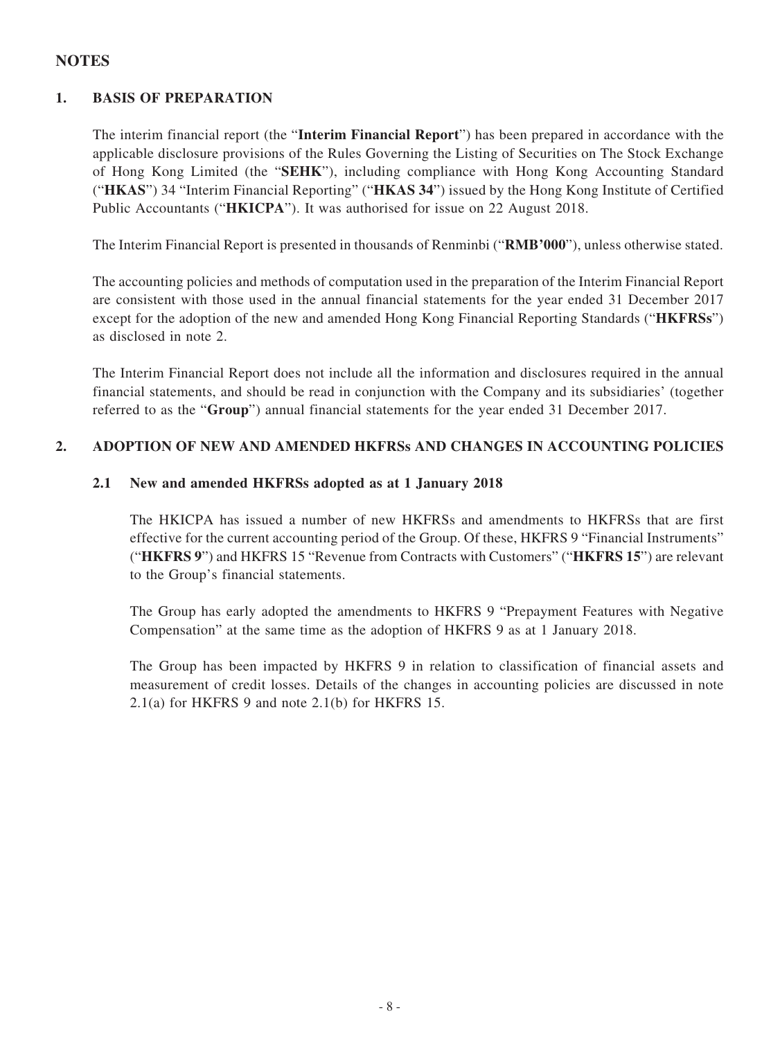# NOTES

## 1. BASIS OF PREPARATION

The interim financial report (the "**Interim Financial Report**") has been prepared in accordance with the applicable disclosure provisions of the Rules Governing the Listing of Securities on The Stock Exchange of Hong Kong Limited (the "**SEHK**"), including compliance with Hong Kong Accounting Standard ("**HKAS**") 34 "Interim Financial Reporting" ("**HKAS 34**") issued by the Hong Kong Institute of Certified Public Accountants ("**HKICPA**"). It was authorised for issue on 22 August 2018.

The Interim Financial Report is presented in thousands of Renminbi ("**RMB'000**"), unless otherwise stated.

The accounting policies and methods of computation used in the preparation of the Interim Financial Report are consistent with those used in the annual financial statements for the year ended 31 December 2017 except for the adoption of the new and amended Hong Kong Financial Reporting Standards ("**HKFRSs**") as disclosed in note 2.

The Interim Financial Report does not include all the information and disclosures required in the annual financial statements, and should be read in conjunction with the Company and its subsidiaries' (together referred to as the "**Group**") annual financial statements for the year ended 31 December 2017.

## 2. ADOPTION OF NEW AND AMENDED HKFRSs AND CHANGES IN ACCOUNTING POLICIES

### 2.1 New and amended HKFRSs adopted as at 1 January 2018

The HKICPA has issued a number of new HKFRSs and amendments to HKFRSs that are first effective for the current accounting period of the Group. Of these, HKFRS 9 "Financial Instruments" ("**HKFRS 9**") and HKFRS 15 "Revenue from Contracts with Customers" ("**HKFRS 15**") are relevant to the Group's financial statements.

The Group has early adopted the amendments to HKFRS 9 "Prepayment Features with Negative Compensation" at the same time as the adoption of HKFRS 9 as at 1 January 2018.

The Group has been impacted by HKFRS 9 in relation to classification of financial assets and measurement of credit losses. Details of the changes in accounting policies are discussed in note 2.1(a) for HKFRS 9 and note 2.1(b) for HKFRS 15.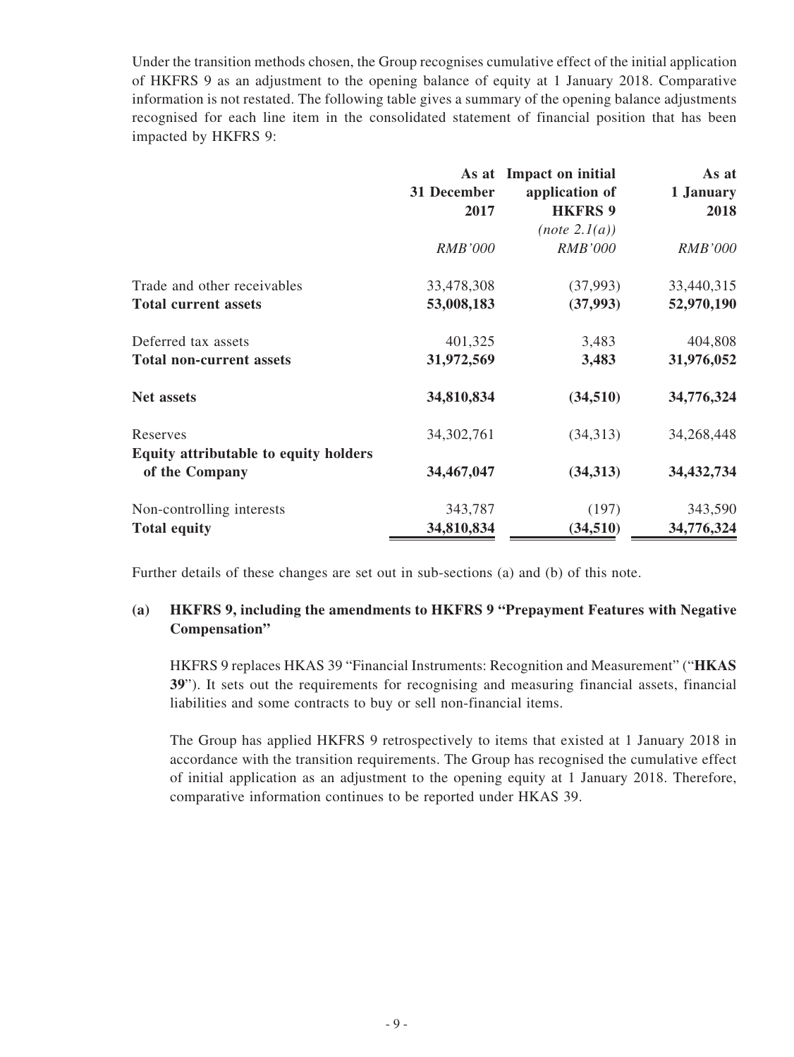Under the transition methods chosen, the Group recognises cumulative effect of the initial application of HKFRS 9 as an adjustment to the opening balance of equity at 1 January 2018. Comparative information is not restated. The following table gives a summary of the opening balance adjustments recognised for each line item in the consolidated statement of financial position that has been impacted by HKFRS 9:

| | As at 31 December 2017 | Impact on initial application of HKFRS 9 *(note 2.1(a))* | As at 1 January 2018 |
|---|---|---|---|
| | *RMB'000* | *RMB'000* | *RMB'000* |
| Trade and other receivables | 33,478,308 | (37,993) | 33,440,315 |
| **Total current assets** | **53,008,183** | **(37,993)** | **52,970,190** |
| Deferred tax assets | 401,325 | 3,483 | 404,808 |
| **Total non-current assets** | **31,972,569** | **3,483** | **31,976,052** |
| **Net assets** | **34,810,834** | **(34,510)** | **34,776,324** |
| Reserves | 34,302,761 | (34,313) | 34,268,448 |
| **Equity attributable to equity holders of the Company** | **34,467,047** | **(34,313)** | **34,432,734** |
| Non-controlling interests | 343,787 | (197) | 343,590 |
| **Total equity** | **34,810,834** | **(34,510)** | **34,776,324** |

Further details of these changes are set out in sub-sections (a) and (b) of this note.

**(a) HKFRS 9, including the amendments to HKFRS 9 "Prepayment Features with Negative Compensation"**

HKFRS 9 replaces HKAS 39 "Financial Instruments: Recognition and Measurement" ("**HKAS 39**"). It sets out the requirements for recognising and measuring financial assets, financial liabilities and some contracts to buy or sell non-financial items.

The Group has applied HKFRS 9 retrospectively to items that existed at 1 January 2018 in accordance with the transition requirements. The Group has recognised the cumulative effect of initial application as an adjustment to the opening equity at 1 January 2018. Therefore, comparative information continues to be reported under HKAS 39.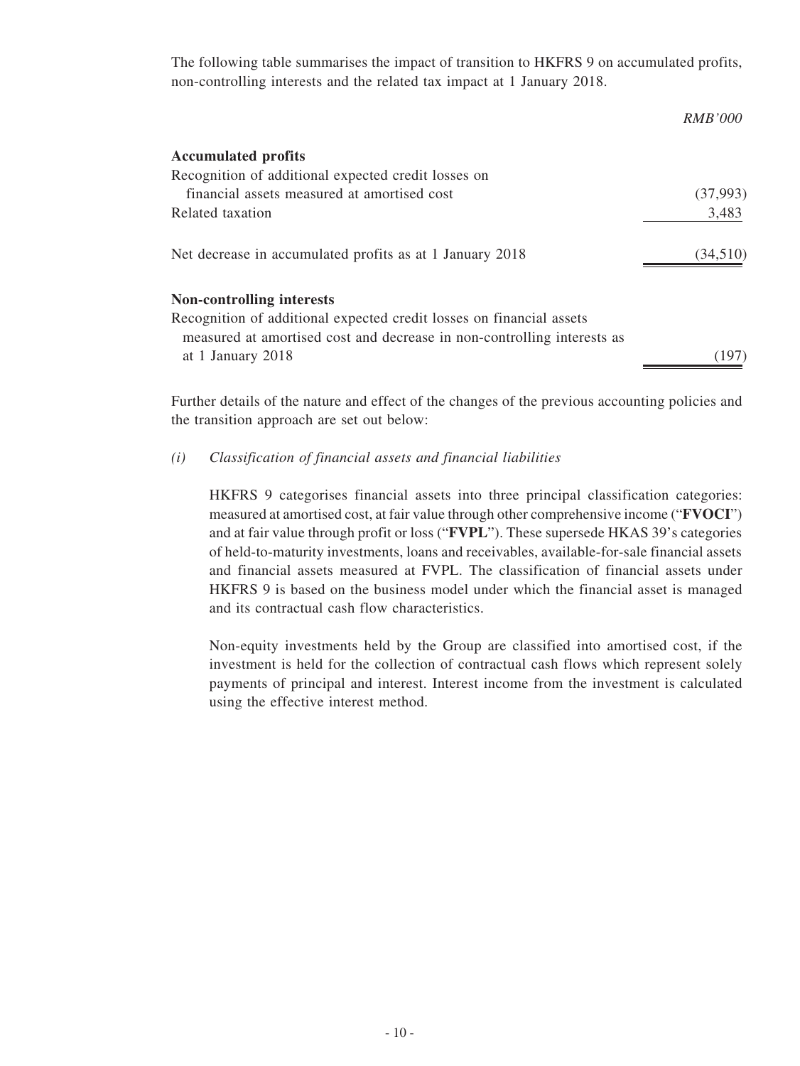The following table summarises the impact of transition to HKFRS 9 on accumulated profits, non-controlling interests and the related tax impact at 1 January 2018.

| | *RMB'000* |
|---|---|
| **Accumulated profits** | |
| Recognition of additional expected credit losses on financial assets measured at amortised cost | (37,993) |
| Related taxation | 3,483 |
| Net decrease in accumulated profits as at 1 January 2018 | (34,510) |
| **Non-controlling interests** | |
| Recognition of additional expected credit losses on financial assets measured at amortised cost and decrease in non-controlling interests as at 1 January 2018 | (197) |

Further details of the nature and effect of the changes of the previous accounting policies and the transition approach are set out below:

*(i) Classification of financial assets and financial liabilities*

HKFRS 9 categorises financial assets into three principal classification categories: measured at amortised cost, at fair value through other comprehensive income ("**FVOCI**") and at fair value through profit or loss ("**FVPL**"). These supersede HKAS 39's categories of held-to-maturity investments, loans and receivables, available-for-sale financial assets and financial assets measured at FVPL. The classification of financial assets under HKFRS 9 is based on the business model under which the financial asset is managed and its contractual cash flow characteristics.

Non-equity investments held by the Group are classified into amortised cost, if the investment is held for the collection of contractual cash flows which represent solely payments of principal and interest. Interest income from the investment is calculated using the effective interest method.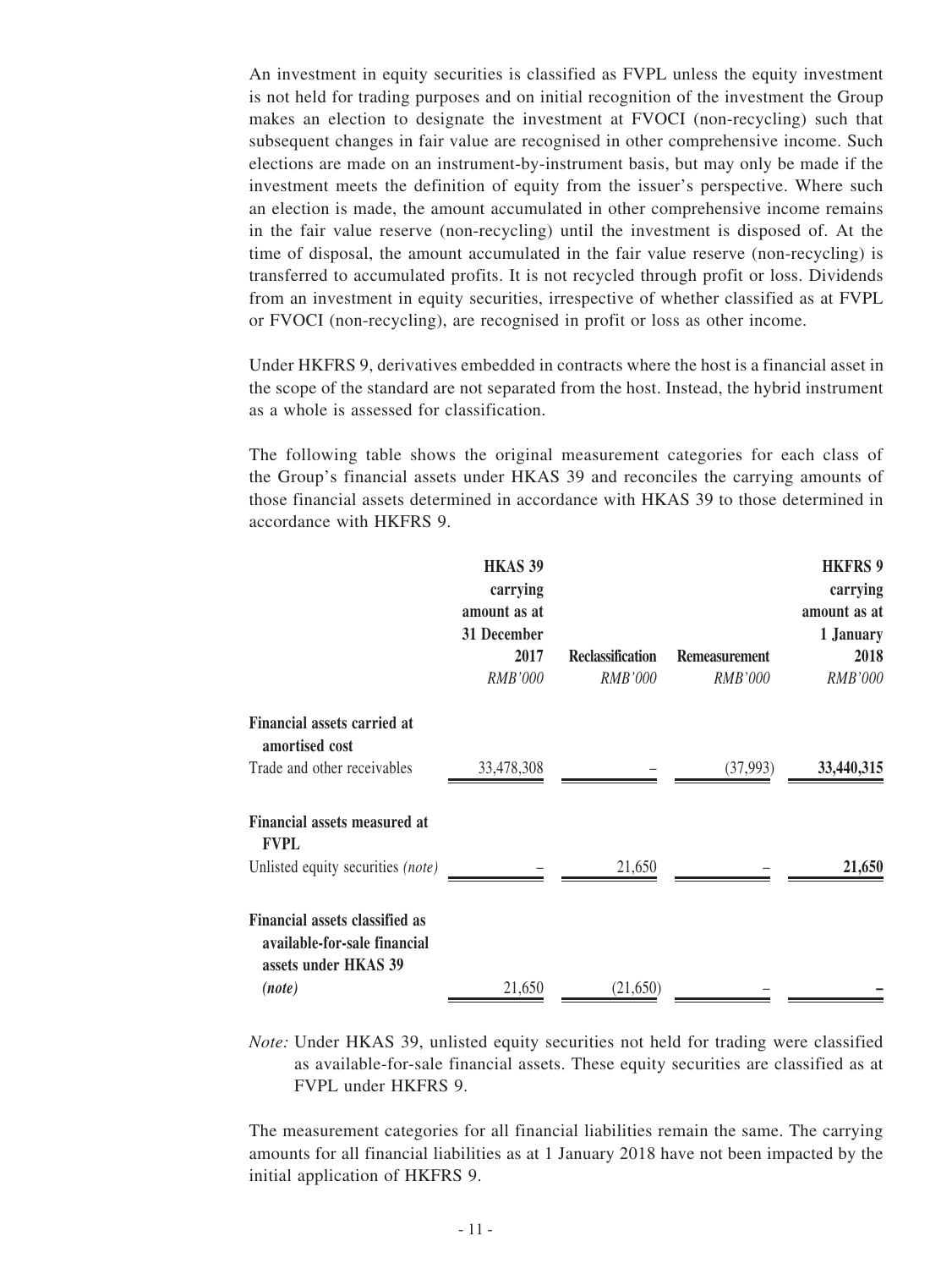An investment in equity securities is classified as FVPL unless the equity investment is not held for trading purposes and on initial recognition of the investment the Group makes an election to designate the investment at FVOCI (non-recycling) such that subsequent changes in fair value are recognised in other comprehensive income. Such elections are made on an instrument-by-instrument basis, but may only be made if the investment meets the definition of equity from the issuer's perspective. Where such an election is made, the amount accumulated in other comprehensive income remains in the fair value reserve (non-recycling) until the investment is disposed of. At the time of disposal, the amount accumulated in the fair value reserve (non-recycling) is transferred to accumulated profits. It is not recycled through profit or loss. Dividends from an investment in equity securities, irrespective of whether classified as at FVPL or FVOCI (non-recycling), are recognised in profit or loss as other income.

Under HKFRS 9, derivatives embedded in contracts where the host is a financial asset in the scope of the standard are not separated from the host. Instead, the hybrid instrument as a whole is assessed for classification.

The following table shows the original measurement categories for each class of the Group's financial assets under HKAS 39 and reconciles the carrying amounts of those financial assets determined in accordance with HKAS 39 to those determined in accordance with HKFRS 9.

| | HKAS 39 carrying amount as at 31 December 2017 | Reclassification | Remeasurement | HKFRS 9 carrying amount as at 1 January 2018 |
|---|---|---|---|---|
| | *RMB'000* | *RMB'000* | *RMB'000* | *RMB'000* |
| **Financial assets carried at amortised cost** | | | | |
| Trade and other receivables | 33,478,308 | – | (37,993) | **33,440,315** |
| **Financial assets measured at FVPL** | | | | |
| Unlisted equity securities *(note)* | – | 21,650 | – | **21,650** |
| **Financial assets classified as available-for-sale financial assets under HKAS 39** *(note)* | 21,650 | (21,650) | – | **–** |

*Note:* Under HKAS 39, unlisted equity securities not held for trading were classified as available-for-sale financial assets. These equity securities are classified as at FVPL under HKFRS 9.

The measurement categories for all financial liabilities remain the same. The carrying amounts for all financial liabilities as at 1 January 2018 have not been impacted by the initial application of HKFRS 9.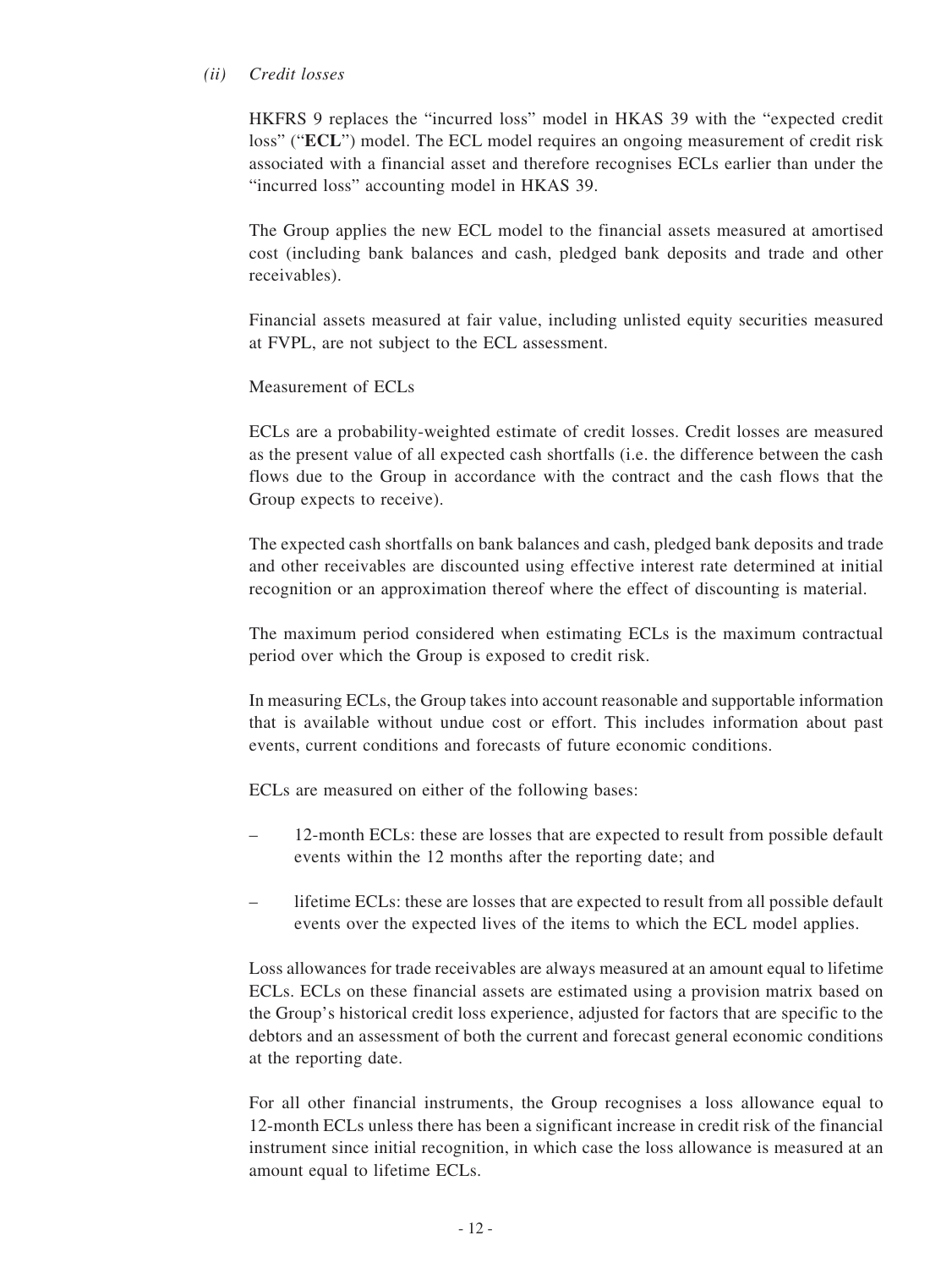*(ii) Credit losses*

HKFRS 9 replaces the "incurred loss" model in HKAS 39 with the "expected credit loss" ("**ECL**") model. The ECL model requires an ongoing measurement of credit risk associated with a financial asset and therefore recognises ECLs earlier than under the "incurred loss" accounting model in HKAS 39.

The Group applies the new ECL model to the financial assets measured at amortised cost (including bank balances and cash, pledged bank deposits and trade and other receivables).

Financial assets measured at fair value, including unlisted equity securities measured at FVPL, are not subject to the ECL assessment.

Measurement of ECLs

ECLs are a probability-weighted estimate of credit losses. Credit losses are measured as the present value of all expected cash shortfalls (i.e. the difference between the cash flows due to the Group in accordance with the contract and the cash flows that the Group expects to receive).

The expected cash shortfalls on bank balances and cash, pledged bank deposits and trade and other receivables are discounted using effective interest rate determined at initial recognition or an approximation thereof where the effect of discounting is material.

The maximum period considered when estimating ECLs is the maximum contractual period over which the Group is exposed to credit risk.

In measuring ECLs, the Group takes into account reasonable and supportable information that is available without undue cost or effort. This includes information about past events, current conditions and forecasts of future economic conditions.

ECLs are measured on either of the following bases:

– 12-month ECLs: these are losses that are expected to result from possible default events within the 12 months after the reporting date; and

– lifetime ECLs: these are losses that are expected to result from all possible default events over the expected lives of the items to which the ECL model applies.

Loss allowances for trade receivables are always measured at an amount equal to lifetime ECLs. ECLs on these financial assets are estimated using a provision matrix based on the Group's historical credit loss experience, adjusted for factors that are specific to the debtors and an assessment of both the current and forecast general economic conditions at the reporting date.

For all other financial instruments, the Group recognises a loss allowance equal to 12-month ECLs unless there has been a significant increase in credit risk of the financial instrument since initial recognition, in which case the loss allowance is measured at an amount equal to lifetime ECLs.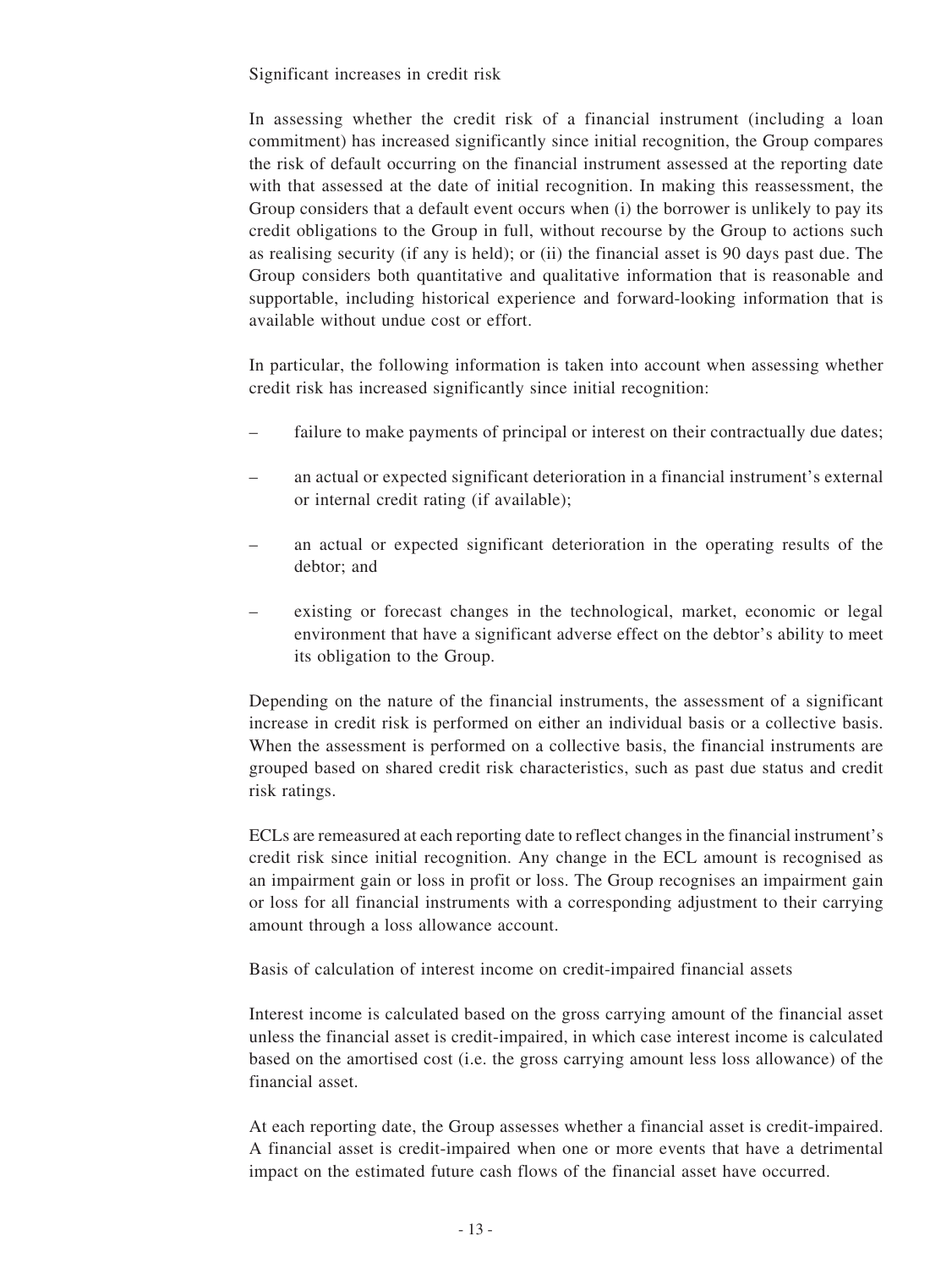Significant increases in credit risk

In assessing whether the credit risk of a financial instrument (including a loan commitment) has increased significantly since initial recognition, the Group compares the risk of default occurring on the financial instrument assessed at the reporting date with that assessed at the date of initial recognition. In making this reassessment, the Group considers that a default event occurs when (i) the borrower is unlikely to pay its credit obligations to the Group in full, without recourse by the Group to actions such as realising security (if any is held); or (ii) the financial asset is 90 days past due. The Group considers both quantitative and qualitative information that is reasonable and supportable, including historical experience and forward-looking information that is available without undue cost or effort.

In particular, the following information is taken into account when assessing whether credit risk has increased significantly since initial recognition:

- failure to make payments of principal or interest on their contractually due dates;
- an actual or expected significant deterioration in a financial instrument's external or internal credit rating (if available);
- an actual or expected significant deterioration in the operating results of the debtor; and
- existing or forecast changes in the technological, market, economic or legal environment that have a significant adverse effect on the debtor's ability to meet its obligation to the Group.

Depending on the nature of the financial instruments, the assessment of a significant increase in credit risk is performed on either an individual basis or a collective basis. When the assessment is performed on a collective basis, the financial instruments are grouped based on shared credit risk characteristics, such as past due status and credit risk ratings.

ECLs are remeasured at each reporting date to reflect changes in the financial instrument's credit risk since initial recognition. Any change in the ECL amount is recognised as an impairment gain or loss in profit or loss. The Group recognises an impairment gain or loss for all financial instruments with a corresponding adjustment to their carrying amount through a loss allowance account.

Basis of calculation of interest income on credit-impaired financial assets

Interest income is calculated based on the gross carrying amount of the financial asset unless the financial asset is credit-impaired, in which case interest income is calculated based on the amortised cost (i.e. the gross carrying amount less loss allowance) of the financial asset.

At each reporting date, the Group assesses whether a financial asset is credit-impaired. A financial asset is credit-impaired when one or more events that have a detrimental impact on the estimated future cash flows of the financial asset have occurred.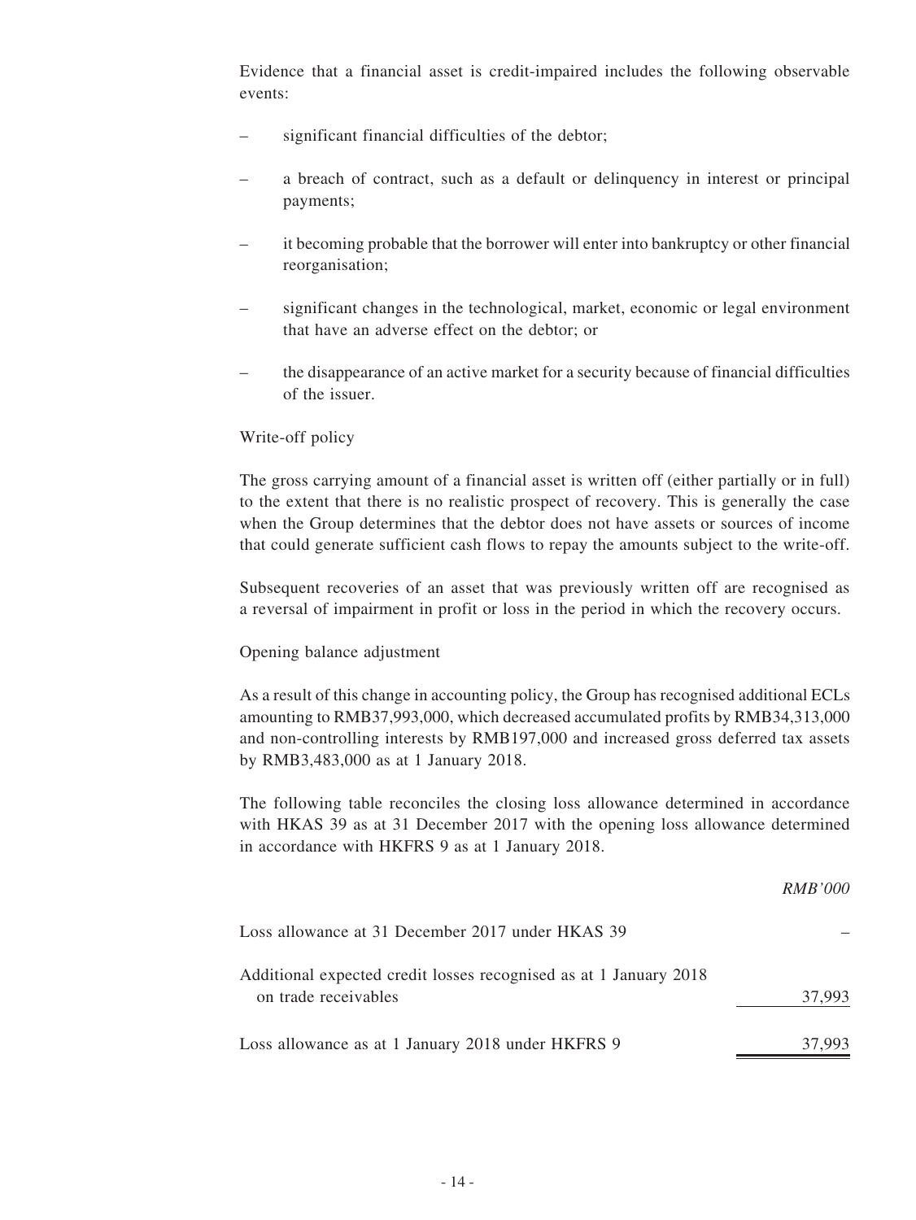Evidence that a financial asset is credit-impaired includes the following observable events:

- significant financial difficulties of the debtor;
- a breach of contract, such as a default or delinquency in interest or principal payments;
- it becoming probable that the borrower will enter into bankruptcy or other financial reorganisation;
- significant changes in the technological, market, economic or legal environment that have an adverse effect on the debtor; or
- the disappearance of an active market for a security because of financial difficulties of the issuer.

Write-off policy

The gross carrying amount of a financial asset is written off (either partially or in full) to the extent that there is no realistic prospect of recovery. This is generally the case when the Group determines that the debtor does not have assets or sources of income that could generate sufficient cash flows to repay the amounts subject to the write-off.

Subsequent recoveries of an asset that was previously written off are recognised as a reversal of impairment in profit or loss in the period in which the recovery occurs.

Opening balance adjustment

As a result of this change in accounting policy, the Group has recognised additional ECLs amounting to RMB37,993,000, which decreased accumulated profits by RMB34,313,000 and non-controlling interests by RMB197,000 and increased gross deferred tax assets by RMB3,483,000 as at 1 January 2018.

The following table reconciles the closing loss allowance determined in accordance with HKAS 39 as at 31 December 2017 with the opening loss allowance determined in accordance with HKFRS 9 as at 1 January 2018.

| | *RMB'000* |
|---|---|
| Loss allowance at 31 December 2017 under HKAS 39 | – |
| Additional expected credit losses recognised as at 1 January 2018 on trade receivables | 37,993 |
| Loss allowance as at 1 January 2018 under HKFRS 9 | 37,993 |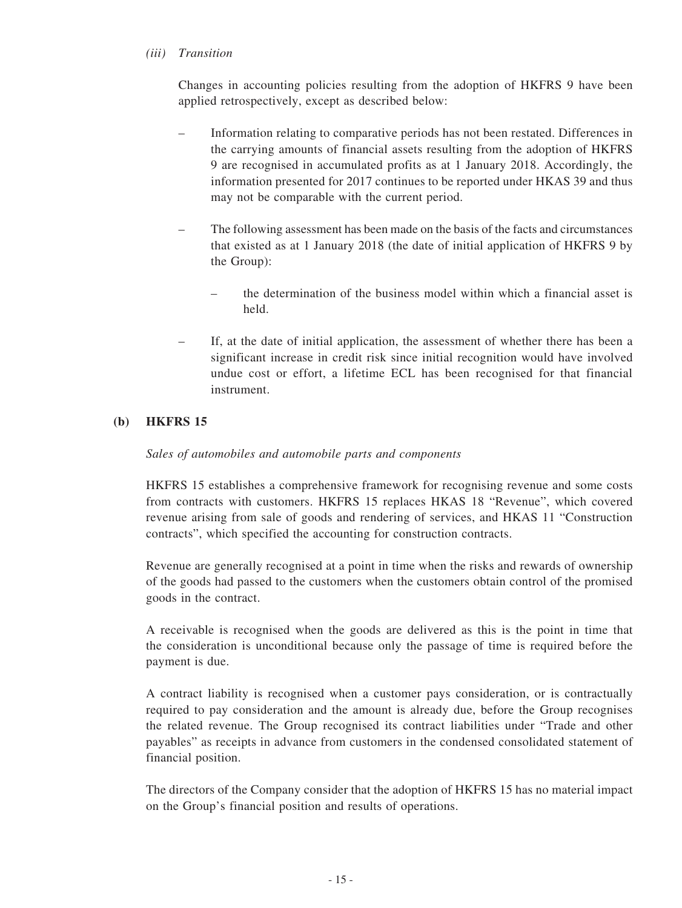*(iii) Transition*

Changes in accounting policies resulting from the adoption of HKFRS 9 have been applied retrospectively, except as described below:

- Information relating to comparative periods has not been restated. Differences in the carrying amounts of financial assets resulting from the adoption of HKFRS 9 are recognised in accumulated profits as at 1 January 2018. Accordingly, the information presented for 2017 continues to be reported under HKAS 39 and thus may not be comparable with the current period.
- The following assessment has been made on the basis of the facts and circumstances that existed as at 1 January 2018 (the date of initial application of HKFRS 9 by the Group):
  - the determination of the business model within which a financial asset is held.
- If, at the date of initial application, the assessment of whether there has been a significant increase in credit risk since initial recognition would have involved undue cost or effort, a lifetime ECL has been recognised for that financial instrument.

**(b) HKFRS 15**

*Sales of automobiles and automobile parts and components*

HKFRS 15 establishes a comprehensive framework for recognising revenue and some costs from contracts with customers. HKFRS 15 replaces HKAS 18 "Revenue", which covered revenue arising from sale of goods and rendering of services, and HKAS 11 "Construction contracts", which specified the accounting for construction contracts.

Revenue are generally recognised at a point in time when the risks and rewards of ownership of the goods had passed to the customers when the customers obtain control of the promised goods in the contract.

A receivable is recognised when the goods are delivered as this is the point in time that the consideration is unconditional because only the passage of time is required before the payment is due.

A contract liability is recognised when a customer pays consideration, or is contractually required to pay consideration and the amount is already due, before the Group recognises the related revenue. The Group recognised its contract liabilities under "Trade and other payables" as receipts in advance from customers in the condensed consolidated statement of financial position.

The directors of the Company consider that the adoption of HKFRS 15 has no material impact on the Group's financial position and results of operations.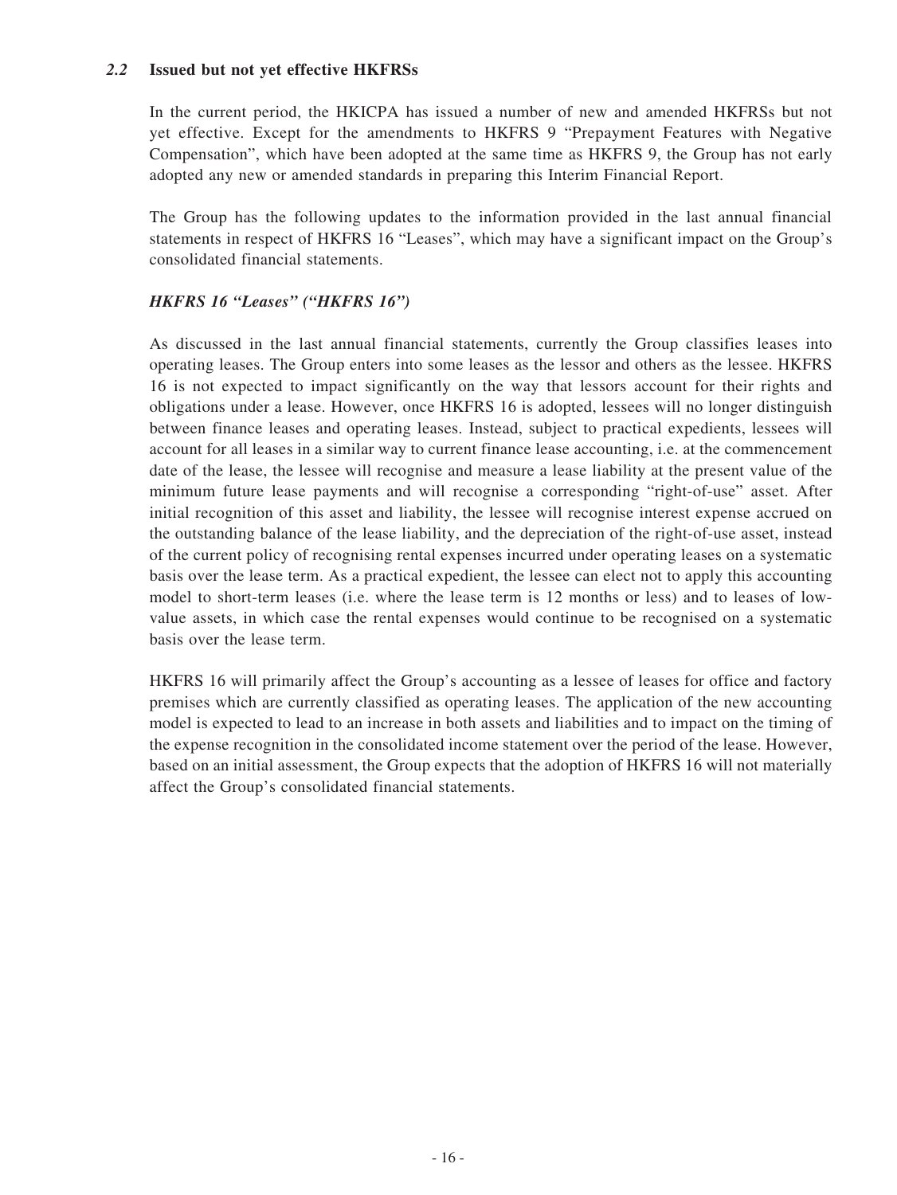### *2.2* **Issued but not yet effective HKFRSs**

In the current period, the HKICPA has issued a number of new and amended HKFRSs but not yet effective. Except for the amendments to HKFRS 9 "Prepayment Features with Negative Compensation", which have been adopted at the same time as HKFRS 9, the Group has not early adopted any new or amended standards in preparing this Interim Financial Report.

The Group has the following updates to the information provided in the last annual financial statements in respect of HKFRS 16 "Leases", which may have a significant impact on the Group's consolidated financial statements.

***HKFRS 16 "Leases" ("HKFRS 16")***

As discussed in the last annual financial statements, currently the Group classifies leases into operating leases. The Group enters into some leases as the lessor and others as the lessee. HKFRS 16 is not expected to impact significantly on the way that lessors account for their rights and obligations under a lease. However, once HKFRS 16 is adopted, lessees will no longer distinguish between finance leases and operating leases. Instead, subject to practical expedients, lessees will account for all leases in a similar way to current finance lease accounting, i.e. at the commencement date of the lease, the lessee will recognise and measure a lease liability at the present value of the minimum future lease payments and will recognise a corresponding "right-of-use" asset. After initial recognition of this asset and liability, the lessee will recognise interest expense accrued on the outstanding balance of the lease liability, and the depreciation of the right-of-use asset, instead of the current policy of recognising rental expenses incurred under operating leases on a systematic basis over the lease term. As a practical expedient, the lessee can elect not to apply this accounting model to short-term leases (i.e. where the lease term is 12 months or less) and to leases of low-value assets, in which case the rental expenses would continue to be recognised on a systematic basis over the lease term.

HKFRS 16 will primarily affect the Group's accounting as a lessee of leases for office and factory premises which are currently classified as operating leases. The application of the new accounting model is expected to lead to an increase in both assets and liabilities and to impact on the timing of the expense recognition in the consolidated income statement over the period of the lease. However, based on an initial assessment, the Group expects that the adoption of HKFRS 16 will not materially affect the Group's consolidated financial statements.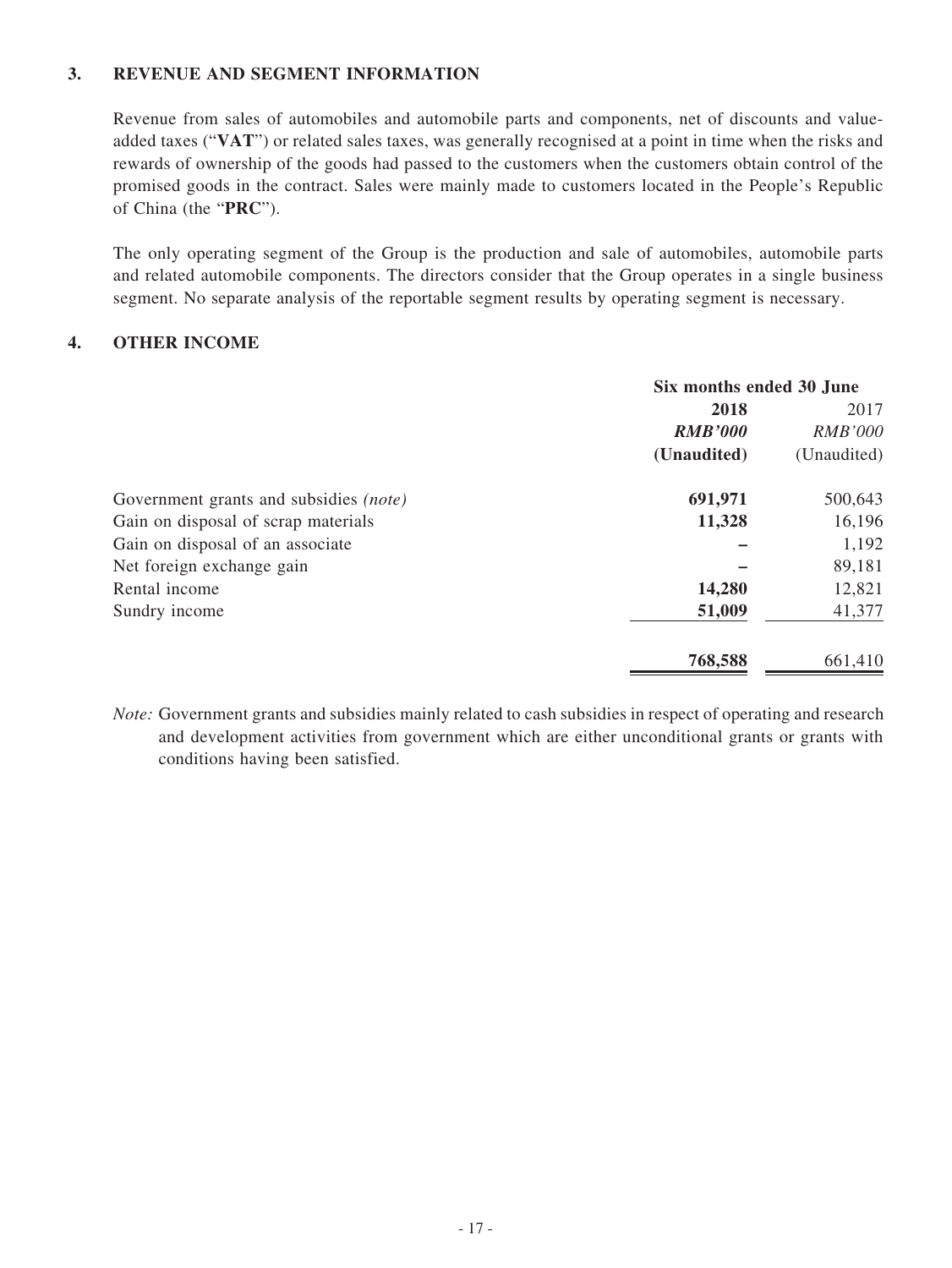## 3. REVENUE AND SEGMENT INFORMATION

Revenue from sales of automobiles and automobile parts and components, net of discounts and value-added taxes ("**VAT**") or related sales taxes, was generally recognised at a point in time when the risks and rewards of ownership of the goods had passed to the customers when the customers obtain control of the promised goods in the contract. Sales were mainly made to customers located in the People's Republic of China (the "**PRC**").

The only operating segment of the Group is the production and sale of automobiles, automobile parts and related automobile components. The directors consider that the Group operates in a single business segment. No separate analysis of the reportable segment results by operating segment is necessary.

## 4. OTHER INCOME

| | Six months ended 30 June | |
|---|---|---|
| | **2018** | 2017 |
| | ***RMB'000*** | *RMB'000* |
| | **(Unaudited)** | (Unaudited) |
| Government grants and subsidies *(note)* | **691,971** | 500,643 |
| Gain on disposal of scrap materials | **11,328** | 16,196 |
| Gain on disposal of an associate | **–** | 1,192 |
| Net foreign exchange gain | **–** | 89,181 |
| Rental income | **14,280** | 12,821 |
| Sundry income | **51,009** | 41,377 |
| | **768,588** | 661,410 |

*Note:* Government grants and subsidies mainly related to cash subsidies in respect of operating and research and development activities from government which are either unconditional grants or grants with conditions having been satisfied.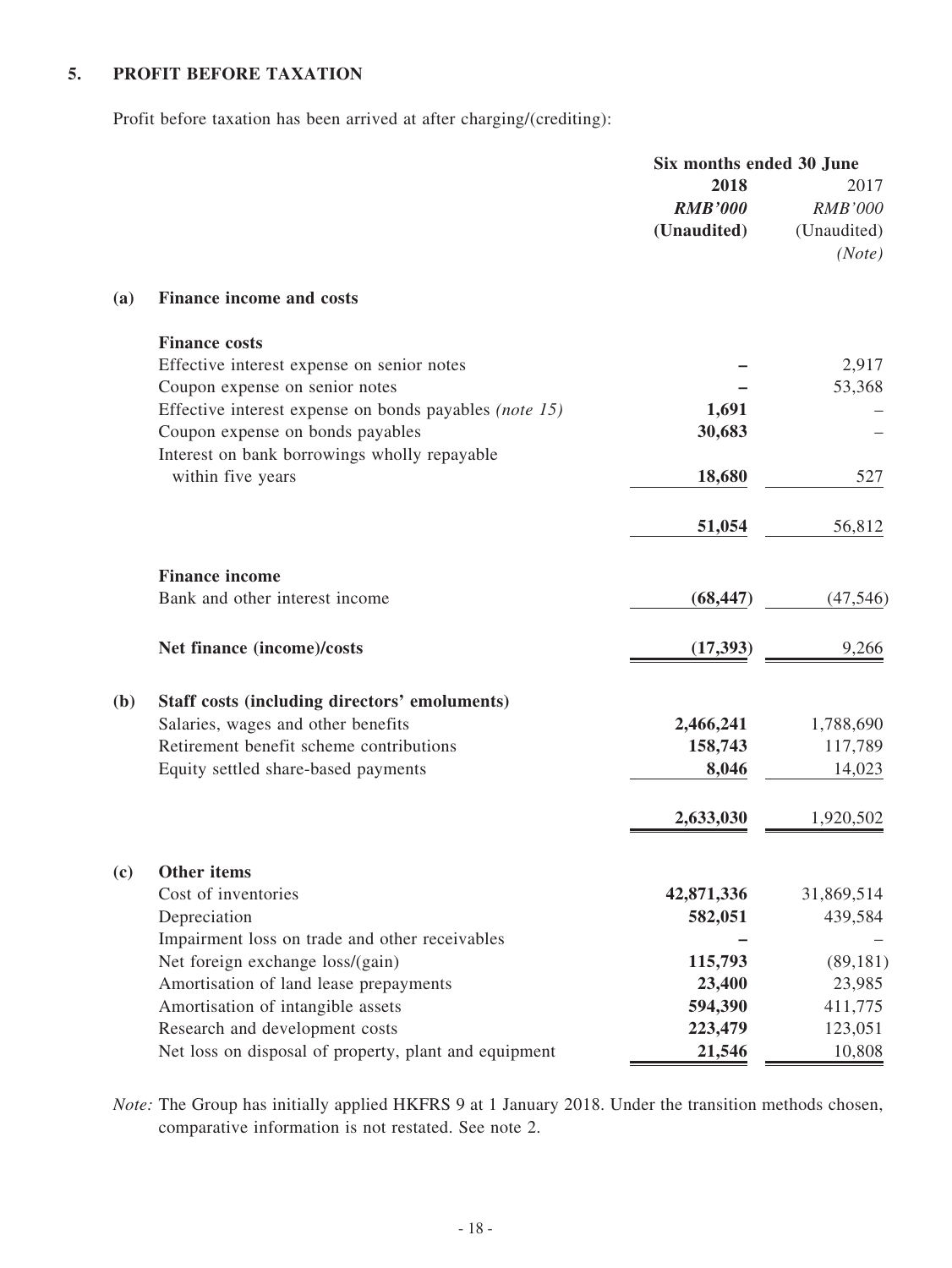## 5. PROFIT BEFORE TAXATION

Profit before taxation has been arrived at after charging/(crediting):

| | | Six months ended 30 June | |
|---|---|---|---|
| | | **2018** | 2017 |
| | | ***RMB'000*** | *RMB'000* |
| | | **(Unaudited)** | (Unaudited) |
| | | | *(Note)* |
| **(a)** | **Finance income and costs** | | |
| | **Finance costs** | | |
| | Effective interest expense on senior notes | **–** | 2,917 |
| | Coupon expense on senior notes | **–** | 53,368 |
| | Effective interest expense on bonds payables *(note 15)* | **1,691** | – |
| | Coupon expense on bonds payables | **30,683** | – |
| | Interest on bank borrowings wholly repayable within five years | **18,680** | 527 |
| | | **51,054** | 56,812 |
| | **Finance income** | | |
| | Bank and other interest income | **(68,447)** | (47,546) |
| | **Net finance (income)/costs** | **(17,393)** | 9,266 |
| **(b)** | **Staff costs (including directors' emoluments)** | | |
| | Salaries, wages and other benefits | **2,466,241** | 1,788,690 |
| | Retirement benefit scheme contributions | **158,743** | 117,789 |
| | Equity settled share-based payments | **8,046** | 14,023 |
| | | **2,633,030** | 1,920,502 |
| **(c)** | **Other items** | | |
| | Cost of inventories | **42,871,336** | 31,869,514 |
| | Depreciation | **582,051** | 439,584 |
| | Impairment loss on trade and other receivables | **–** | – |
| | Net foreign exchange loss/(gain) | **115,793** | (89,181) |
| | Amortisation of land lease prepayments | **23,400** | 23,985 |
| | Amortisation of intangible assets | **594,390** | 411,775 |
| | Research and development costs | **223,479** | 123,051 |
| | Net loss on disposal of property, plant and equipment | **21,546** | 10,808 |

*Note:* The Group has initially applied HKFRS 9 at 1 January 2018. Under the transition methods chosen, comparative information is not restated. See note 2.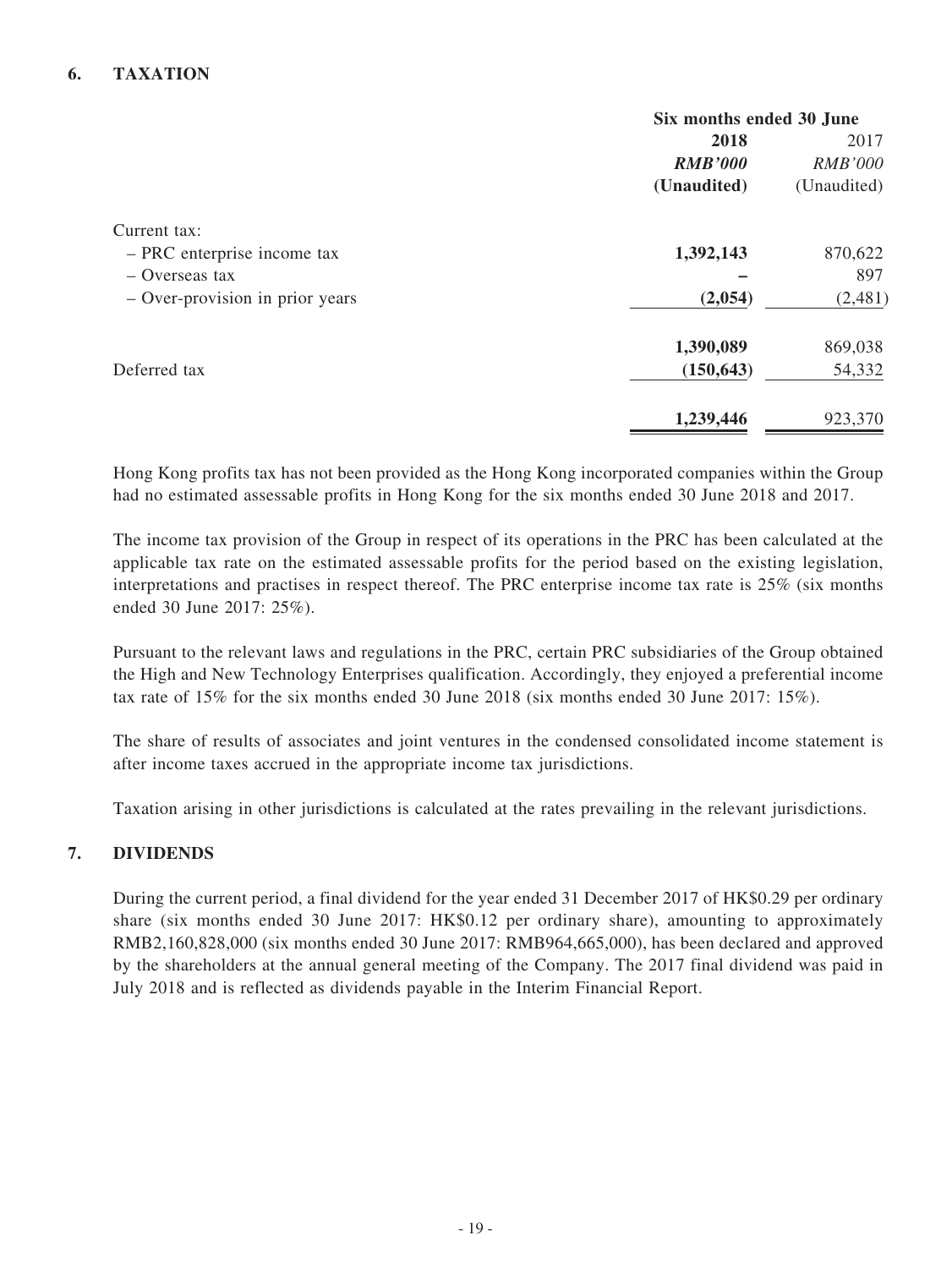## 6. TAXATION

| | Six months ended 30 June | |
|---|---|---|
| | **2018** | 2017 |
| | ***RMB'000*** | *RMB'000* |
| | **(Unaudited)** | (Unaudited) |
| Current tax: | | |
| – PRC enterprise income tax | **1,392,143** | 870,622 |
| – Overseas tax | **–** | 897 |
| – Over-provision in prior years | **(2,054)** | (2,481) |
| | **1,390,089** | 869,038 |
| Deferred tax | **(150,643)** | 54,332 |
| | **1,239,446** | 923,370 |

Hong Kong profits tax has not been provided as the Hong Kong incorporated companies within the Group had no estimated assessable profits in Hong Kong for the six months ended 30 June 2018 and 2017.

The income tax provision of the Group in respect of its operations in the PRC has been calculated at the applicable tax rate on the estimated assessable profits for the period based on the existing legislation, interpretations and practises in respect thereof. The PRC enterprise income tax rate is 25% (six months ended 30 June 2017: 25%).

Pursuant to the relevant laws and regulations in the PRC, certain PRC subsidiaries of the Group obtained the High and New Technology Enterprises qualification. Accordingly, they enjoyed a preferential income tax rate of 15% for the six months ended 30 June 2018 (six months ended 30 June 2017: 15%).

The share of results of associates and joint ventures in the condensed consolidated income statement is after income taxes accrued in the appropriate income tax jurisdictions.

Taxation arising in other jurisdictions is calculated at the rates prevailing in the relevant jurisdictions.

## 7. DIVIDENDS

During the current period, a final dividend for the year ended 31 December 2017 of HK$0.29 per ordinary share (six months ended 30 June 2017: HK$0.12 per ordinary share), amounting to approximately RMB2,160,828,000 (six months ended 30 June 2017: RMB964,665,000), has been declared and approved by the shareholders at the annual general meeting of the Company. The 2017 final dividend was paid in July 2018 and is reflected as dividends payable in the Interim Financial Report.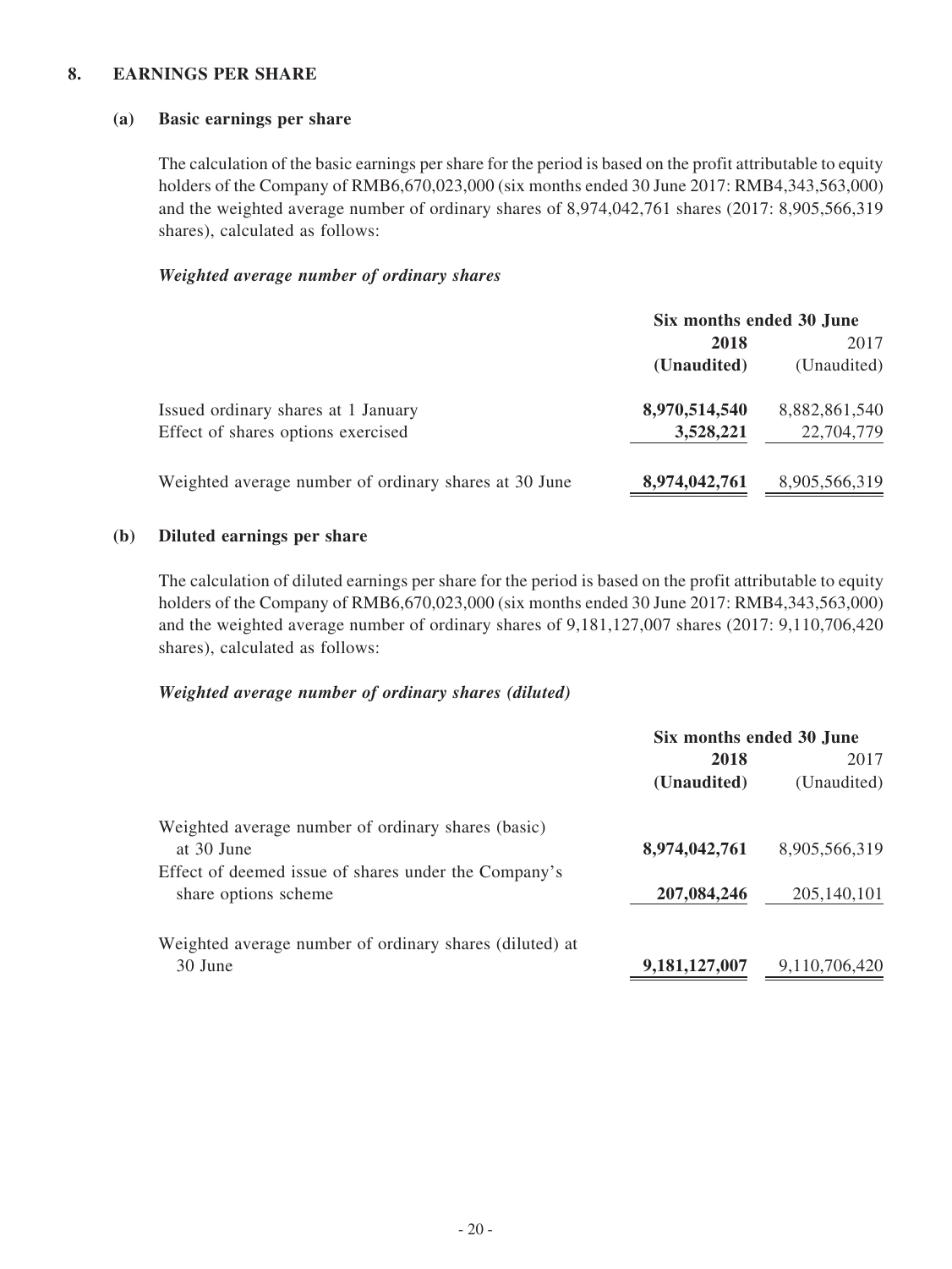## 8. EARNINGS PER SHARE

### (a) Basic earnings per share

The calculation of the basic earnings per share for the period is based on the profit attributable to equity holders of the Company of RMB6,670,023,000 (six months ended 30 June 2017: RMB4,343,563,000) and the weighted average number of ordinary shares of 8,974,042,761 shares (2017: 8,905,566,319 shares), calculated as follows:

***Weighted average number of ordinary shares***

| | Six months ended 30 June | |
|---|---|---|
| | **2018** | 2017 |
| | **(Unaudited)** | (Unaudited) |
| Issued ordinary shares at 1 January | **8,970,514,540** | 8,882,861,540 |
| Effect of shares options exercised | **3,528,221** | 22,704,779 |
| Weighted average number of ordinary shares at 30 June | **8,974,042,761** | 8,905,566,319 |

### (b) Diluted earnings per share

The calculation of diluted earnings per share for the period is based on the profit attributable to equity holders of the Company of RMB6,670,023,000 (six months ended 30 June 2017: RMB4,343,563,000) and the weighted average number of ordinary shares of 9,181,127,007 shares (2017: 9,110,706,420 shares), calculated as follows:

***Weighted average number of ordinary shares (diluted)***

| | Six months ended 30 June | |
|---|---|---|
| | **2018** | 2017 |
| | **(Unaudited)** | (Unaudited) |
| Weighted average number of ordinary shares (basic) at 30 June | **8,974,042,761** | 8,905,566,319 |
| Effect of deemed issue of shares under the Company's share options scheme | **207,084,246** | 205,140,101 |
| Weighted average number of ordinary shares (diluted) at 30 June | **9,181,127,007** | 9,110,706,420 |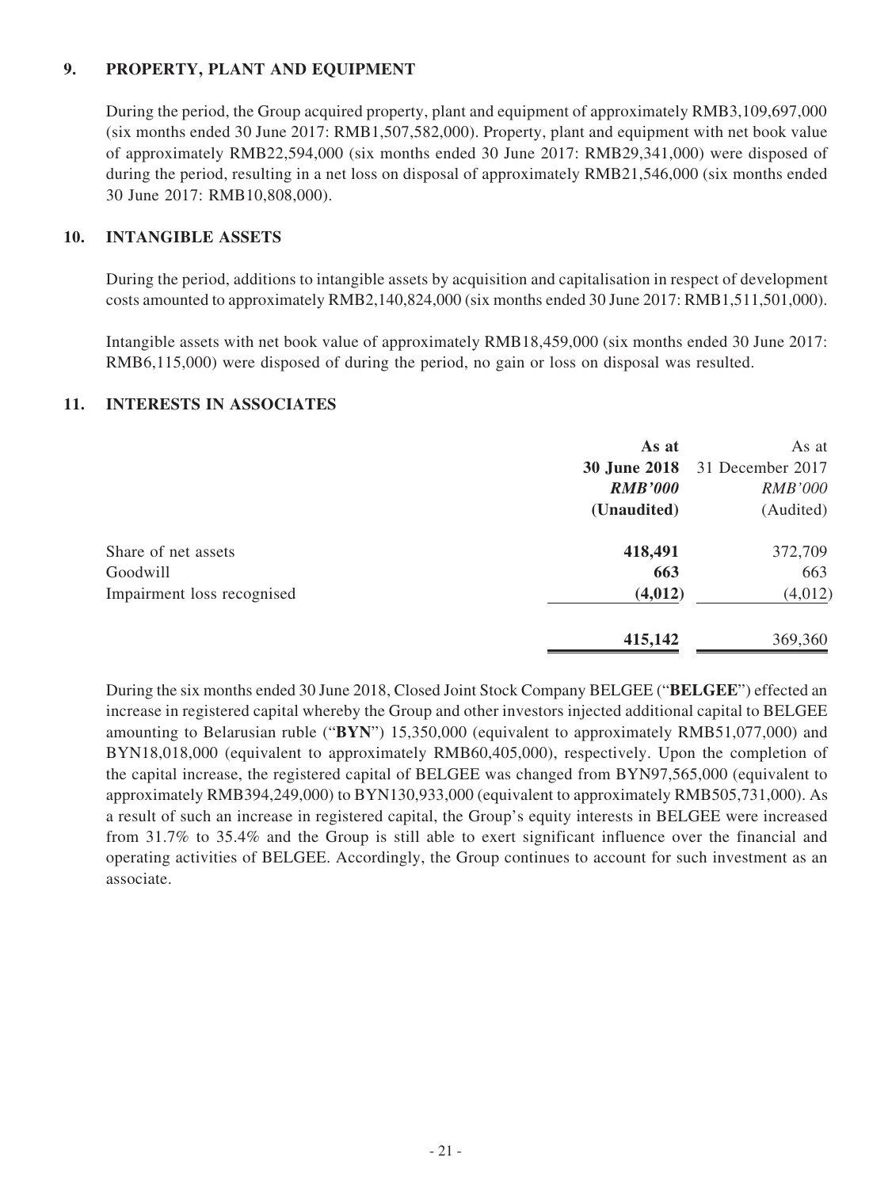## 9. PROPERTY, PLANT AND EQUIPMENT

During the period, the Group acquired property, plant and equipment of approximately RMB3,109,697,000 (six months ended 30 June 2017: RMB1,507,582,000). Property, plant and equipment with net book value of approximately RMB22,594,000 (six months ended 30 June 2017: RMB29,341,000) were disposed of during the period, resulting in a net loss on disposal of approximately RMB21,546,000 (six months ended 30 June 2017: RMB10,808,000).

## 10. INTANGIBLE ASSETS

During the period, additions to intangible assets by acquisition and capitalisation in respect of development costs amounted to approximately RMB2,140,824,000 (six months ended 30 June 2017: RMB1,511,501,000).

Intangible assets with net book value of approximately RMB18,459,000 (six months ended 30 June 2017: RMB6,115,000) were disposed of during the period, no gain or loss on disposal was resulted.

## 11. INTERESTS IN ASSOCIATES

| | As at 30 June 2018 *RMB'000* (Unaudited) | As at 31 December 2017 *RMB'000* (Audited) |
|---|---|---|
| Share of net assets | **418,491** | 372,709 |
| Goodwill | **663** | 663 |
| Impairment loss recognised | **(4,012)** | (4,012) |
| | **415,142** | 369,360 |

During the six months ended 30 June 2018, Closed Joint Stock Company BELGEE ("**BELGEE**") effected an increase in registered capital whereby the Group and other investors injected additional capital to BELGEE amounting to Belarusian ruble ("**BYN**") 15,350,000 (equivalent to approximately RMB51,077,000) and BYN18,018,000 (equivalent to approximately RMB60,405,000), respectively. Upon the completion of the capital increase, the registered capital of BELGEE was changed from BYN97,565,000 (equivalent to approximately RMB394,249,000) to BYN130,933,000 (equivalent to approximately RMB505,731,000). As a result of such an increase in registered capital, the Group's equity interests in BELGEE were increased from 31.7% to 35.4% and the Group is still able to exert significant influence over the financial and operating activities of BELGEE. Accordingly, the Group continues to account for such investment as an associate.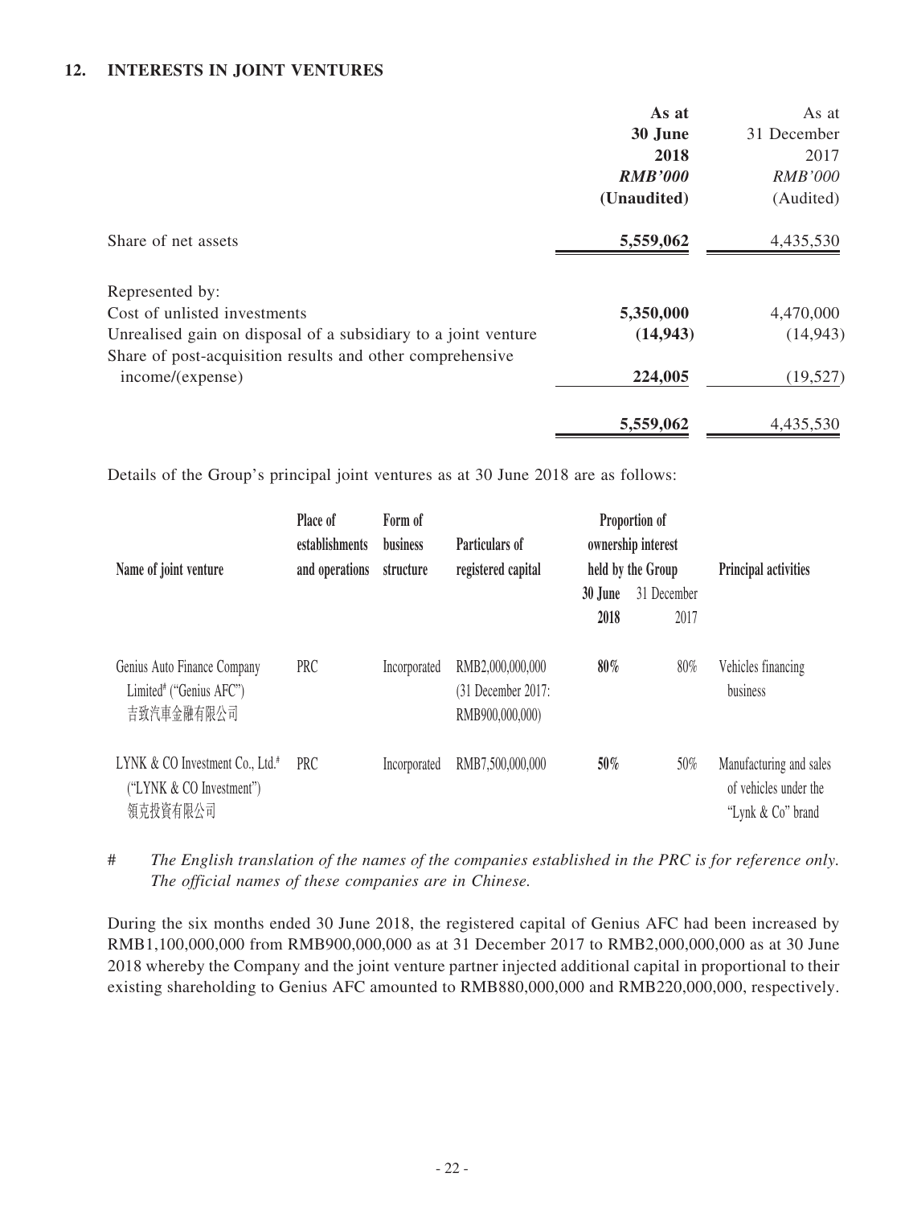## 12. INTERESTS IN JOINT VENTURES

| | As at 30 June 2018 RMB'000 (Unaudited) | As at 31 December 2017 RMB'000 (Audited) |
|---|---|---|
| Share of net assets | **5,559,062** | 4,435,530 |
| Represented by: | | |
| Cost of unlisted investments | **5,350,000** | 4,470,000 |
| Unrealised gain on disposal of a subsidiary to a joint venture | **(14,943)** | (14,943) |
| Share of post-acquisition results and other comprehensive income/(expense) | **224,005** | (19,527) |
| | **5,559,062** | 4,435,530 |

Details of the Group's principal joint ventures as at 30 June 2018 are as follows:

| Name of joint venture | Place of establishments and operations | Form of business structure | Particulars of registered capital | Proportion of ownership interest held by the Group | | Principal activities |
|---|---|---|---|---|---|---|
| | | | | 30 June 2018 | 31 December 2017 | |
| Genius Auto Finance Company Limited# ("Genius AFC") 吉致汽車金融有限公司 | PRC | Incorporated | RMB2,000,000,000 (31 December 2017: RMB900,000,000) | **80%** | 80% | Vehicles financing business |
| LYNK & CO Investment Co., Ltd.# ("LYNK & CO Investment") 領克投資有限公司 | PRC | Incorporated | RMB7,500,000,000 | **50%** | 50% | Manufacturing and sales of vehicles under the "Lynk & Co" brand |

\# *The English translation of the names of the companies established in the PRC is for reference only. The official names of these companies are in Chinese.*

During the six months ended 30 June 2018, the registered capital of Genius AFC had been increased by RMB1,100,000,000 from RMB900,000,000 as at 31 December 2017 to RMB2,000,000,000 as at 30 June 2018 whereby the Company and the joint venture partner injected additional capital in proportional to their existing shareholding to Genius AFC amounted to RMB880,000,000 and RMB220,000,000, respectively.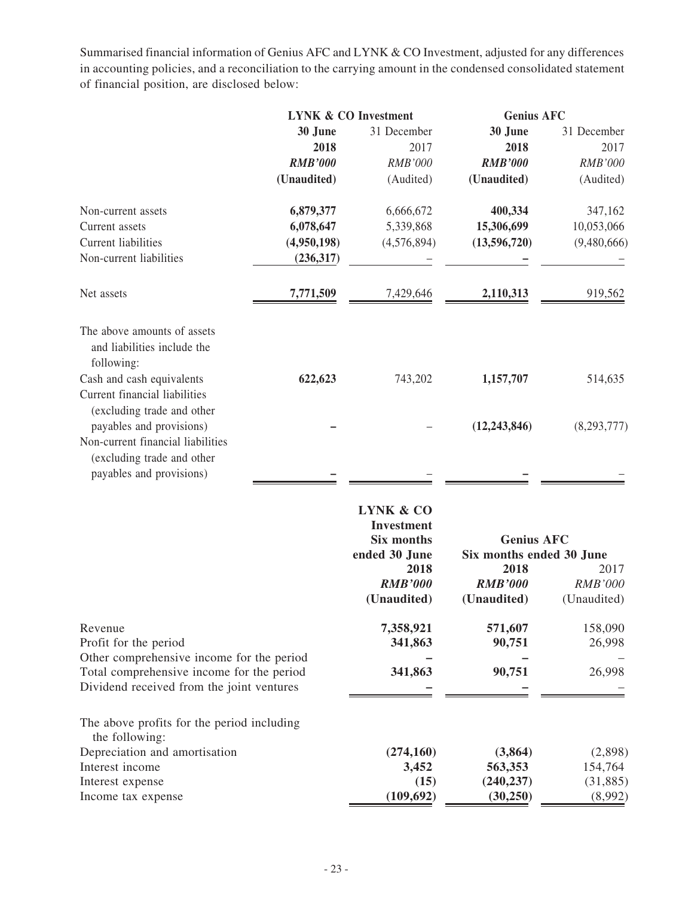Summarised financial information of Genius AFC and LYNK & CO Investment, adjusted for any differences in accounting policies, and a reconciliation to the carrying amount in the condensed consolidated statement of financial position, are disclosed below:

| | LYNK & CO Investment | | Genius AFC | |
|---|---|---|---|---|
| | **30 June 2018** | 31 December 2017 | **30 June 2018** | 31 December 2017 |
| | ***RMB'000*** | *RMB'000* | ***RMB'000*** | *RMB'000* |
| | **(Unaudited)** | (Audited) | **(Unaudited)** | (Audited) |
| Non-current assets | **6,879,377** | 6,666,672 | **400,334** | 347,162 |
| Current assets | **6,078,647** | 5,339,868 | **15,306,699** | 10,053,066 |
| Current liabilities | **(4,950,198)** | (4,576,894) | **(13,596,720)** | (9,480,666) |
| Non-current liabilities | **(236,317)** | – | **–** | – |
| Net assets | **7,771,509** | 7,429,646 | **2,110,313** | 919,562 |
| The above amounts of assets and liabilities include the following: | | | | |
| Cash and cash equivalents | **622,623** | 743,202 | **1,157,707** | 514,635 |
| Current financial liabilities (excluding trade and other payables and provisions) | **–** | – | **(12,243,846)** | (8,293,777) |
| Non-current financial liabilities (excluding trade and other payables and provisions) | **–** | – | **–** | – |

| | LYNK & CO Investment | Genius AFC | |
|---|---|---|---|
| | **Six months ended 30 June** | Six months ended 30 June | |
| | **2018** | **2018** | 2017 |
| | ***RMB'000*** | ***RMB'000*** | *RMB'000* |
| | **(Unaudited)** | **(Unaudited)** | (Unaudited) |
| Revenue | **7,358,921** | **571,607** | 158,090 |
| Profit for the period | **341,863** | **90,751** | 26,998 |
| Other comprehensive income for the period | **–** | **–** | – |
| Total comprehensive income for the period | **341,863** | **90,751** | 26,998 |
| Dividend received from the joint ventures | **–** | **–** | – |
| The above profits for the period including the following: | | | |
| Depreciation and amortisation | **(274,160)** | **(3,864)** | (2,898) |
| Interest income | **3,452** | **563,353** | 154,764 |
| Interest expense | **(15)** | **(240,237)** | (31,885) |
| Income tax expense | **(109,692)** | **(30,250)** | (8,992) |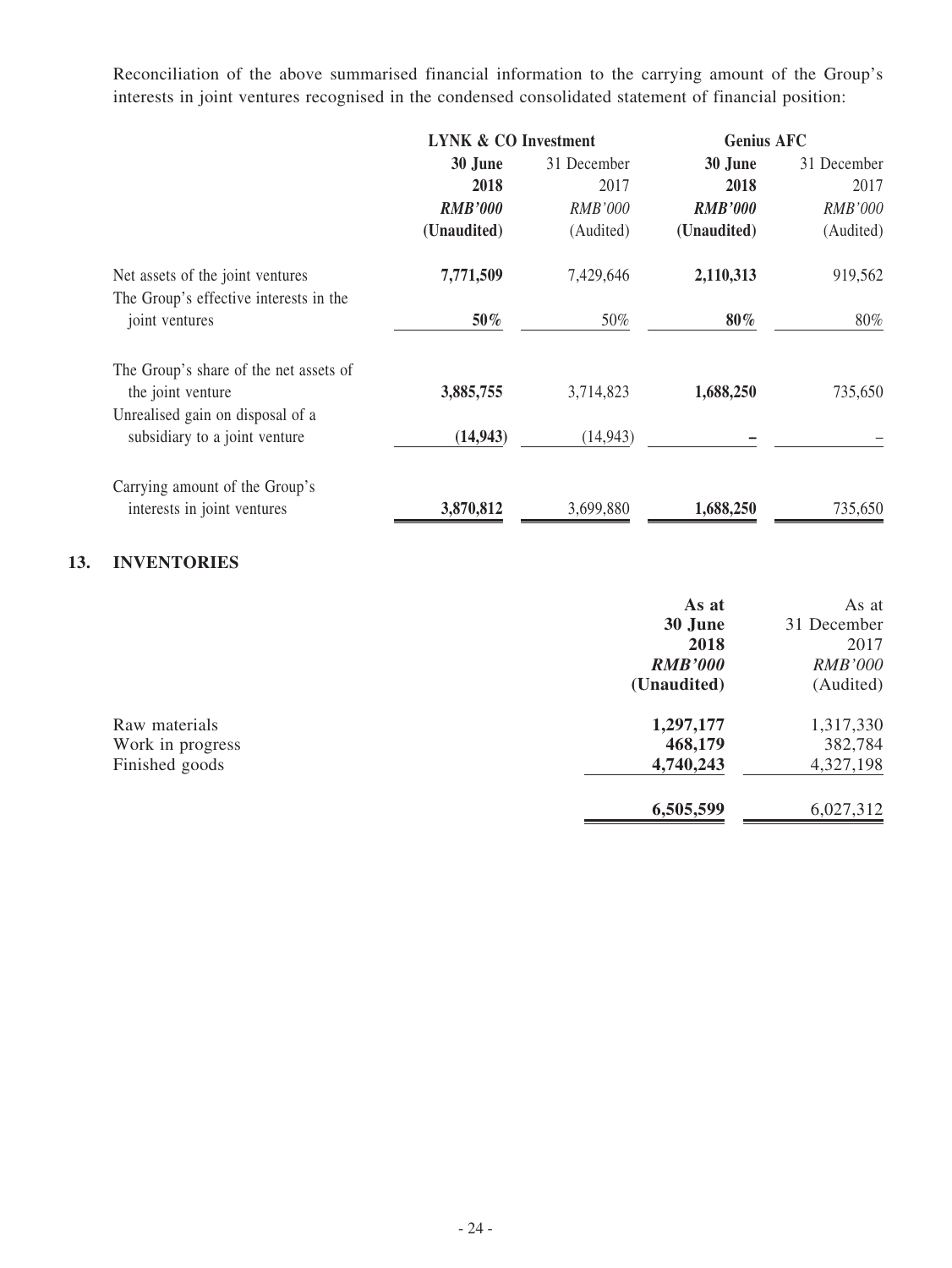Reconciliation of the above summarised financial information to the carrying amount of the Group's interests in joint ventures recognised in the condensed consolidated statement of financial position:

| | LYNK & CO Investment | | Genius AFC | |
|---|---|---|---|---|
| | **30 June 2018** | 31 December 2017 | **30 June 2018** | 31 December 2017 |
| | ***RMB'000*** | *RMB'000* | ***RMB'000*** | *RMB'000* |
| | **(Unaudited)** | (Audited) | **(Unaudited)** | (Audited) |
| Net assets of the joint ventures | **7,771,509** | 7,429,646 | **2,110,313** | 919,562 |
| The Group's effective interests in the joint ventures | **50%** | 50% | **80%** | 80% |
| The Group's share of the net assets of the joint venture | **3,885,755** | 3,714,823 | **1,688,250** | 735,650 |
| Unrealised gain on disposal of a subsidiary to a joint venture | **(14,943)** | (14,943) | **–** | – |
| Carrying amount of the Group's interests in joint ventures | **3,870,812** | 3,699,880 | **1,688,250** | 735,650 |

## 13. INVENTORIES

| | **As at 30 June 2018** | As at 31 December 2017 |
|---|---|---|
| | ***RMB'000*** | *RMB'000* |
| | **(Unaudited)** | (Audited) |
| Raw materials | **1,297,177** | 1,317,330 |
| Work in progress | **468,179** | 382,784 |
| Finished goods | **4,740,243** | 4,327,198 |
| | **6,505,599** | 6,027,312 |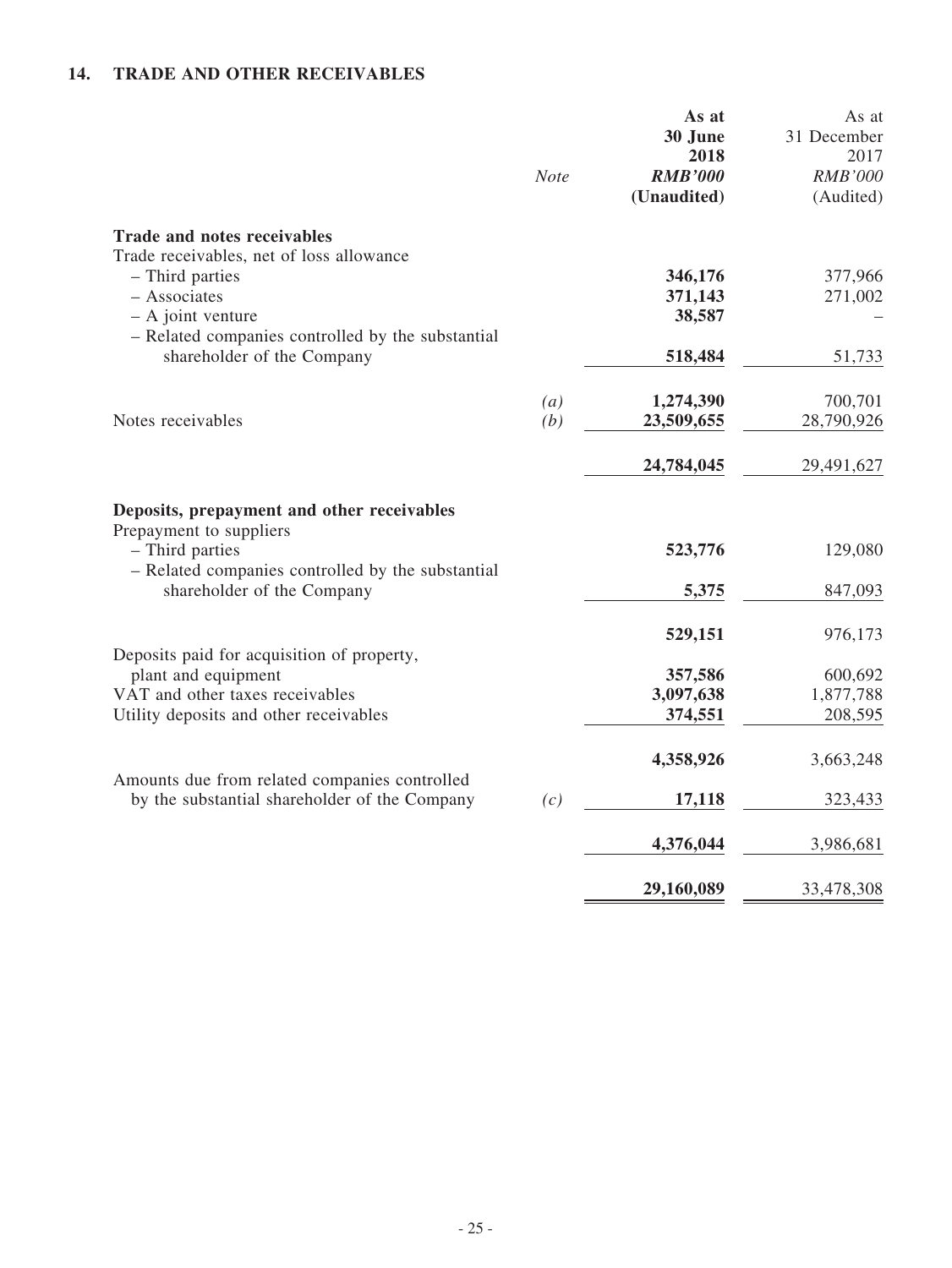### 14. TRADE AND OTHER RECEIVABLES

| | Note | As at 30 June 2018 RMB'000 (Unaudited) | As at 31 December 2017 RMB'000 (Audited) |
|---|---|---|---|
| **Trade and notes receivables** | | | |
| Trade receivables, net of loss allowance | | | |
| – Third parties | | **346,176** | 377,966 |
| – Associates | | **371,143** | 271,002 |
| – A joint venture | | **38,587** | – |
| – Related companies controlled by the substantial shareholder of the Company | | **518,484** | 51,733 |
| | *(a)* | **1,274,390** | 700,701 |
| Notes receivables | *(b)* | **23,509,655** | 28,790,926 |
| | | **24,784,045** | 29,491,627 |
| **Deposits, prepayment and other receivables** | | | |
| Prepayment to suppliers | | | |
| – Third parties | | **523,776** | 129,080 |
| – Related companies controlled by the substantial shareholder of the Company | | **5,375** | 847,093 |
| | | **529,151** | 976,173 |
| Deposits paid for acquisition of property, plant and equipment | | **357,586** | 600,692 |
| VAT and other taxes receivables | | **3,097,638** | 1,877,788 |
| Utility deposits and other receivables | | **374,551** | 208,595 |
| | | **4,358,926** | 3,663,248 |
| Amounts due from related companies controlled by the substantial shareholder of the Company | *(c)* | **17,118** | 323,433 |
| | | **4,376,044** | 3,986,681 |
| | | **29,160,089** | 33,478,308 |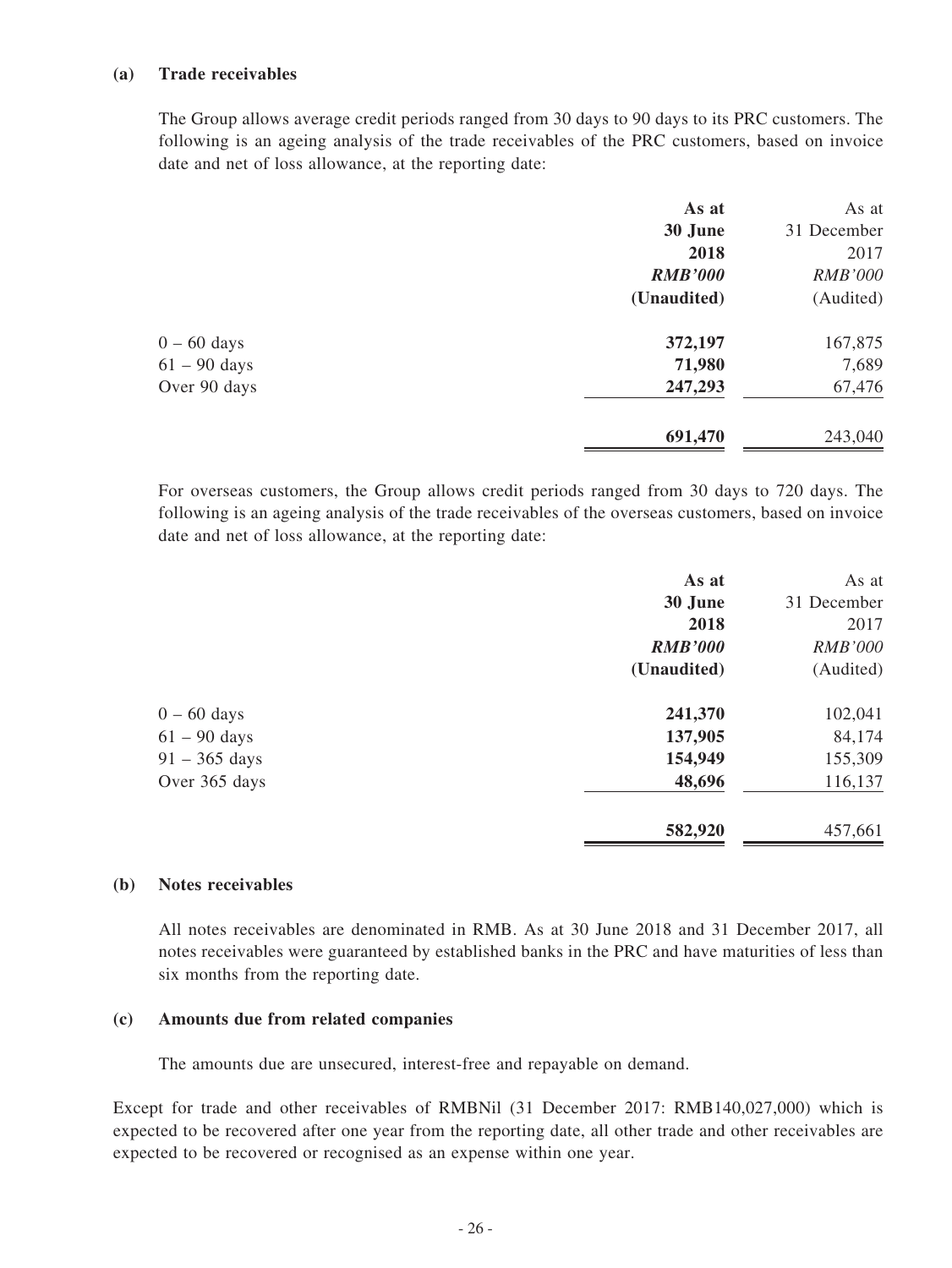**(a) Trade receivables**

The Group allows average credit periods ranged from 30 days to 90 days to its PRC customers. The following is an ageing analysis of the trade receivables of the PRC customers, based on invoice date and net of loss allowance, at the reporting date:

| | **As at 30 June 2018** | As at 31 December 2017 |
|---|---|---|
| | ***RMB'000*** | *RMB'000* |
| | **(Unaudited)** | (Audited) |
| 0 – 60 days | **372,197** | 167,875 |
| 61 – 90 days | **71,980** | 7,689 |
| Over 90 days | **247,293** | 67,476 |
| | **691,470** | 243,040 |

For overseas customers, the Group allows credit periods ranged from 30 days to 720 days. The following is an ageing analysis of the trade receivables of the overseas customers, based on invoice date and net of loss allowance, at the reporting date:

| | **As at 30 June 2018** | As at 31 December 2017 |
|---|---|---|
| | ***RMB'000*** | *RMB'000* |
| | **(Unaudited)** | (Audited) |
| 0 – 60 days | **241,370** | 102,041 |
| 61 – 90 days | **137,905** | 84,174 |
| 91 – 365 days | **154,949** | 155,309 |
| Over 365 days | **48,696** | 116,137 |
| | **582,920** | 457,661 |

**(b) Notes receivables**

All notes receivables are denominated in RMB. As at 30 June 2018 and 31 December 2017, all notes receivables were guaranteed by established banks in the PRC and have maturities of less than six months from the reporting date.

**(c) Amounts due from related companies**

The amounts due are unsecured, interest-free and repayable on demand.

Except for trade and other receivables of RMBNil (31 December 2017: RMB140,027,000) which is expected to be recovered after one year from the reporting date, all other trade and other receivables are expected to be recovered or recognised as an expense within one year.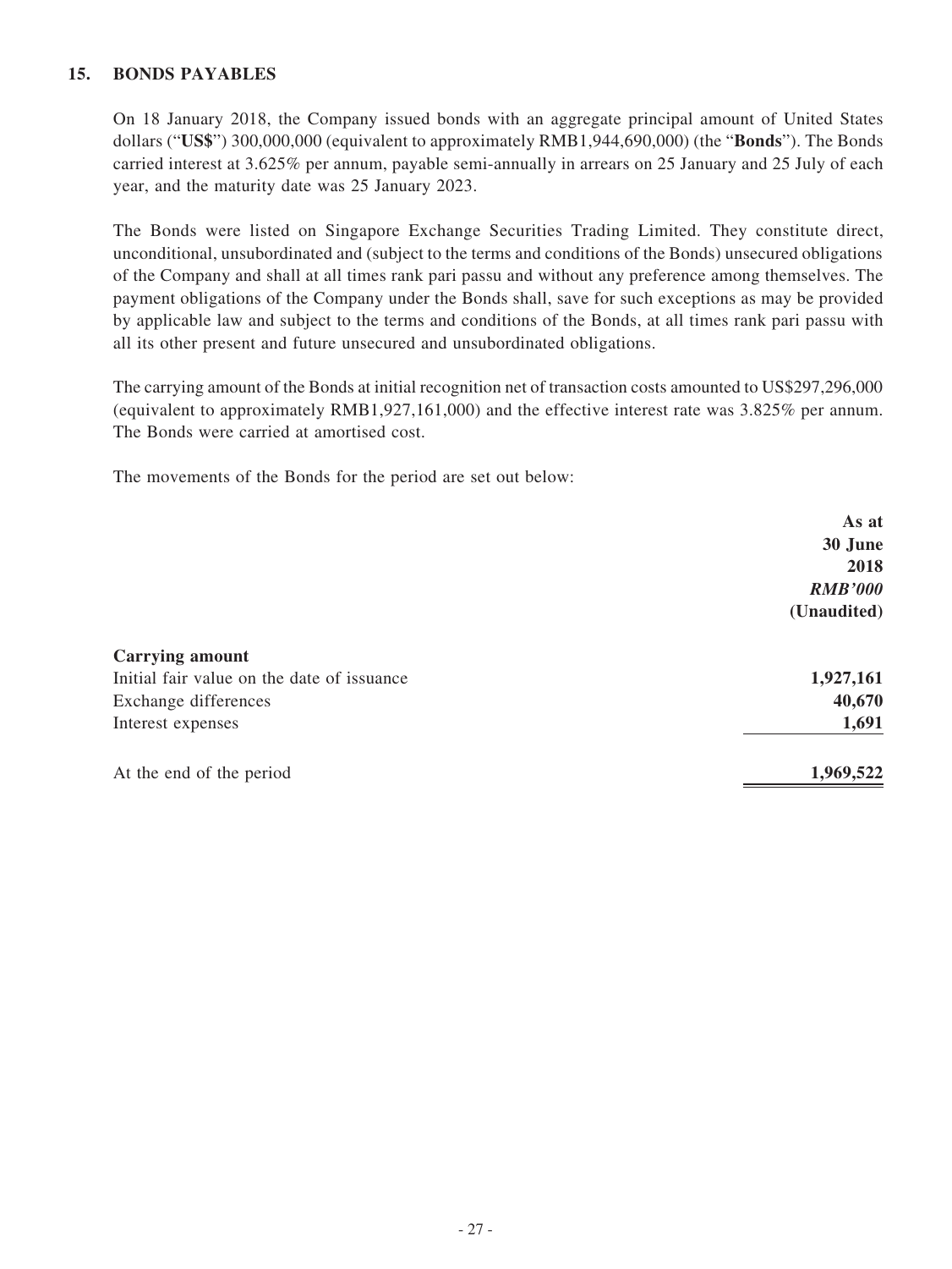## 15. BONDS PAYABLES

On 18 January 2018, the Company issued bonds with an aggregate principal amount of United States dollars ("**US$**") 300,000,000 (equivalent to approximately RMB1,944,690,000) (the "**Bonds**"). The Bonds carried interest at 3.625% per annum, payable semi-annually in arrears on 25 January and 25 July of each year, and the maturity date was 25 January 2023.

The Bonds were listed on Singapore Exchange Securities Trading Limited. They constitute direct, unconditional, unsubordinated and (subject to the terms and conditions of the Bonds) unsecured obligations of the Company and shall at all times rank pari passu and without any preference among themselves. The payment obligations of the Company under the Bonds shall, save for such exceptions as may be provided by applicable law and subject to the terms and conditions of the Bonds, at all times rank pari passu with all its other present and future unsecured and unsubordinated obligations.

The carrying amount of the Bonds at initial recognition net of transaction costs amounted to US$297,296,000 (equivalent to approximately RMB1,927,161,000) and the effective interest rate was 3.825% per annum. The Bonds were carried at amortised cost.

The movements of the Bonds for the period are set out below:

| | **As at 30 June 2018** |
|---|---|
| | ***RMB'000*** |
| | **(Unaudited)** |
| **Carrying amount** | |
| Initial fair value on the date of issuance | **1,927,161** |
| Exchange differences | **40,670** |
| Interest expenses | **1,691** |
| At the end of the period | **1,969,522** |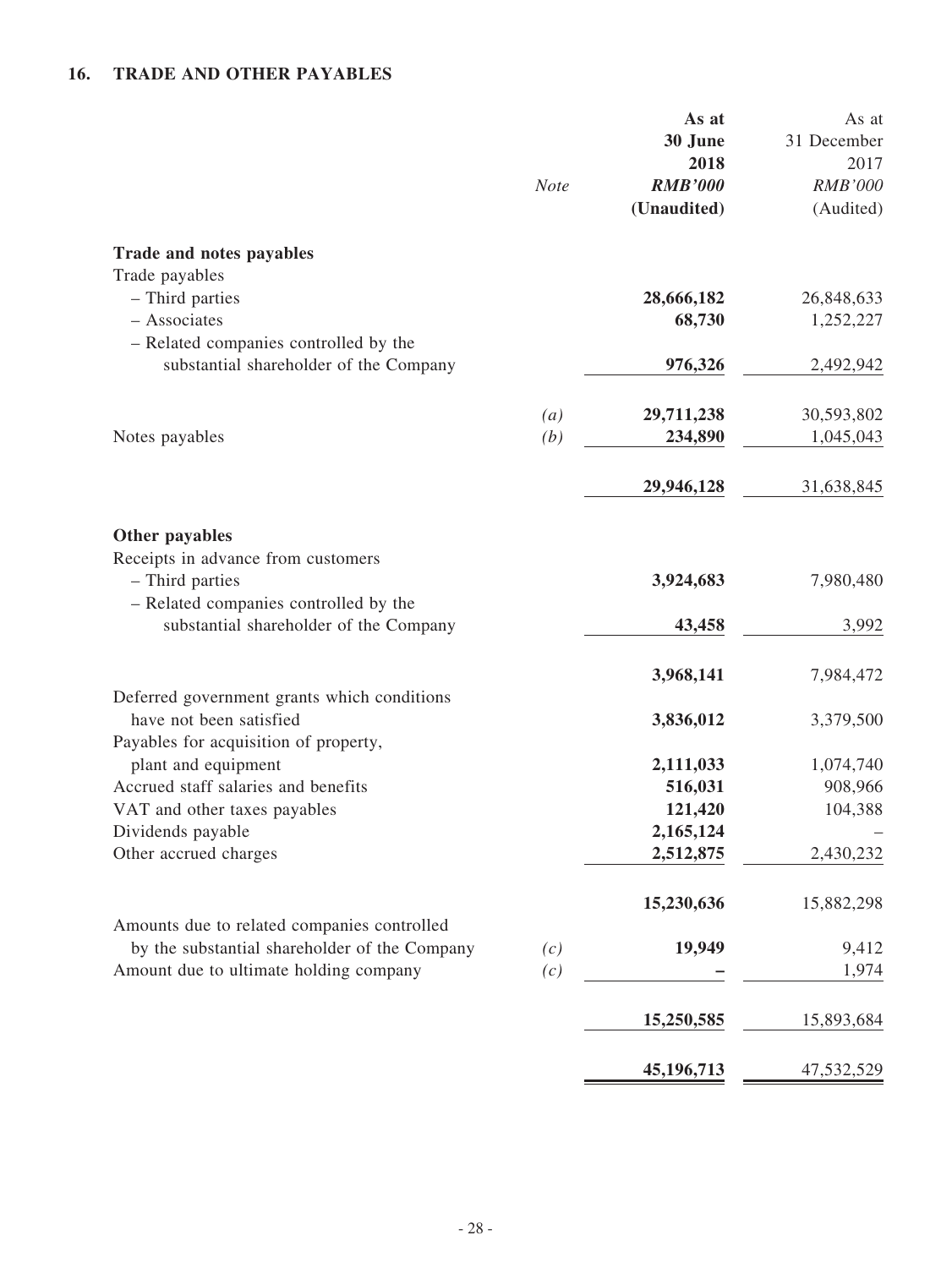## 16. TRADE AND OTHER PAYABLES

| | Note | As at 30 June 2018 RMB'000 (Unaudited) | As at 31 December 2017 RMB'000 (Audited) |
|---|---|---|---|
| **Trade and notes payables** | | | |
| Trade payables | | | |
| – Third parties | | **28,666,182** | 26,848,633 |
| – Associates | | **68,730** | 1,252,227 |
| – Related companies controlled by the substantial shareholder of the Company | | **976,326** | 2,492,942 |
| | *(a)* | **29,711,238** | 30,593,802 |
| Notes payables | *(b)* | **234,890** | 1,045,043 |
| | | **29,946,128** | 31,638,845 |
| **Other payables** | | | |
| Receipts in advance from customers | | | |
| – Third parties | | **3,924,683** | 7,980,480 |
| – Related companies controlled by the substantial shareholder of the Company | | **43,458** | 3,992 |
| | | **3,968,141** | 7,984,472 |
| Deferred government grants which conditions have not been satisfied | | **3,836,012** | 3,379,500 |
| Payables for acquisition of property, plant and equipment | | **2,111,033** | 1,074,740 |
| Accrued staff salaries and benefits | | **516,031** | 908,966 |
| VAT and other taxes payables | | **121,420** | 104,388 |
| Dividends payable | | **2,165,124** | – |
| Other accrued charges | | **2,512,875** | 2,430,232 |
| | | **15,230,636** | 15,882,298 |
| Amounts due to related companies controlled by the substantial shareholder of the Company | *(c)* | **19,949** | 9,412 |
| Amount due to ultimate holding company | *(c)* | **–** | 1,974 |
| | | **15,250,585** | 15,893,684 |
| | | **45,196,713** | 47,532,529 |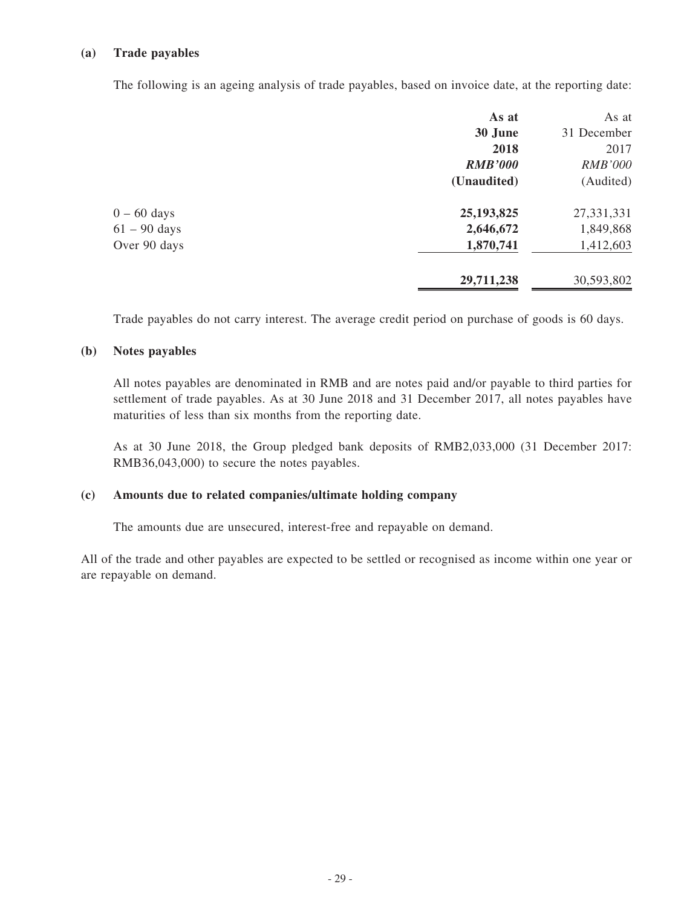**(a) Trade payables**

The following is an ageing analysis of trade payables, based on invoice date, at the reporting date:

| | **As at 30 June 2018** | As at 31 December 2017 |
|---|---|---|
| | ***RMB'000*** | *RMB'000* |
| | **(Unaudited)** | (Audited) |
| 0 – 60 days | **25,193,825** | 27,331,331 |
| 61 – 90 days | **2,646,672** | 1,849,868 |
| Over 90 days | **1,870,741** | 1,412,603 |
| | **29,711,238** | 30,593,802 |

Trade payables do not carry interest. The average credit period on purchase of goods is 60 days.

**(b) Notes payables**

All notes payables are denominated in RMB and are notes paid and/or payable to third parties for settlement of trade payables. As at 30 June 2018 and 31 December 2017, all notes payables have maturities of less than six months from the reporting date.

As at 30 June 2018, the Group pledged bank deposits of RMB2,033,000 (31 December 2017: RMB36,043,000) to secure the notes payables.

**(c) Amounts due to related companies/ultimate holding company**

The amounts due are unsecured, interest-free and repayable on demand.

All of the trade and other payables are expected to be settled or recognised as income within one year or are repayable on demand.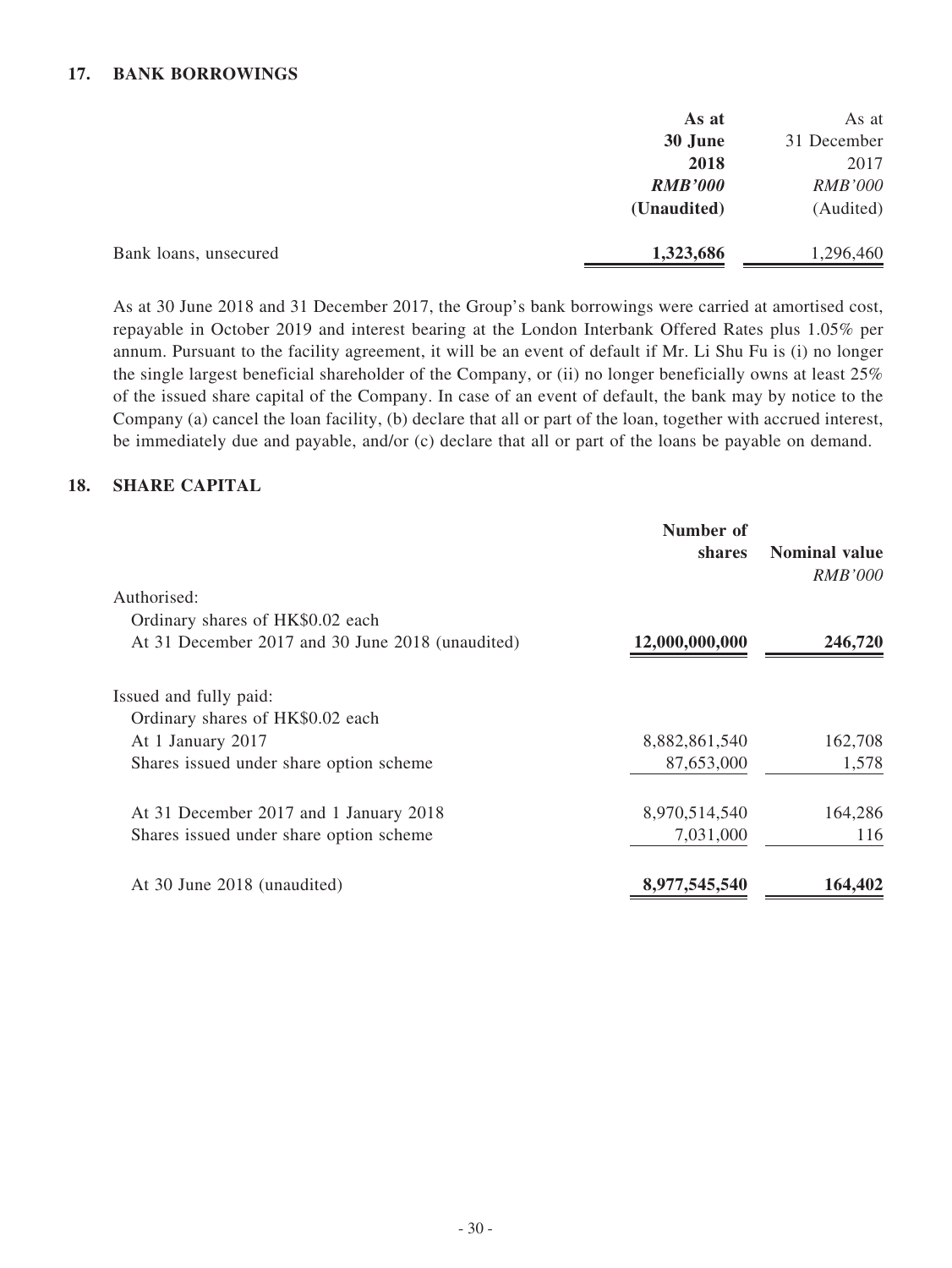## 17. BANK BORROWINGS

| | As at 30 June 2018 *RMB'000* (Unaudited) | As at 31 December 2017 *RMB'000* (Audited) |
|---|---|---|
| Bank loans, unsecured | **1,323,686** | 1,296,460 |

As at 30 June 2018 and 31 December 2017, the Group's bank borrowings were carried at amortised cost, repayable in October 2019 and interest bearing at the London Interbank Offered Rates plus 1.05% per annum. Pursuant to the facility agreement, it will be an event of default if Mr. Li Shu Fu is (i) no longer the single largest beneficial shareholder of the Company, or (ii) no longer beneficially owns at least 25% of the issued share capital of the Company. In case of an event of default, the bank may by notice to the Company (a) cancel the loan facility, (b) declare that all or part of the loan, together with accrued interest, be immediately due and payable, and/or (c) declare that all or part of the loans be payable on demand.

## 18. SHARE CAPITAL

| | Number of shares | Nominal value *RMB'000* |
|---|---|---|
| Authorised: | | |
| Ordinary shares of HK$0.02 each | | |
| At 31 December 2017 and 30 June 2018 (unaudited) | **12,000,000,000** | **246,720** |
| Issued and fully paid: | | |
| Ordinary shares of HK$0.02 each | | |
| At 1 January 2017 | 8,882,861,540 | 162,708 |
| Shares issued under share option scheme | 87,653,000 | 1,578 |
| At 31 December 2017 and 1 January 2018 | 8,970,514,540 | 164,286 |
| Shares issued under share option scheme | 7,031,000 | 116 |
| At 30 June 2018 (unaudited) | **8,977,545,540** | **164,402** |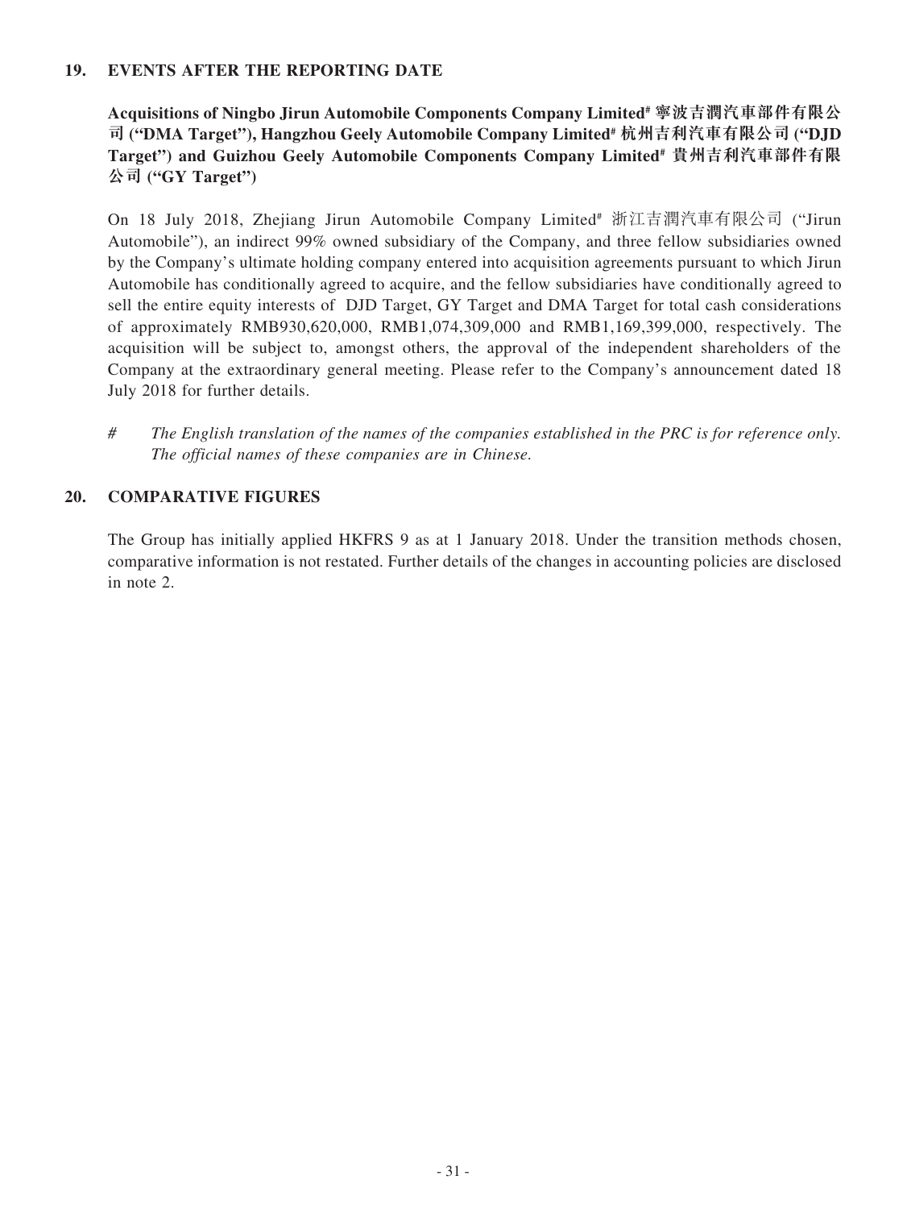## 19. EVENTS AFTER THE REPORTING DATE

**Acquisitions of Ningbo Jirun Automobile Components Company Limited# 寧波吉潤汽車部件有限公司 ("DMA Target"), Hangzhou Geely Automobile Company Limited# 杭州吉利汽車有限公司 ("DJD Target") and Guizhou Geely Automobile Components Company Limited# 貴州吉利汽車部件有限公司 ("GY Target")**

On 18 July 2018, Zhejiang Jirun Automobile Company Limited# 浙江吉潤汽車有限公司 ("Jirun Automobile"), an indirect 99% owned subsidiary of the Company, and three fellow subsidiaries owned by the Company's ultimate holding company entered into acquisition agreements pursuant to which Jirun Automobile has conditionally agreed to acquire, and the fellow subsidiaries have conditionally agreed to sell the entire equity interests of DJD Target, GY Target and DMA Target for total cash considerations of approximately RMB930,620,000, RMB1,074,309,000 and RMB1,169,399,000, respectively. The acquisition will be subject to, amongst others, the approval of the independent shareholders of the Company at the extraordinary general meeting. Please refer to the Company's announcement dated 18 July 2018 for further details.

# *The English translation of the names of the companies established in the PRC is for reference only. The official names of these companies are in Chinese.*

## 20. COMPARATIVE FIGURES

The Group has initially applied HKFRS 9 as at 1 January 2018. Under the transition methods chosen, comparative information is not restated. Further details of the changes in accounting policies are disclosed in note 2.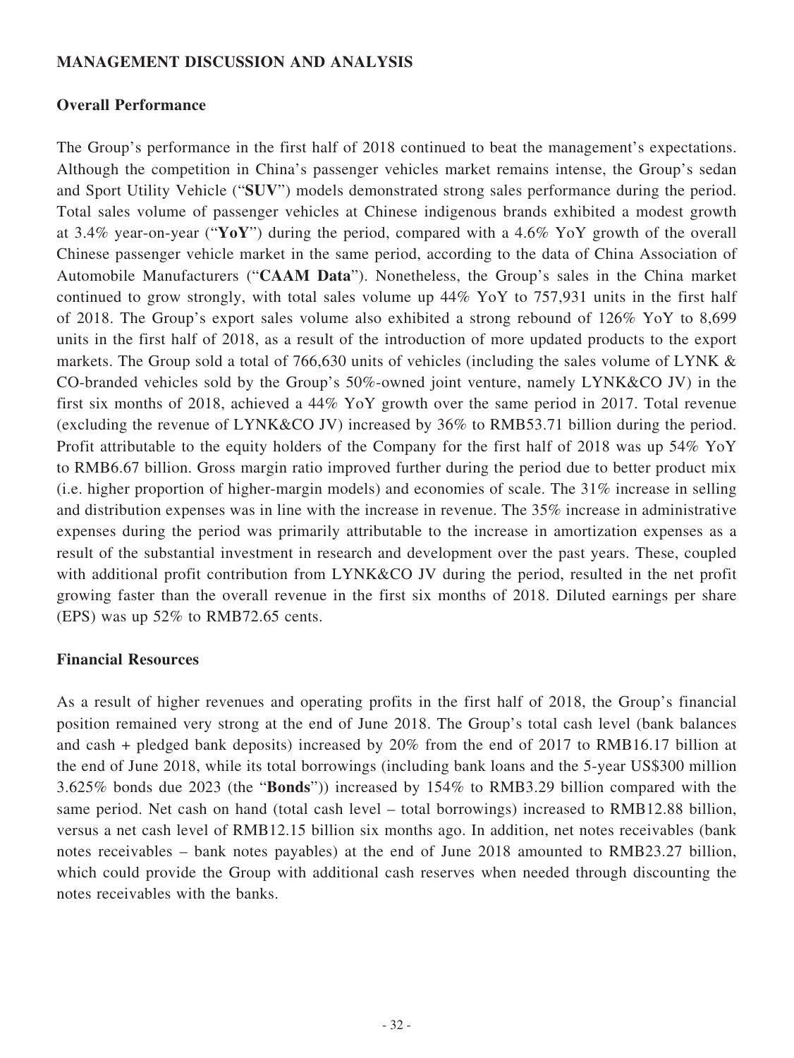## MANAGEMENT DISCUSSION AND ANALYSIS

### Overall Performance

The Group's performance in the first half of 2018 continued to beat the management's expectations. Although the competition in China's passenger vehicles market remains intense, the Group's sedan and Sport Utility Vehicle ("**SUV**") models demonstrated strong sales performance during the period. Total sales volume of passenger vehicles at Chinese indigenous brands exhibited a modest growth at 3.4% year-on-year ("**YoY**") during the period, compared with a 4.6% YoY growth of the overall Chinese passenger vehicle market in the same period, according to the data of China Association of Automobile Manufacturers ("**CAAM Data**"). Nonetheless, the Group's sales in the China market continued to grow strongly, with total sales volume up 44% YoY to 757,931 units in the first half of 2018. The Group's export sales volume also exhibited a strong rebound of 126% YoY to 8,699 units in the first half of 2018, as a result of the introduction of more updated products to the export markets. The Group sold a total of 766,630 units of vehicles (including the sales volume of LYNK & CO-branded vehicles sold by the Group's 50%-owned joint venture, namely LYNK&CO JV) in the first six months of 2018, achieved a 44% YoY growth over the same period in 2017. Total revenue (excluding the revenue of LYNK&CO JV) increased by 36% to RMB53.71 billion during the period. Profit attributable to the equity holders of the Company for the first half of 2018 was up 54% YoY to RMB6.67 billion. Gross margin ratio improved further during the period due to better product mix (i.e. higher proportion of higher-margin models) and economies of scale. The 31% increase in selling and distribution expenses was in line with the increase in revenue. The 35% increase in administrative expenses during the period was primarily attributable to the increase in amortization expenses as a result of the substantial investment in research and development over the past years. These, coupled with additional profit contribution from LYNK&CO JV during the period, resulted in the net profit growing faster than the overall revenue in the first six months of 2018. Diluted earnings per share (EPS) was up 52% to RMB72.65 cents.

### Financial Resources

As a result of higher revenues and operating profits in the first half of 2018, the Group's financial position remained very strong at the end of June 2018. The Group's total cash level (bank balances and cash + pledged bank deposits) increased by 20% from the end of 2017 to RMB16.17 billion at the end of June 2018, while its total borrowings (including bank loans and the 5-year US$300 million 3.625% bonds due 2023 (the "**Bonds**")) increased by 154% to RMB3.29 billion compared with the same period. Net cash on hand (total cash level – total borrowings) increased to RMB12.88 billion, versus a net cash level of RMB12.15 billion six months ago. In addition, net notes receivables (bank notes receivables – bank notes payables) at the end of June 2018 amounted to RMB23.27 billion, which could provide the Group with additional cash reserves when needed through discounting the notes receivables with the banks.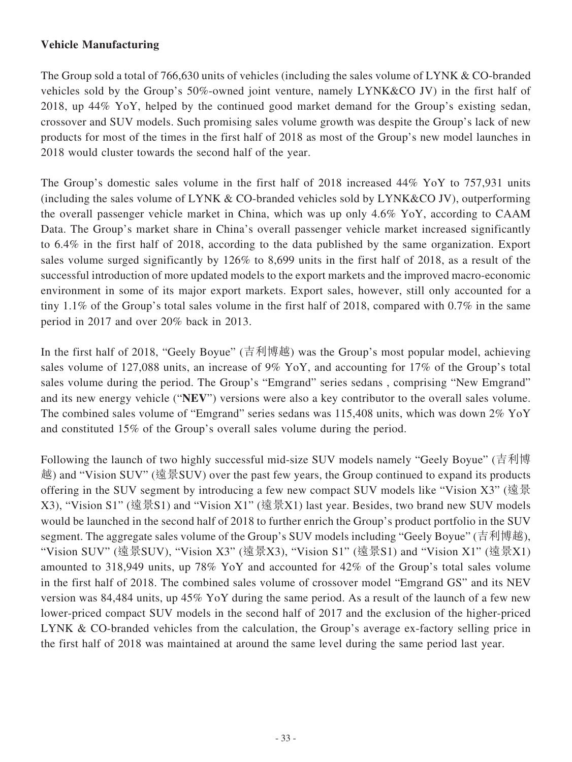**Vehicle Manufacturing**

The Group sold a total of 766,630 units of vehicles (including the sales volume of LYNK & CO-branded vehicles sold by the Group's 50%-owned joint venture, namely LYNK&CO JV) in the first half of 2018, up 44% YoY, helped by the continued good market demand for the Group's existing sedan, crossover and SUV models. Such promising sales volume growth was despite the Group's lack of new products for most of the times in the first half of 2018 as most of the Group's new model launches in 2018 would cluster towards the second half of the year.

The Group's domestic sales volume in the first half of 2018 increased 44% YoY to 757,931 units (including the sales volume of LYNK & CO-branded vehicles sold by LYNK&CO JV), outperforming the overall passenger vehicle market in China, which was up only 4.6% YoY, according to CAAM Data. The Group's market share in China's overall passenger vehicle market increased significantly to 6.4% in the first half of 2018, according to the data published by the same organization. Export sales volume surged significantly by 126% to 8,699 units in the first half of 2018, as a result of the successful introduction of more updated models to the export markets and the improved macro-economic environment in some of its major export markets. Export sales, however, still only accounted for a tiny 1.1% of the Group's total sales volume in the first half of 2018, compared with 0.7% in the same period in 2017 and over 20% back in 2013.

In the first half of 2018, "Geely Boyue" (吉利博越) was the Group's most popular model, achieving sales volume of 127,088 units, an increase of 9% YoY, and accounting for 17% of the Group's total sales volume during the period. The Group's "Emgrand" series sedans , comprising "New Emgrand" and its new energy vehicle ("**NEV**") versions were also a key contributor to the overall sales volume. The combined sales volume of "Emgrand" series sedans was 115,408 units, which was down 2% YoY and constituted 15% of the Group's overall sales volume during the period.

Following the launch of two highly successful mid-size SUV models namely "Geely Boyue" (吉利博越) and "Vision SUV" (遠景SUV) over the past few years, the Group continued to expand its products offering in the SUV segment by introducing a few new compact SUV models like "Vision X3" (遠景X3), "Vision S1" (遠景S1) and "Vision X1" (遠景X1) last year. Besides, two brand new SUV models would be launched in the second half of 2018 to further enrich the Group's product portfolio in the SUV segment. The aggregate sales volume of the Group's SUV models including "Geely Boyue" (吉利博越), "Vision SUV" (遠景SUV), "Vision X3" (遠景X3), "Vision S1" (遠景S1) and "Vision X1" (遠景X1) amounted to 318,949 units, up 78% YoY and accounted for 42% of the Group's total sales volume in the first half of 2018. The combined sales volume of crossover model "Emgrand GS" and its NEV version was 84,484 units, up 45% YoY during the same period. As a result of the launch of a few new lower-priced compact SUV models in the second half of 2017 and the exclusion of the higher-priced LYNK & CO-branded vehicles from the calculation, the Group's average ex-factory selling price in the first half of 2018 was maintained at around the same level during the same period last year.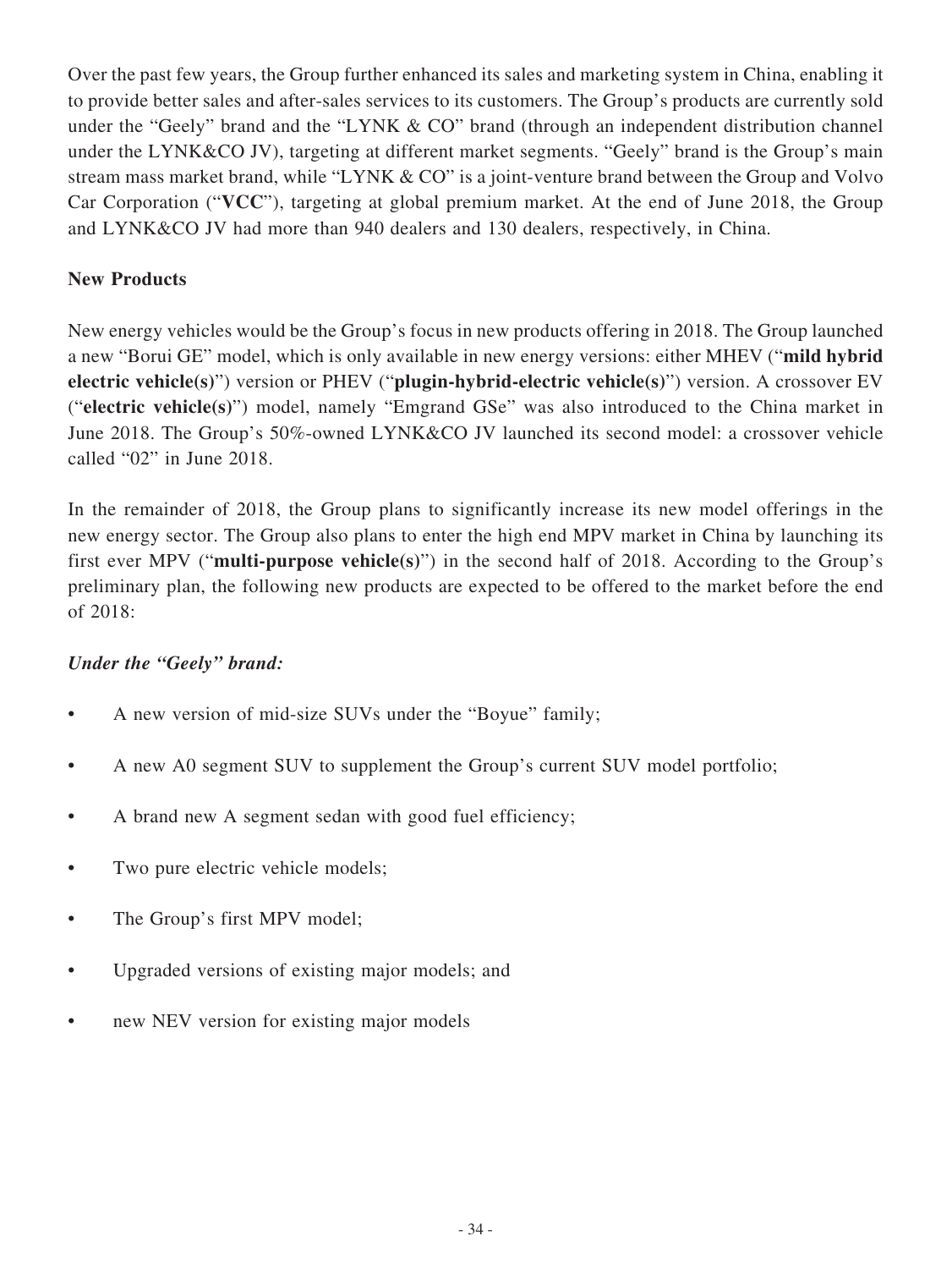Over the past few years, the Group further enhanced its sales and marketing system in China, enabling it to provide better sales and after-sales services to its customers. The Group's products are currently sold under the "Geely" brand and the "LYNK & CO" brand (through an independent distribution channel under the LYNK&CO JV), targeting at different market segments. "Geely" brand is the Group's main stream mass market brand, while "LYNK & CO" is a joint-venture brand between the Group and Volvo Car Corporation ("**VCC**"), targeting at global premium market. At the end of June 2018, the Group and LYNK&CO JV had more than 940 dealers and 130 dealers, respectively, in China.

**New Products**

New energy vehicles would be the Group's focus in new products offering in 2018. The Group launched a new "Borui GE" model, which is only available in new energy versions: either MHEV ("**mild hybrid electric vehicle(s)**") version or PHEV ("**plugin-hybrid-electric vehicle(s)**") version. A crossover EV ("**electric vehicle(s)**") model, namely "Emgrand GSe" was also introduced to the China market in June 2018. The Group's 50%-owned LYNK&CO JV launched its second model: a crossover vehicle called "02" in June 2018.

In the remainder of 2018, the Group plans to significantly increase its new model offerings in the new energy sector. The Group also plans to enter the high end MPV market in China by launching its first ever MPV ("**multi-purpose vehicle(s)**") in the second half of 2018. According to the Group's preliminary plan, the following new products are expected to be offered to the market before the end of 2018:

***Under the "Geely" brand:***

- A new version of mid-size SUVs under the "Boyue" family;
- A new A0 segment SUV to supplement the Group's current SUV model portfolio;
- A brand new A segment sedan with good fuel efficiency;
- Two pure electric vehicle models;
- The Group's first MPV model;
- Upgraded versions of existing major models; and
- new NEV version for existing major models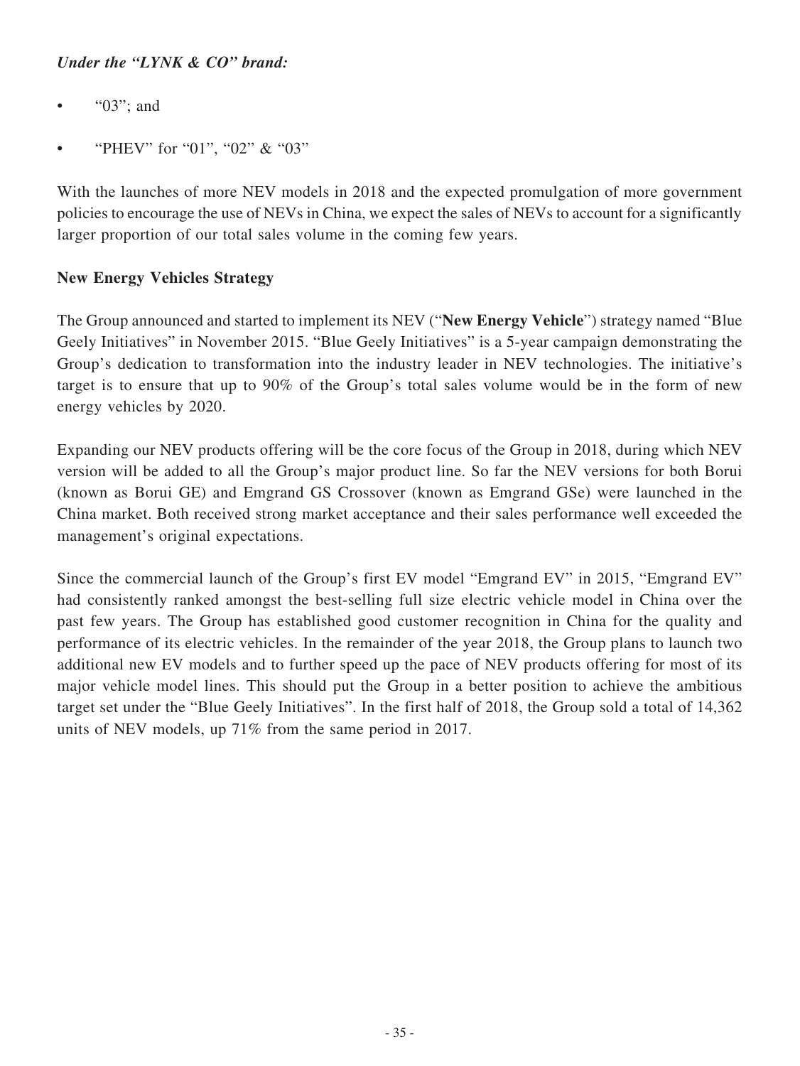***Under the "LYNK & CO" brand:***

- "03"; and
- "PHEV" for "01", "02" & "03"

With the launches of more NEV models in 2018 and the expected promulgation of more government policies to encourage the use of NEVs in China, we expect the sales of NEVs to account for a significantly larger proportion of our total sales volume in the coming few years.

**New Energy Vehicles Strategy**

The Group announced and started to implement its NEV ("**New Energy Vehicle**") strategy named "Blue Geely Initiatives" in November 2015. "Blue Geely Initiatives" is a 5-year campaign demonstrating the Group's dedication to transformation into the industry leader in NEV technologies. The initiative's target is to ensure that up to 90% of the Group's total sales volume would be in the form of new energy vehicles by 2020.

Expanding our NEV products offering will be the core focus of the Group in 2018, during which NEV version will be added to all the Group's major product line. So far the NEV versions for both Borui (known as Borui GE) and Emgrand GS Crossover (known as Emgrand GSe) were launched in the China market. Both received strong market acceptance and their sales performance well exceeded the management's original expectations.

Since the commercial launch of the Group's first EV model "Emgrand EV" in 2015, "Emgrand EV" had consistently ranked amongst the best-selling full size electric vehicle model in China over the past few years. The Group has established good customer recognition in China for the quality and performance of its electric vehicles. In the remainder of the year 2018, the Group plans to launch two additional new EV models and to further speed up the pace of NEV products offering for most of its major vehicle model lines. This should put the Group in a better position to achieve the ambitious target set under the "Blue Geely Initiatives". In the first half of 2018, the Group sold a total of 14,362 units of NEV models, up 71% from the same period in 2017.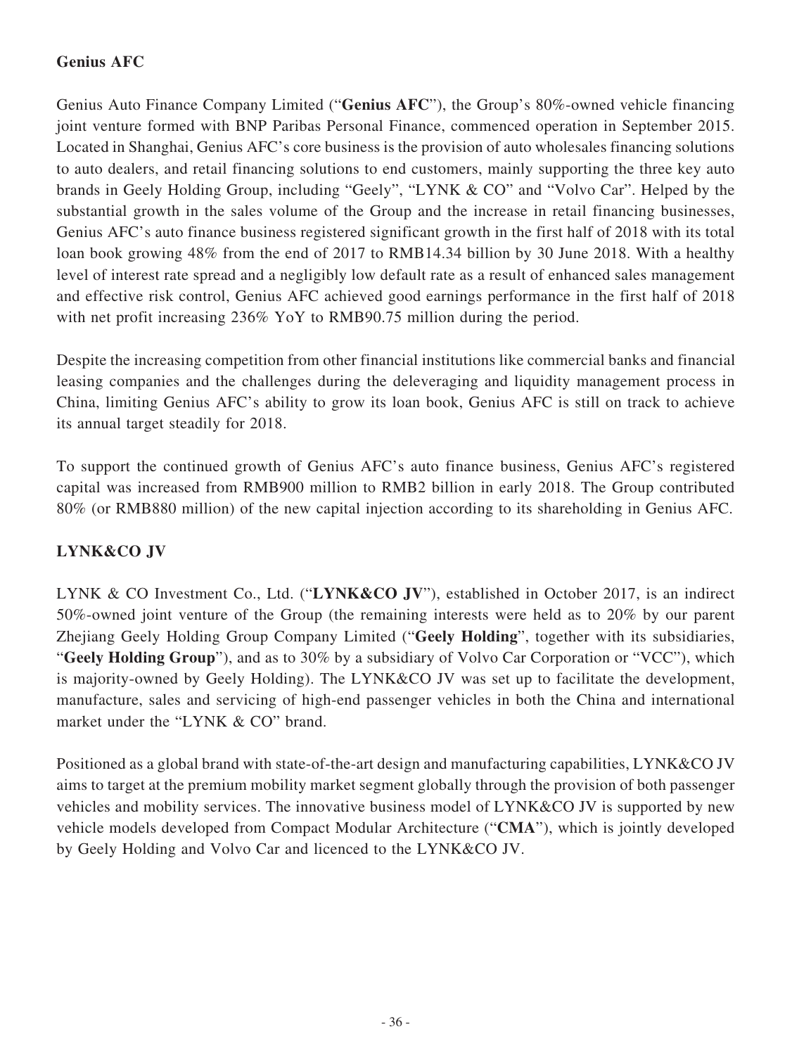### Genius AFC

Genius Auto Finance Company Limited ("**Genius AFC**"), the Group's 80%-owned vehicle financing joint venture formed with BNP Paribas Personal Finance, commenced operation in September 2015. Located in Shanghai, Genius AFC's core business is the provision of auto wholesales financing solutions to auto dealers, and retail financing solutions to end customers, mainly supporting the three key auto brands in Geely Holding Group, including "Geely", "LYNK & CO" and "Volvo Car". Helped by the substantial growth in the sales volume of the Group and the increase in retail financing businesses, Genius AFC's auto finance business registered significant growth in the first half of 2018 with its total loan book growing 48% from the end of 2017 to RMB14.34 billion by 30 June 2018. With a healthy level of interest rate spread and a negligibly low default rate as a result of enhanced sales management and effective risk control, Genius AFC achieved good earnings performance in the first half of 2018 with net profit increasing 236% YoY to RMB90.75 million during the period.

Despite the increasing competition from other financial institutions like commercial banks and financial leasing companies and the challenges during the deleveraging and liquidity management process in China, limiting Genius AFC's ability to grow its loan book, Genius AFC is still on track to achieve its annual target steadily for 2018.

To support the continued growth of Genius AFC's auto finance business, Genius AFC's registered capital was increased from RMB900 million to RMB2 billion in early 2018. The Group contributed 80% (or RMB880 million) of the new capital injection according to its shareholding in Genius AFC.

### LYNK&CO JV

LYNK & CO Investment Co., Ltd. ("**LYNK&CO JV**"), established in October 2017, is an indirect 50%-owned joint venture of the Group (the remaining interests were held as to 20% by our parent Zhejiang Geely Holding Group Company Limited ("**Geely Holding**", together with its subsidiaries, "**Geely Holding Group**"), and as to 30% by a subsidiary of Volvo Car Corporation or "VCC"), which is majority-owned by Geely Holding). The LYNK&CO JV was set up to facilitate the development, manufacture, sales and servicing of high-end passenger vehicles in both the China and international market under the "LYNK & CO" brand.

Positioned as a global brand with state-of-the-art design and manufacturing capabilities, LYNK&CO JV aims to target at the premium mobility market segment globally through the provision of both passenger vehicles and mobility services. The innovative business model of LYNK&CO JV is supported by new vehicle models developed from Compact Modular Architecture ("**CMA**"), which is jointly developed by Geely Holding and Volvo Car and licenced to the LYNK&CO JV.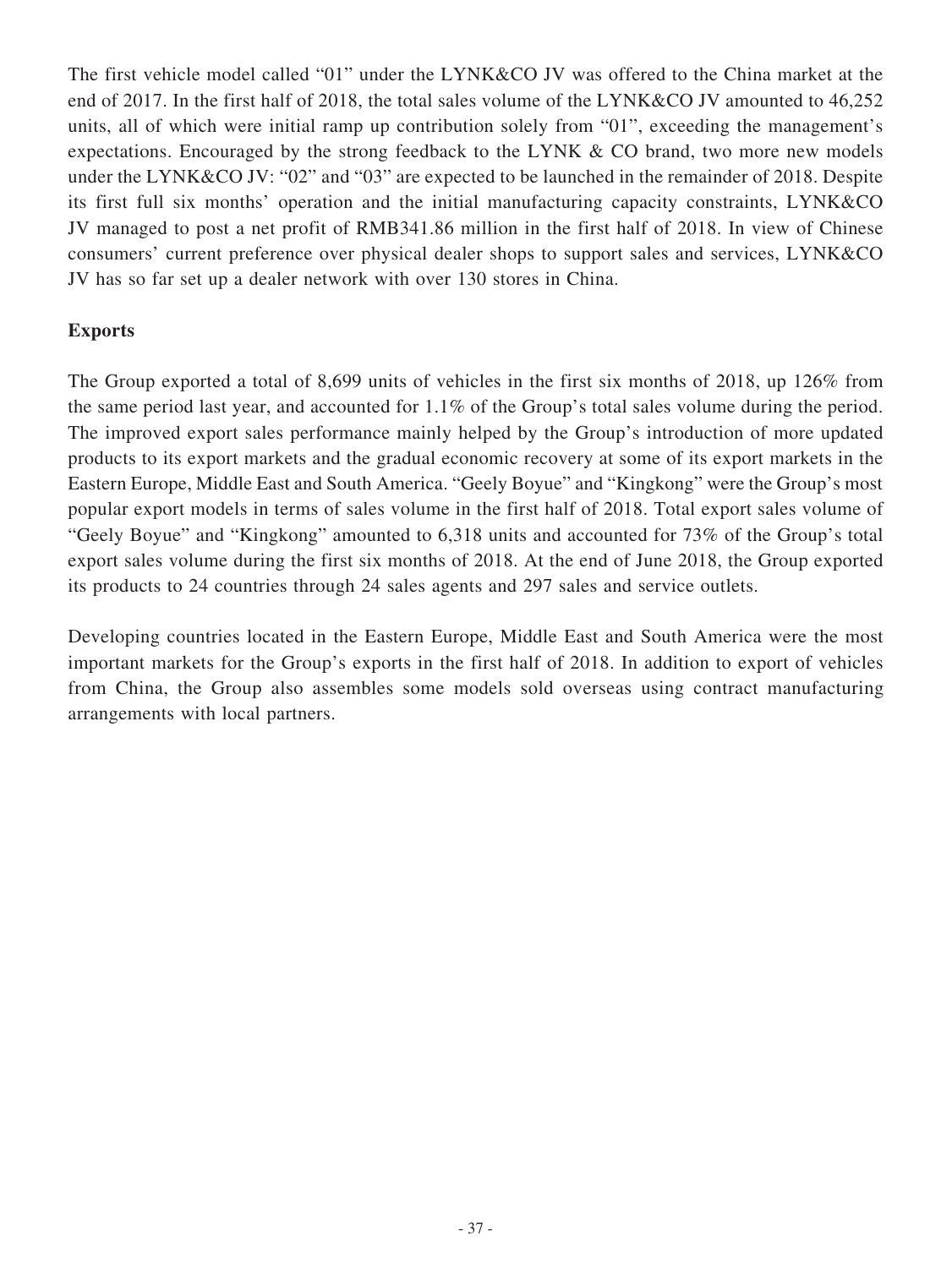The first vehicle model called "01" under the LYNK&CO JV was offered to the China market at the end of 2017. In the first half of 2018, the total sales volume of the LYNK&CO JV amounted to 46,252 units, all of which were initial ramp up contribution solely from "01", exceeding the management's expectations. Encouraged by the strong feedback to the LYNK & CO brand, two more new models under the LYNK&CO JV: "02" and "03" are expected to be launched in the remainder of 2018. Despite its first full six months' operation and the initial manufacturing capacity constraints, LYNK&CO JV managed to post a net profit of RMB341.86 million in the first half of 2018. In view of Chinese consumers' current preference over physical dealer shops to support sales and services, LYNK&CO JV has so far set up a dealer network with over 130 stores in China.

**Exports**

The Group exported a total of 8,699 units of vehicles in the first six months of 2018, up 126% from the same period last year, and accounted for 1.1% of the Group's total sales volume during the period. The improved export sales performance mainly helped by the Group's introduction of more updated products to its export markets and the gradual economic recovery at some of its export markets in the Eastern Europe, Middle East and South America. "Geely Boyue" and "Kingkong" were the Group's most popular export models in terms of sales volume in the first half of 2018. Total export sales volume of "Geely Boyue" and "Kingkong" amounted to 6,318 units and accounted for 73% of the Group's total export sales volume during the first six months of 2018. At the end of June 2018, the Group exported its products to 24 countries through 24 sales agents and 297 sales and service outlets.

Developing countries located in the Eastern Europe, Middle East and South America were the most important markets for the Group's exports in the first half of 2018. In addition to export of vehicles from China, the Group also assembles some models sold overseas using contract manufacturing arrangements with local partners.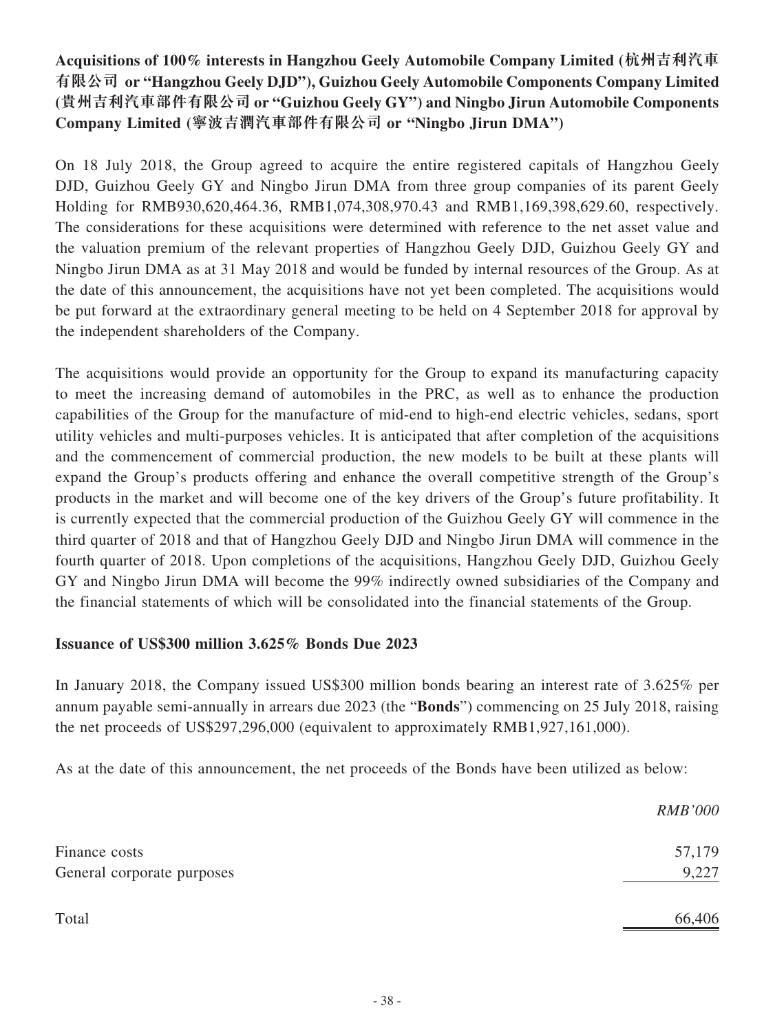**Acquisitions of 100% interests in Hangzhou Geely Automobile Company Limited (杭州吉利汽車有限公司 or "Hangzhou Geely DJD"), Guizhou Geely Automobile Components Company Limited (貴州吉利汽車部件有限公司 or "Guizhou Geely GY") and Ningbo Jirun Automobile Components Company Limited (寧波吉潤汽車部件有限公司 or "Ningbo Jirun DMA")**

On 18 July 2018, the Group agreed to acquire the entire registered capitals of Hangzhou Geely DJD, Guizhou Geely GY and Ningbo Jirun DMA from three group companies of its parent Geely Holding for RMB930,620,464.36, RMB1,074,308,970.43 and RMB1,169,398,629.60, respectively. The considerations for these acquisitions were determined with reference to the net asset value and the valuation premium of the relevant properties of Hangzhou Geely DJD, Guizhou Geely GY and Ningbo Jirun DMA as at 31 May 2018 and would be funded by internal resources of the Group. As at the date of this announcement, the acquisitions have not yet been completed. The acquisitions would be put forward at the extraordinary general meeting to be held on 4 September 2018 for approval by the independent shareholders of the Company.

The acquisitions would provide an opportunity for the Group to expand its manufacturing capacity to meet the increasing demand of automobiles in the PRC, as well as to enhance the production capabilities of the Group for the manufacture of mid-end to high-end electric vehicles, sedans, sport utility vehicles and multi-purposes vehicles. It is anticipated that after completion of the acquisitions and the commencement of commercial production, the new models to be built at these plants will expand the Group's products offering and enhance the overall competitive strength of the Group's products in the market and will become one of the key drivers of the Group's future profitability. It is currently expected that the commercial production of the Guizhou Geely GY will commence in the third quarter of 2018 and that of Hangzhou Geely DJD and Ningbo Jirun DMA will commence in the fourth quarter of 2018. Upon completions of the acquisitions, Hangzhou Geely DJD, Guizhou Geely GY and Ningbo Jirun DMA will become the 99% indirectly owned subsidiaries of the Company and the financial statements of which will be consolidated into the financial statements of the Group.

**Issuance of US$300 million 3.625% Bonds Due 2023**

In January 2018, the Company issued US$300 million bonds bearing an interest rate of 3.625% per annum payable semi-annually in arrears due 2023 (the "**Bonds**") commencing on 25 July 2018, raising the net proceeds of US$297,296,000 (equivalent to approximately RMB1,927,161,000).

As at the date of this announcement, the net proceeds of the Bonds have been utilized as below:

| | *RMB'000* |
|---|---|
| Finance costs | 57,179 |
| General corporate purposes | 9,227 |
| Total | 66,406 |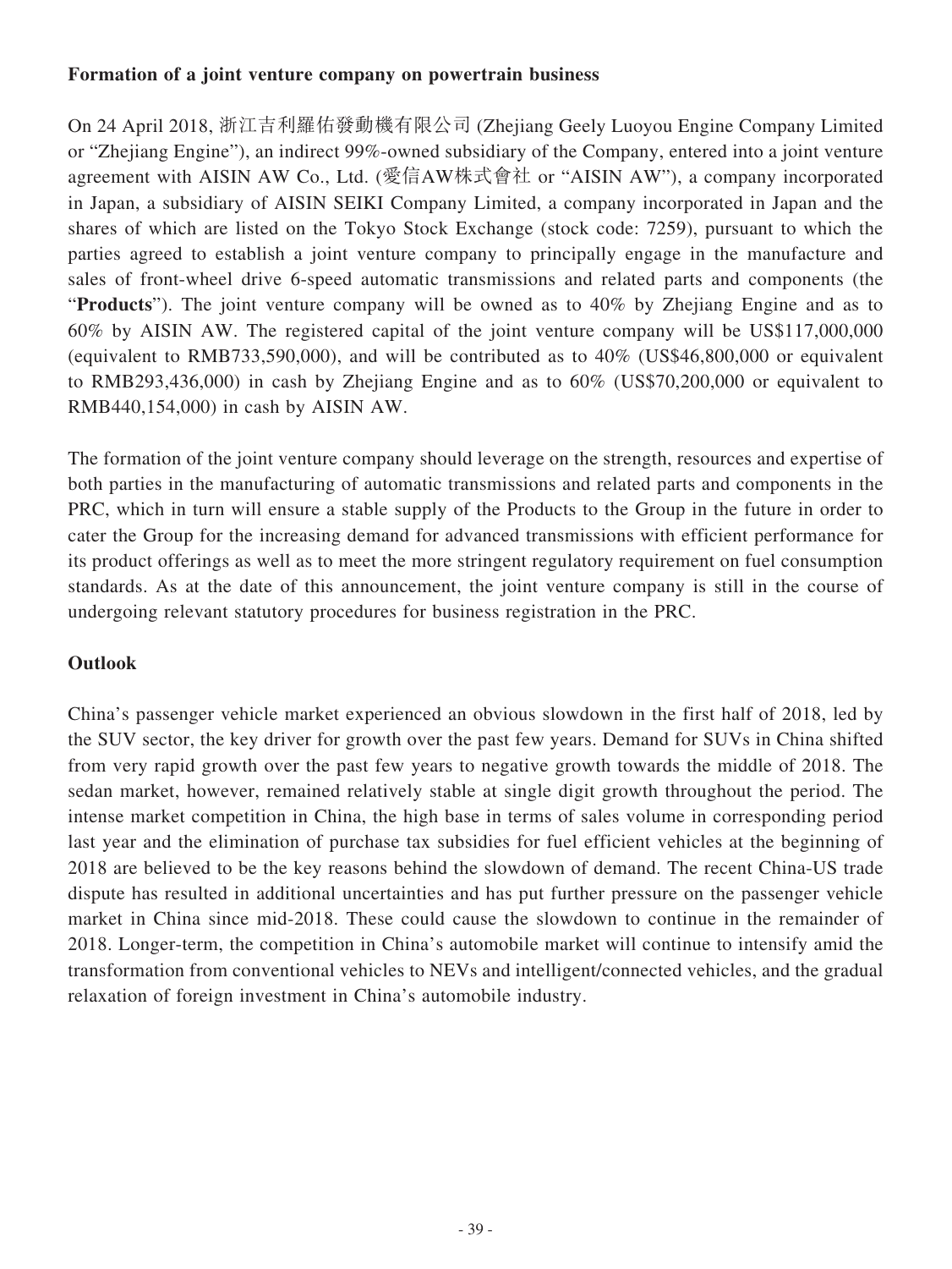**Formation of a joint venture company on powertrain business**

On 24 April 2018, 浙江吉利羅佑發動機有限公司 (Zhejiang Geely Luoyou Engine Company Limited or "Zhejiang Engine"), an indirect 99%-owned subsidiary of the Company, entered into a joint venture agreement with AISIN AW Co., Ltd. (愛信AW株式會社 or "AISIN AW"), a company incorporated in Japan, a subsidiary of AISIN SEIKI Company Limited, a company incorporated in Japan and the shares of which are listed on the Tokyo Stock Exchange (stock code: 7259), pursuant to which the parties agreed to establish a joint venture company to principally engage in the manufacture and sales of front-wheel drive 6-speed automatic transmissions and related parts and components (the "**Products**"). The joint venture company will be owned as to 40% by Zhejiang Engine and as to 60% by AISIN AW. The registered capital of the joint venture company will be US$117,000,000 (equivalent to RMB733,590,000), and will be contributed as to 40% (US$46,800,000 or equivalent to RMB293,436,000) in cash by Zhejiang Engine and as to 60% (US$70,200,000 or equivalent to RMB440,154,000) in cash by AISIN AW.

The formation of the joint venture company should leverage on the strength, resources and expertise of both parties in the manufacturing of automatic transmissions and related parts and components in the PRC, which in turn will ensure a stable supply of the Products to the Group in the future in order to cater the Group for the increasing demand for advanced transmissions with efficient performance for its product offerings as well as to meet the more stringent regulatory requirement on fuel consumption standards. As at the date of this announcement, the joint venture company is still in the course of undergoing relevant statutory procedures for business registration in the PRC.

**Outlook**

China's passenger vehicle market experienced an obvious slowdown in the first half of 2018, led by the SUV sector, the key driver for growth over the past few years. Demand for SUVs in China shifted from very rapid growth over the past few years to negative growth towards the middle of 2018. The sedan market, however, remained relatively stable at single digit growth throughout the period. The intense market competition in China, the high base in terms of sales volume in corresponding period last year and the elimination of purchase tax subsidies for fuel efficient vehicles at the beginning of 2018 are believed to be the key reasons behind the slowdown of demand. The recent China-US trade dispute has resulted in additional uncertainties and has put further pressure on the passenger vehicle market in China since mid-2018. These could cause the slowdown to continue in the remainder of 2018. Longer-term, the competition in China's automobile market will continue to intensify amid the transformation from conventional vehicles to NEVs and intelligent/connected vehicles, and the gradual relaxation of foreign investment in China's automobile industry.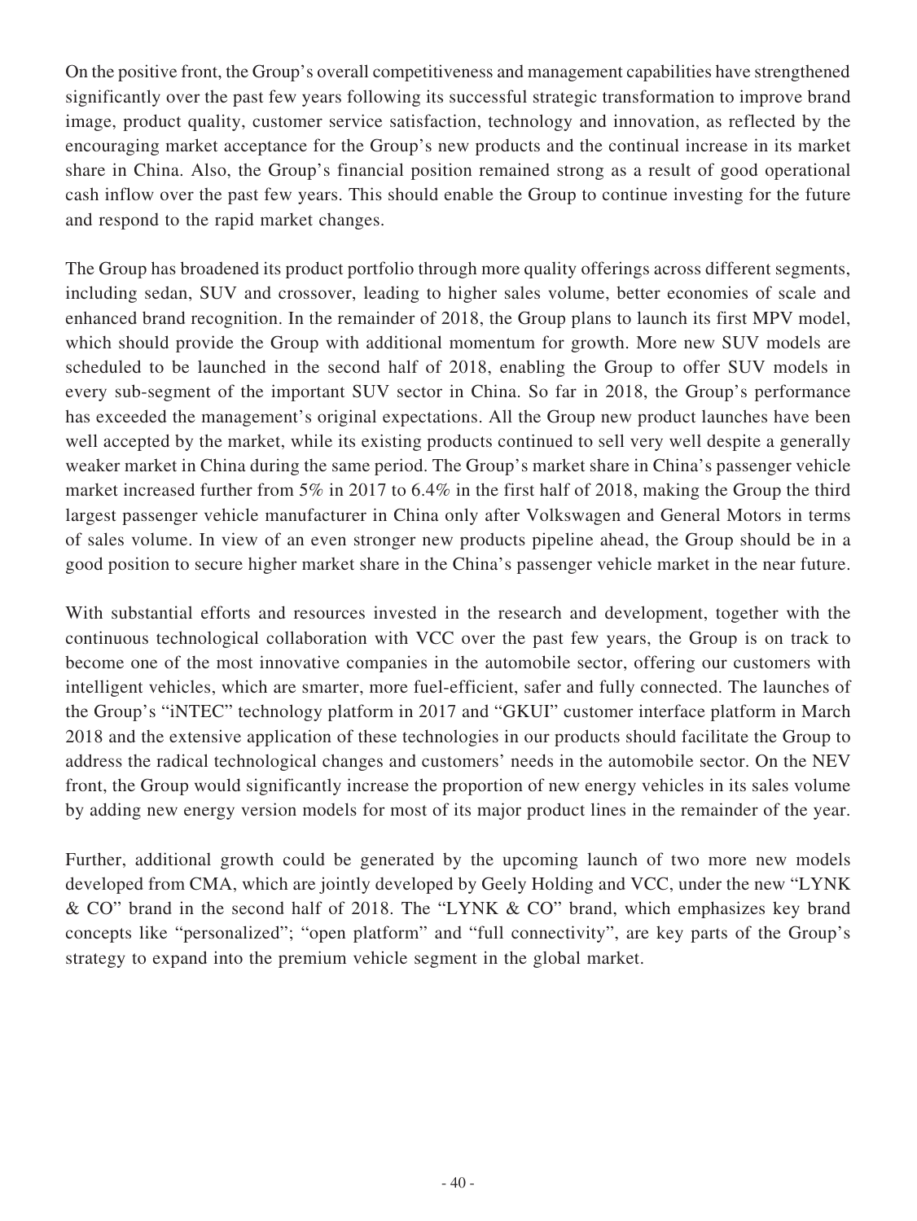On the positive front, the Group's overall competitiveness and management capabilities have strengthened significantly over the past few years following its successful strategic transformation to improve brand image, product quality, customer service satisfaction, technology and innovation, as reflected by the encouraging market acceptance for the Group's new products and the continual increase in its market share in China. Also, the Group's financial position remained strong as a result of good operational cash inflow over the past few years. This should enable the Group to continue investing for the future and respond to the rapid market changes.

The Group has broadened its product portfolio through more quality offerings across different segments, including sedan, SUV and crossover, leading to higher sales volume, better economies of scale and enhanced brand recognition. In the remainder of 2018, the Group plans to launch its first MPV model, which should provide the Group with additional momentum for growth. More new SUV models are scheduled to be launched in the second half of 2018, enabling the Group to offer SUV models in every sub-segment of the important SUV sector in China. So far in 2018, the Group's performance has exceeded the management's original expectations. All the Group new product launches have been well accepted by the market, while its existing products continued to sell very well despite a generally weaker market in China during the same period. The Group's market share in China's passenger vehicle market increased further from 5% in 2017 to 6.4% in the first half of 2018, making the Group the third largest passenger vehicle manufacturer in China only after Volkswagen and General Motors in terms of sales volume. In view of an even stronger new products pipeline ahead, the Group should be in a good position to secure higher market share in the China's passenger vehicle market in the near future.

With substantial efforts and resources invested in the research and development, together with the continuous technological collaboration with VCC over the past few years, the Group is on track to become one of the most innovative companies in the automobile sector, offering our customers with intelligent vehicles, which are smarter, more fuel-efficient, safer and fully connected. The launches of the Group's "iNTEC" technology platform in 2017 and "GKUI" customer interface platform in March 2018 and the extensive application of these technologies in our products should facilitate the Group to address the radical technological changes and customers' needs in the automobile sector. On the NEV front, the Group would significantly increase the proportion of new energy vehicles in its sales volume by adding new energy version models for most of its major product lines in the remainder of the year.

Further, additional growth could be generated by the upcoming launch of two more new models developed from CMA, which are jointly developed by Geely Holding and VCC, under the new "LYNK & CO" brand in the second half of 2018. The "LYNK & CO" brand, which emphasizes key brand concepts like "personalized"; "open platform" and "full connectivity", are key parts of the Group's strategy to expand into the premium vehicle segment in the global market.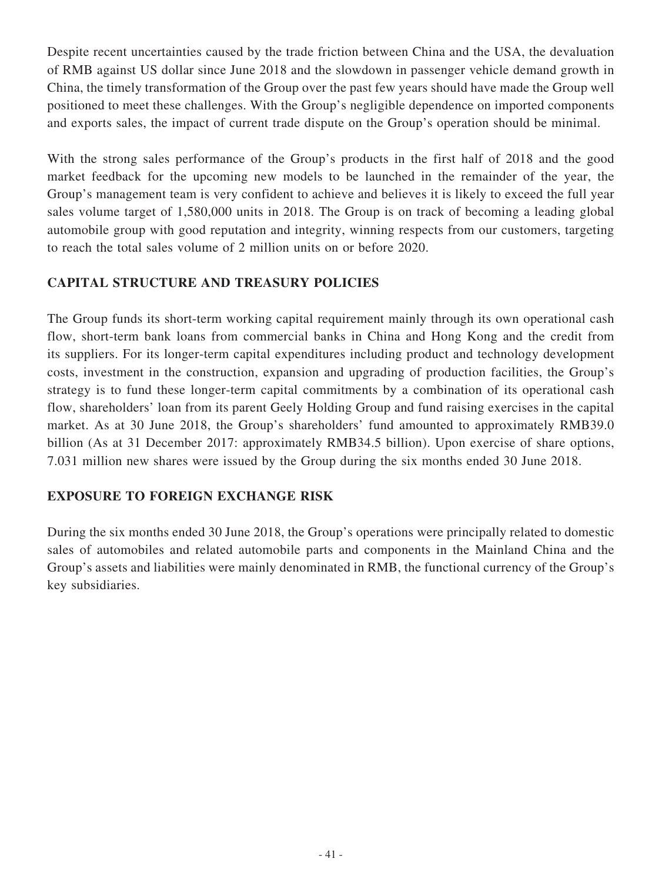Despite recent uncertainties caused by the trade friction between China and the USA, the devaluation of RMB against US dollar since June 2018 and the slowdown in passenger vehicle demand growth in China, the timely transformation of the Group over the past few years should have made the Group well positioned to meet these challenges. With the Group's negligible dependence on imported components and exports sales, the impact of current trade dispute on the Group's operation should be minimal.

With the strong sales performance of the Group's products in the first half of 2018 and the good market feedback for the upcoming new models to be launched in the remainder of the year, the Group's management team is very confident to achieve and believes it is likely to exceed the full year sales volume target of 1,580,000 units in 2018. The Group is on track of becoming a leading global automobile group with good reputation and integrity, winning respects from our customers, targeting to reach the total sales volume of 2 million units on or before 2020.

## CAPITAL STRUCTURE AND TREASURY POLICIES

The Group funds its short-term working capital requirement mainly through its own operational cash flow, short-term bank loans from commercial banks in China and Hong Kong and the credit from its suppliers. For its longer-term capital expenditures including product and technology development costs, investment in the construction, expansion and upgrading of production facilities, the Group's strategy is to fund these longer-term capital commitments by a combination of its operational cash flow, shareholders' loan from its parent Geely Holding Group and fund raising exercises in the capital market. As at 30 June 2018, the Group's shareholders' fund amounted to approximately RMB39.0 billion (As at 31 December 2017: approximately RMB34.5 billion). Upon exercise of share options, 7.031 million new shares were issued by the Group during the six months ended 30 June 2018.

## EXPOSURE TO FOREIGN EXCHANGE RISK

During the six months ended 30 June 2018, the Group's operations were principally related to domestic sales of automobiles and related automobile parts and components in the Mainland China and the Group's assets and liabilities were mainly denominated in RMB, the functional currency of the Group's key subsidiaries.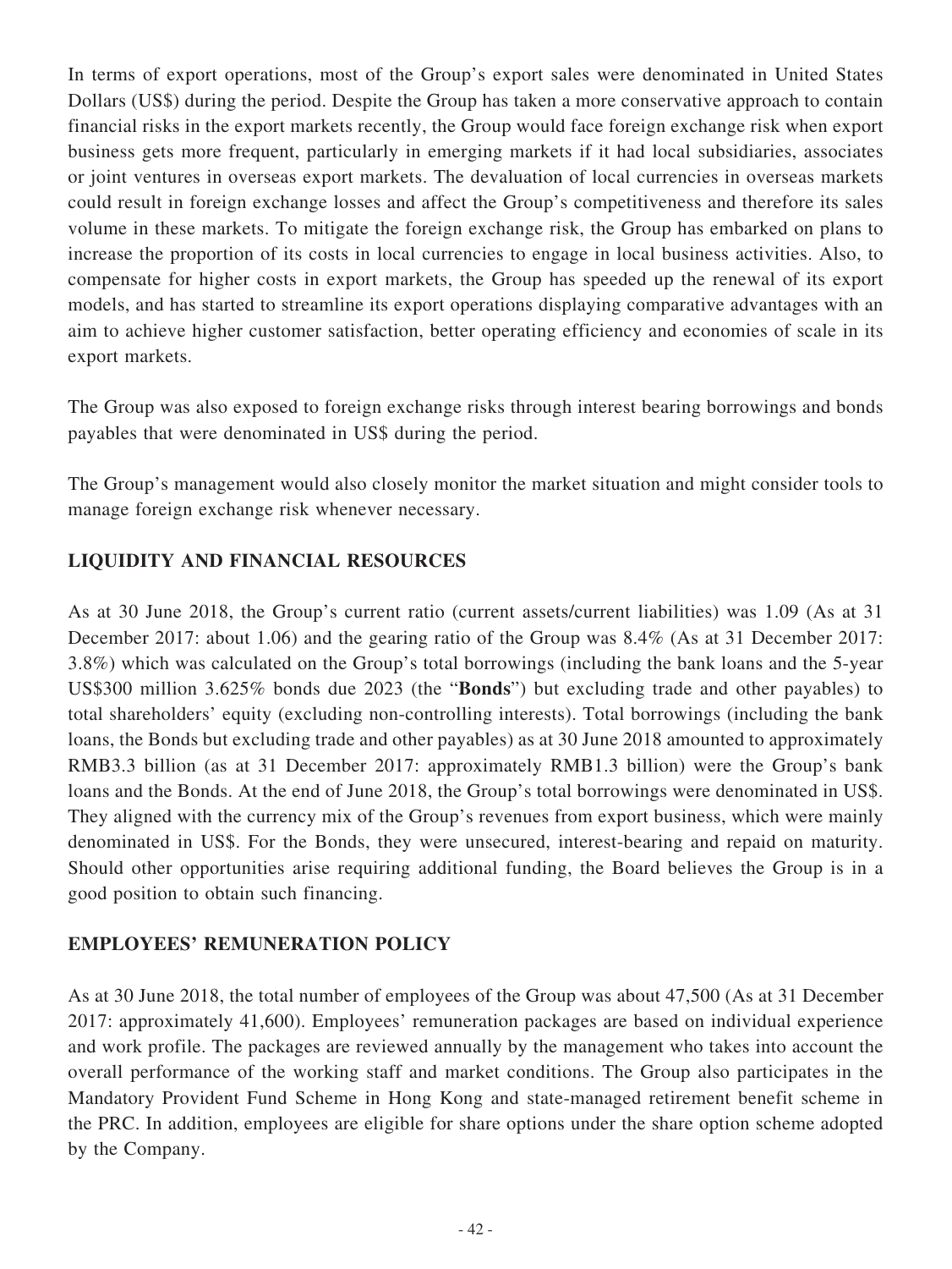In terms of export operations, most of the Group's export sales were denominated in United States Dollars (US$) during the period. Despite the Group has taken a more conservative approach to contain financial risks in the export markets recently, the Group would face foreign exchange risk when export business gets more frequent, particularly in emerging markets if it had local subsidiaries, associates or joint ventures in overseas export markets. The devaluation of local currencies in overseas markets could result in foreign exchange losses and affect the Group's competitiveness and therefore its sales volume in these markets. To mitigate the foreign exchange risk, the Group has embarked on plans to increase the proportion of its costs in local currencies to engage in local business activities. Also, to compensate for higher costs in export markets, the Group has speeded up the renewal of its export models, and has started to streamline its export operations displaying comparative advantages with an aim to achieve higher customer satisfaction, better operating efficiency and economies of scale in its export markets.

The Group was also exposed to foreign exchange risks through interest bearing borrowings and bonds payables that were denominated in US$ during the period.

The Group's management would also closely monitor the market situation and might consider tools to manage foreign exchange risk whenever necessary.

## LIQUIDITY AND FINANCIAL RESOURCES

As at 30 June 2018, the Group's current ratio (current assets/current liabilities) was 1.09 (As at 31 December 2017: about 1.06) and the gearing ratio of the Group was 8.4% (As at 31 December 2017: 3.8%) which was calculated on the Group's total borrowings (including the bank loans and the 5-year US$300 million 3.625% bonds due 2023 (the "**Bonds**") but excluding trade and other payables) to total shareholders' equity (excluding non-controlling interests). Total borrowings (including the bank loans, the Bonds but excluding trade and other payables) as at 30 June 2018 amounted to approximately RMB3.3 billion (as at 31 December 2017: approximately RMB1.3 billion) were the Group's bank loans and the Bonds. At the end of June 2018, the Group's total borrowings were denominated in US$. They aligned with the currency mix of the Group's revenues from export business, which were mainly denominated in US$. For the Bonds, they were unsecured, interest-bearing and repaid on maturity. Should other opportunities arise requiring additional funding, the Board believes the Group is in a good position to obtain such financing.

## EMPLOYEES' REMUNERATION POLICY

As at 30 June 2018, the total number of employees of the Group was about 47,500 (As at 31 December 2017: approximately 41,600). Employees' remuneration packages are based on individual experience and work profile. The packages are reviewed annually by the management who takes into account the overall performance of the working staff and market conditions. The Group also participates in the Mandatory Provident Fund Scheme in Hong Kong and state-managed retirement benefit scheme in the PRC. In addition, employees are eligible for share options under the share option scheme adopted by the Company.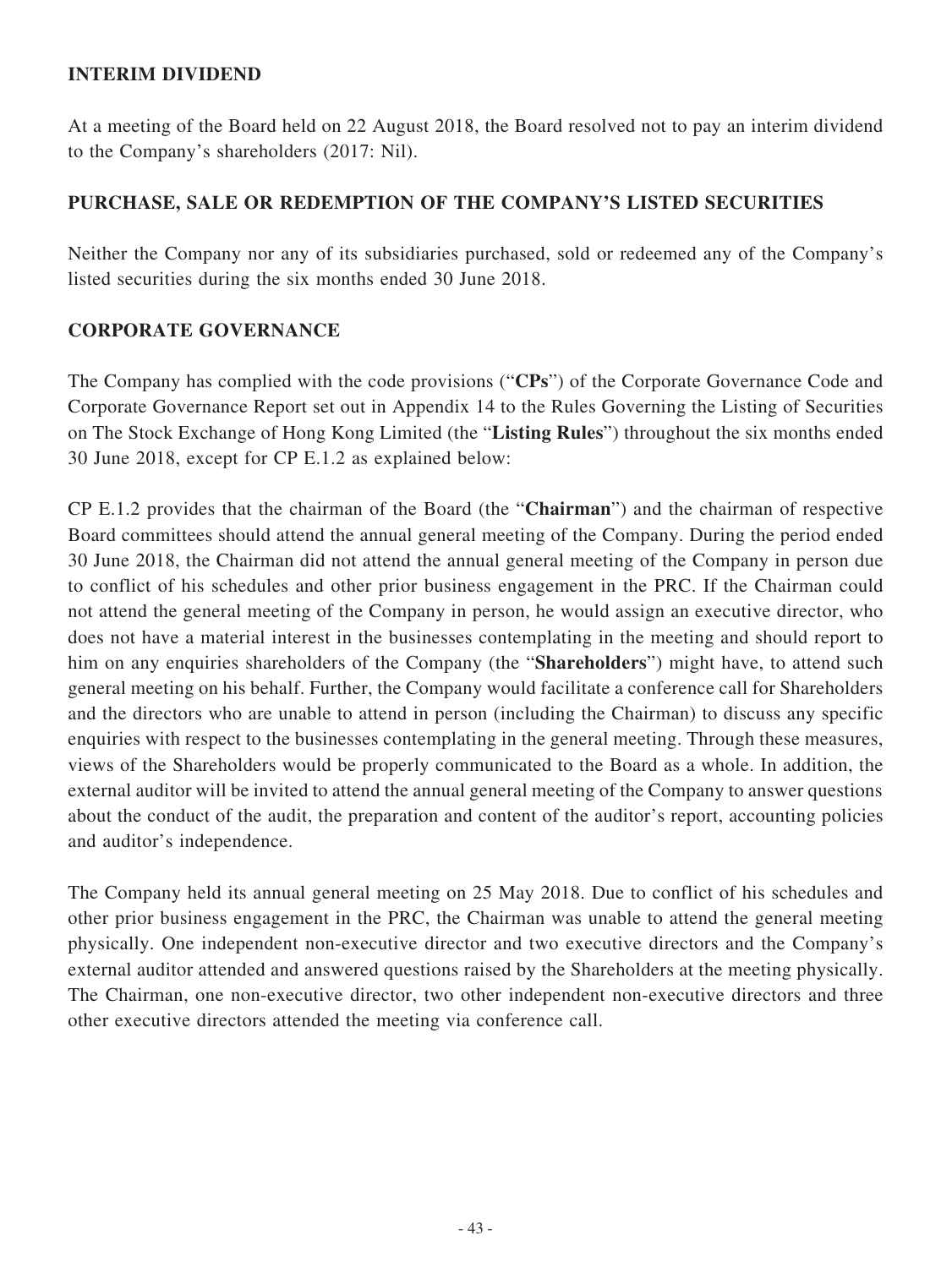## INTERIM DIVIDEND

At a meeting of the Board held on 22 August 2018, the Board resolved not to pay an interim dividend to the Company's shareholders (2017: Nil).

## PURCHASE, SALE OR REDEMPTION OF THE COMPANY'S LISTED SECURITIES

Neither the Company nor any of its subsidiaries purchased, sold or redeemed any of the Company's listed securities during the six months ended 30 June 2018.

## CORPORATE GOVERNANCE

The Company has complied with the code provisions ("**CPs**") of the Corporate Governance Code and Corporate Governance Report set out in Appendix 14 to the Rules Governing the Listing of Securities on The Stock Exchange of Hong Kong Limited (the "**Listing Rules**") throughout the six months ended 30 June 2018, except for CP E.1.2 as explained below:

CP E.1.2 provides that the chairman of the Board (the "**Chairman**") and the chairman of respective Board committees should attend the annual general meeting of the Company. During the period ended 30 June 2018, the Chairman did not attend the annual general meeting of the Company in person due to conflict of his schedules and other prior business engagement in the PRC. If the Chairman could not attend the general meeting of the Company in person, he would assign an executive director, who does not have a material interest in the businesses contemplating in the meeting and should report to him on any enquiries shareholders of the Company (the "**Shareholders**") might have, to attend such general meeting on his behalf. Further, the Company would facilitate a conference call for Shareholders and the directors who are unable to attend in person (including the Chairman) to discuss any specific enquiries with respect to the businesses contemplating in the general meeting. Through these measures, views of the Shareholders would be properly communicated to the Board as a whole. In addition, the external auditor will be invited to attend the annual general meeting of the Company to answer questions about the conduct of the audit, the preparation and content of the auditor's report, accounting policies and auditor's independence.

The Company held its annual general meeting on 25 May 2018. Due to conflict of his schedules and other prior business engagement in the PRC, the Chairman was unable to attend the general meeting physically. One independent non-executive director and two executive directors and the Company's external auditor attended and answered questions raised by the Shareholders at the meeting physically. The Chairman, one non-executive director, two other independent non-executive directors and three other executive directors attended the meeting via conference call.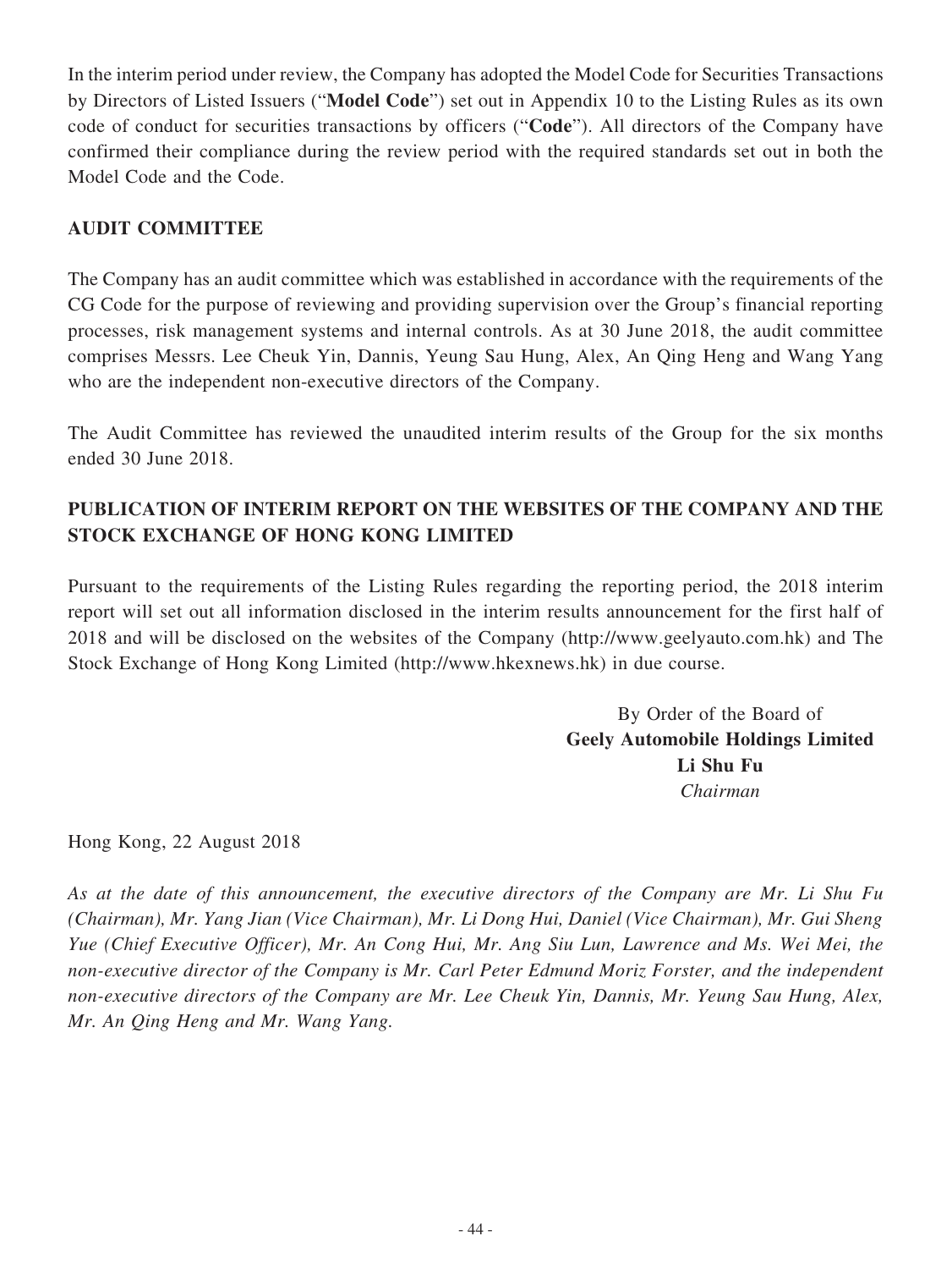In the interim period under review, the Company has adopted the Model Code for Securities Transactions by Directors of Listed Issuers ("**Model Code**") set out in Appendix 10 to the Listing Rules as its own code of conduct for securities transactions by officers ("**Code**"). All directors of the Company have confirmed their compliance during the review period with the required standards set out in both the Model Code and the Code.

## AUDIT COMMITTEE

The Company has an audit committee which was established in accordance with the requirements of the CG Code for the purpose of reviewing and providing supervision over the Group's financial reporting processes, risk management systems and internal controls. As at 30 June 2018, the audit committee comprises Messrs. Lee Cheuk Yin, Dannis, Yeung Sau Hung, Alex, An Qing Heng and Wang Yang who are the independent non-executive directors of the Company.

The Audit Committee has reviewed the unaudited interim results of the Group for the six months ended 30 June 2018.

## PUBLICATION OF INTERIM REPORT ON THE WEBSITES OF THE COMPANY AND THE STOCK EXCHANGE OF HONG KONG LIMITED

Pursuant to the requirements of the Listing Rules regarding the reporting period, the 2018 interim report will set out all information disclosed in the interim results announcement for the first half of 2018 and will be disclosed on the websites of the Company (http://www.geelyauto.com.hk) and The Stock Exchange of Hong Kong Limited (http://www.hkexnews.hk) in due course.

By Order of the Board of
**Geely Automobile Holdings Limited**
**Li Shu Fu**
*Chairman*

Hong Kong, 22 August 2018

*As at the date of this announcement, the executive directors of the Company are Mr. Li Shu Fu (Chairman), Mr. Yang Jian (Vice Chairman), Mr. Li Dong Hui, Daniel (Vice Chairman), Mr. Gui Sheng Yue (Chief Executive Officer), Mr. An Cong Hui, Mr. Ang Siu Lun, Lawrence and Ms. Wei Mei, the non-executive director of the Company is Mr. Carl Peter Edmund Moriz Forster, and the independent non-executive directors of the Company are Mr. Lee Cheuk Yin, Dannis, Mr. Yeung Sau Hung, Alex, Mr. An Qing Heng and Mr. Wang Yang.*